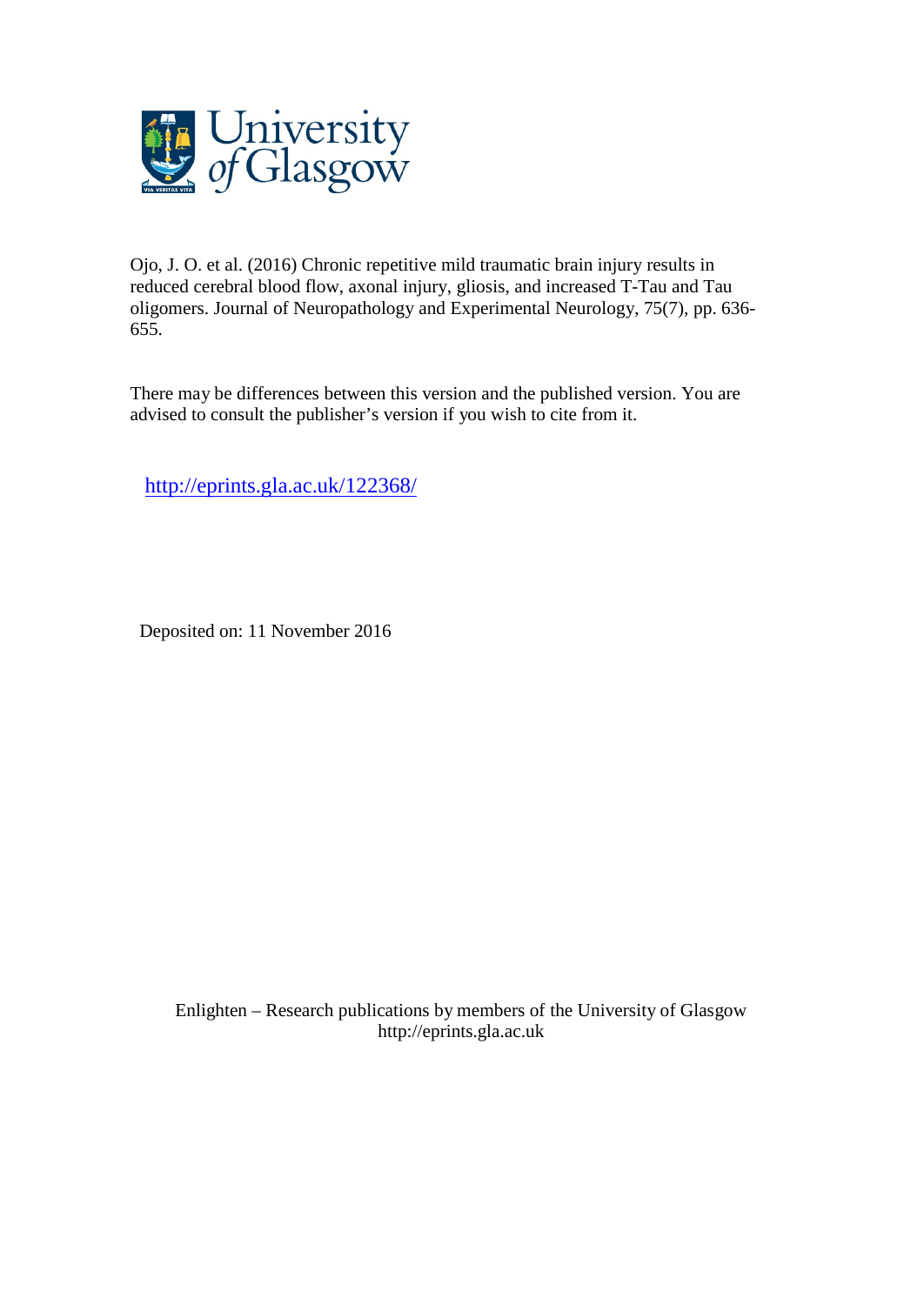Ojo, J. O. et al. (2016) Chronic repetitive mild traumatic brain injury results in reduced cerebral blood flow, axonal injury, gliosis, and increased T-Tau and Tau oligomers. Journal of Neuropathology and Experimental Neurology, 75(7), pp. 636-655.

There may be differences between this version and the published version. You are advised to consult the publisher's version if you wish to cite from it.

http://eprints.gla.ac.uk/122368/

Deposited on: 11 November 2016

Enlighten – Research publications by members of the University of Glasgow
http://eprints.gla.ac.uk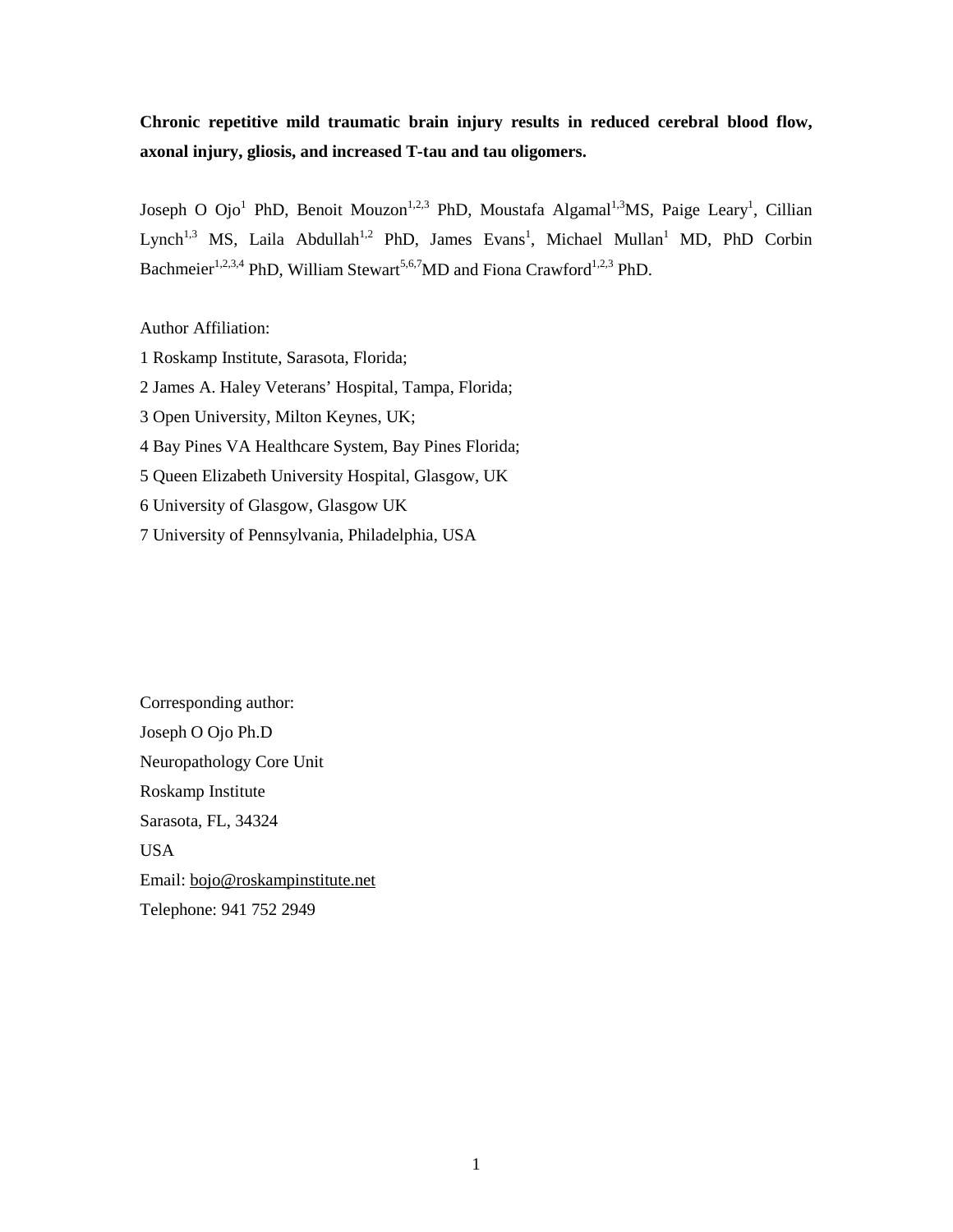**Chronic repetitive mild traumatic brain injury results in reduced cerebral blood flow, axonal injury, gliosis, and increased T-tau and tau oligomers.**

Joseph O Ojo[1] PhD, Benoit Mouzon[1,2,3] PhD, Moustafa Algamal[1,3]MS, Paige Leary[1], Cillian Lynch[1,3] MS, Laila Abdullah[1,2] PhD, James Evans[1], Michael Mullan[1] MD, PhD Corbin Bachmeier[1,2,3,4] PhD, William Stewart[5,6,7]MD and Fiona Crawford[1,2,3] PhD.

Author Affiliation:

1 Roskamp Institute, Sarasota, Florida;

2 James A. Haley Veterans' Hospital, Tampa, Florida;

3 Open University, Milton Keynes, UK;

4 Bay Pines VA Healthcare System, Bay Pines Florida;

5 Queen Elizabeth University Hospital, Glasgow, UK

6 University of Glasgow, Glasgow UK

7 University of Pennsylvania, Philadelphia, USA

Corresponding author:

Joseph O Ojo Ph.D

Neuropathology Core Unit

Roskamp Institute

Sarasota, FL, 34324

USA

Email: bojo@roskampinstitute.net

Telephone: 941 752 2949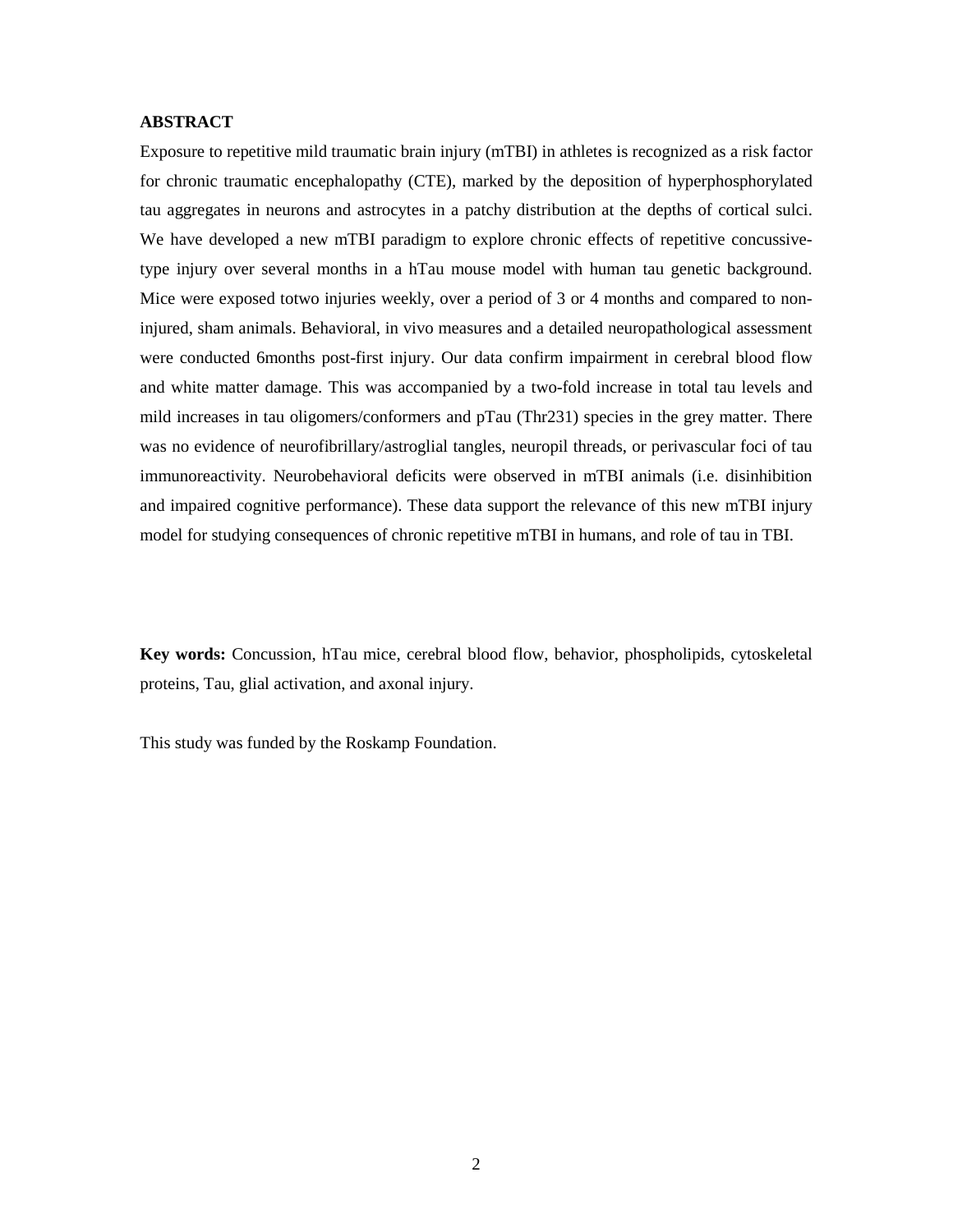## ABSTRACT

Exposure to repetitive mild traumatic brain injury (mTBI) in athletes is recognized as a risk factor for chronic traumatic encephalopathy (CTE), marked by the deposition of hyperphosphorylated tau aggregates in neurons and astrocytes in a patchy distribution at the depths of cortical sulci. We have developed a new mTBI paradigm to explore chronic effects of repetitive concussive-type injury over several months in a hTau mouse model with human tau genetic background. Mice were exposed totwo injuries weekly, over a period of 3 or 4 months and compared to non-injured, sham animals. Behavioral, in vivo measures and a detailed neuropathological assessment were conducted 6months post-first injury. Our data confirm impairment in cerebral blood flow and white matter damage. This was accompanied by a two-fold increase in total tau levels and mild increases in tau oligomers/conformers and pTau (Thr231) species in the grey matter. There was no evidence of neurofibrillary/astroglial tangles, neuropil threads, or perivascular foci of tau immunoreactivity. Neurobehavioral deficits were observed in mTBI animals (i.e. disinhibition and impaired cognitive performance). These data support the relevance of this new mTBI injury model for studying consequences of chronic repetitive mTBI in humans, and role of tau in TBI.

**Key words:** Concussion, hTau mice, cerebral blood flow, behavior, phospholipids, cytoskeletal proteins, Tau, glial activation, and axonal injury.

This study was funded by the Roskamp Foundation.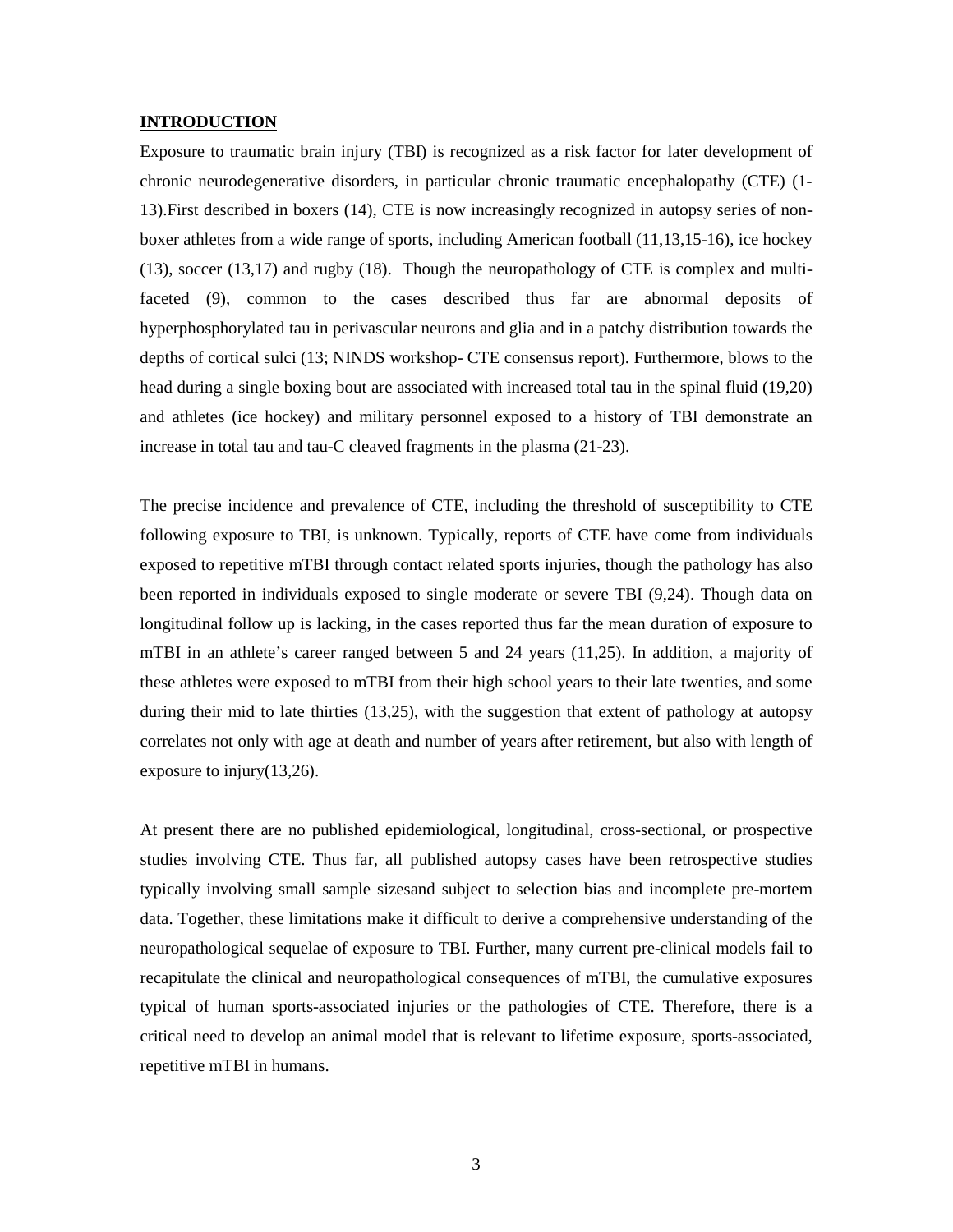## INTRODUCTION

Exposure to traumatic brain injury (TBI) is recognized as a risk factor for later development of chronic neurodegenerative disorders, in particular chronic traumatic encephalopathy (CTE) (1-13).First described in boxers (14), CTE is now increasingly recognized in autopsy series of non-boxer athletes from a wide range of sports, including American football (11,13,15-16), ice hockey (13), soccer (13,17) and rugby (18). Though the neuropathology of CTE is complex and multi-faceted (9), common to the cases described thus far are abnormal deposits of hyperphosphorylated tau in perivascular neurons and glia and in a patchy distribution towards the depths of cortical sulci (13; NINDS workshop- CTE consensus report). Furthermore, blows to the head during a single boxing bout are associated with increased total tau in the spinal fluid (19,20) and athletes (ice hockey) and military personnel exposed to a history of TBI demonstrate an increase in total tau and tau-C cleaved fragments in the plasma (21-23).

The precise incidence and prevalence of CTE, including the threshold of susceptibility to CTE following exposure to TBI, is unknown. Typically, reports of CTE have come from individuals exposed to repetitive mTBI through contact related sports injuries, though the pathology has also been reported in individuals exposed to single moderate or severe TBI (9,24). Though data on longitudinal follow up is lacking, in the cases reported thus far the mean duration of exposure to mTBI in an athlete's career ranged between 5 and 24 years (11,25). In addition, a majority of these athletes were exposed to mTBI from their high school years to their late twenties, and some during their mid to late thirties (13,25), with the suggestion that extent of pathology at autopsy correlates not only with age at death and number of years after retirement, but also with length of exposure to injury(13,26).

At present there are no published epidemiological, longitudinal, cross-sectional, or prospective studies involving CTE. Thus far, all published autopsy cases have been retrospective studies typically involving small sample sizesand subject to selection bias and incomplete pre-mortem data. Together, these limitations make it difficult to derive a comprehensive understanding of the neuropathological sequelae of exposure to TBI. Further, many current pre-clinical models fail to recapitulate the clinical and neuropathological consequences of mTBI, the cumulative exposures typical of human sports-associated injuries or the pathologies of CTE. Therefore, there is a critical need to develop an animal model that is relevant to lifetime exposure, sports-associated, repetitive mTBI in humans.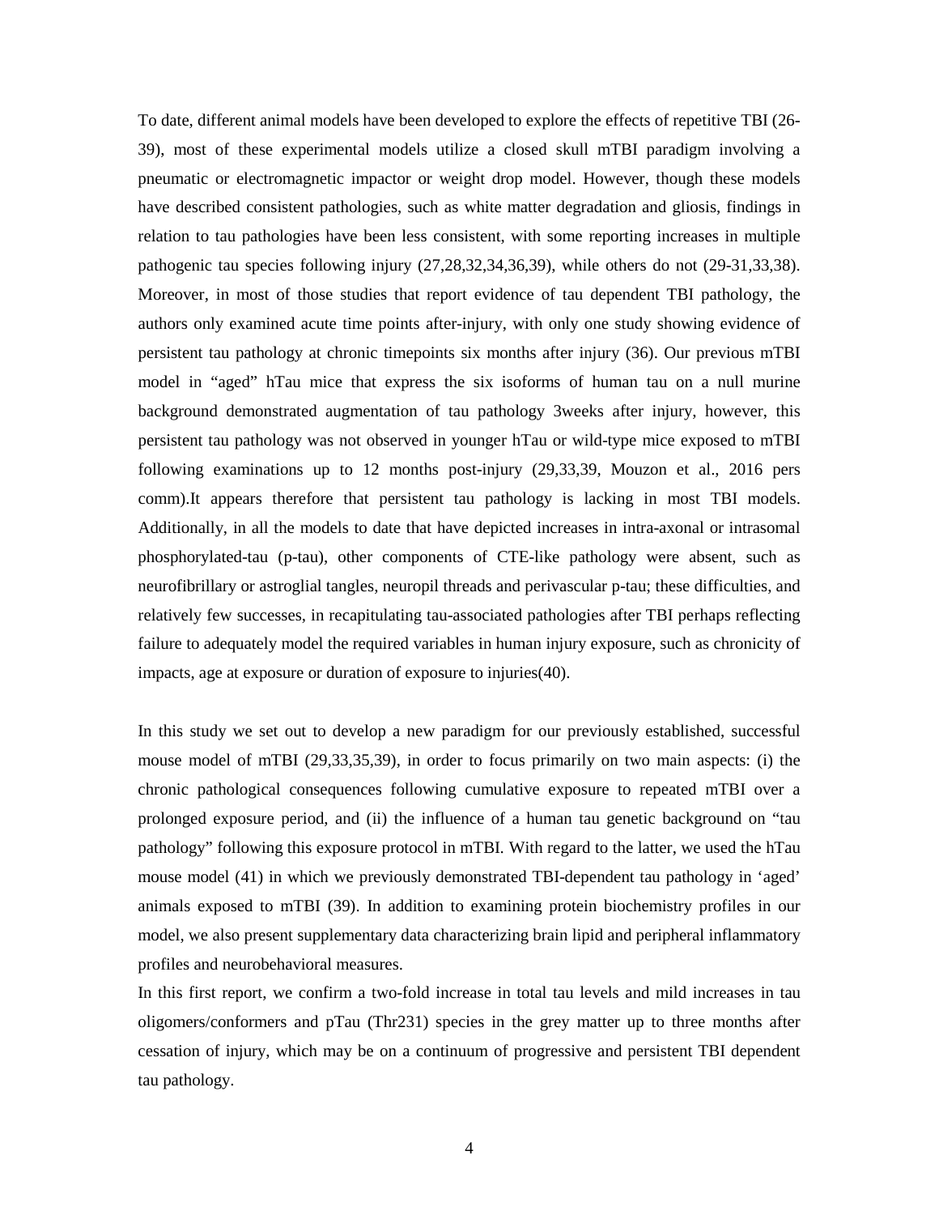To date, different animal models have been developed to explore the effects of repetitive TBI (26-39), most of these experimental models utilize a closed skull mTBI paradigm involving a pneumatic or electromagnetic impactor or weight drop model. However, though these models have described consistent pathologies, such as white matter degradation and gliosis, findings in relation to tau pathologies have been less consistent, with some reporting increases in multiple pathogenic tau species following injury (27,28,32,34,36,39), while others do not (29-31,33,38). Moreover, in most of those studies that report evidence of tau dependent TBI pathology, the authors only examined acute time points after-injury, with only one study showing evidence of persistent tau pathology at chronic timepoints six months after injury (36). Our previous mTBI model in "aged" hTau mice that express the six isoforms of human tau on a null murine background demonstrated augmentation of tau pathology 3weeks after injury, however, this persistent tau pathology was not observed in younger hTau or wild-type mice exposed to mTBI following examinations up to 12 months post-injury (29,33,39, Mouzon et al., 2016 pers comm).It appears therefore that persistent tau pathology is lacking in most TBI models. Additionally, in all the models to date that have depicted increases in intra-axonal or intrasomal phosphorylated-tau (p-tau), other components of CTE-like pathology were absent, such as neurofibrillary or astroglial tangles, neuropil threads and perivascular p-tau; these difficulties, and relatively few successes, in recapitulating tau-associated pathologies after TBI perhaps reflecting failure to adequately model the required variables in human injury exposure, such as chronicity of impacts, age at exposure or duration of exposure to injuries(40).

In this study we set out to develop a new paradigm for our previously established, successful mouse model of mTBI (29,33,35,39), in order to focus primarily on two main aspects: (i) the chronic pathological consequences following cumulative exposure to repeated mTBI over a prolonged exposure period, and (ii) the influence of a human tau genetic background on "tau pathology" following this exposure protocol in mTBI. With regard to the latter, we used the hTau mouse model (41) in which we previously demonstrated TBI-dependent tau pathology in 'aged' animals exposed to mTBI (39). In addition to examining protein biochemistry profiles in our model, we also present supplementary data characterizing brain lipid and peripheral inflammatory profiles and neurobehavioral measures.

In this first report, we confirm a two-fold increase in total tau levels and mild increases in tau oligomers/conformers and pTau (Thr231) species in the grey matter up to three months after cessation of injury, which may be on a continuum of progressive and persistent TBI dependent tau pathology.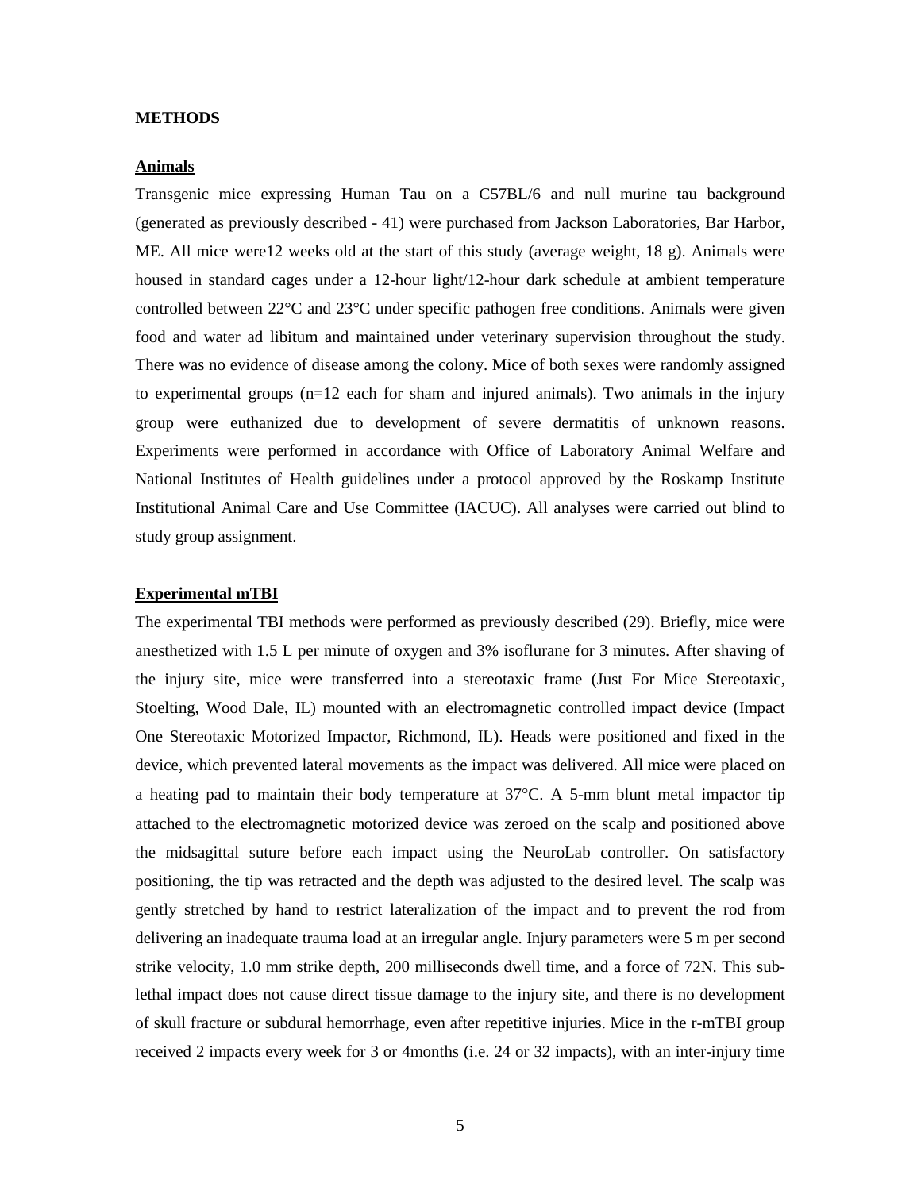## METHODS

### Animals

Transgenic mice expressing Human Tau on a C57BL/6 and null murine tau background (generated as previously described - 41) were purchased from Jackson Laboratories, Bar Harbor, ME. All mice were12 weeks old at the start of this study (average weight, 18 g). Animals were housed in standard cages under a 12-hour light/12-hour dark schedule at ambient temperature controlled between 22°C and 23°C under specific pathogen free conditions. Animals were given food and water ad libitum and maintained under veterinary supervision throughout the study. There was no evidence of disease among the colony. Mice of both sexes were randomly assigned to experimental groups (n=12 each for sham and injured animals). Two animals in the injury group were euthanized due to development of severe dermatitis of unknown reasons. Experiments were performed in accordance with Office of Laboratory Animal Welfare and National Institutes of Health guidelines under a protocol approved by the Roskamp Institute Institutional Animal Care and Use Committee (IACUC). All analyses were carried out blind to study group assignment.

### Experimental mTBI

The experimental TBI methods were performed as previously described (29). Briefly, mice were anesthetized with 1.5 L per minute of oxygen and 3% isoflurane for 3 minutes. After shaving of the injury site, mice were transferred into a stereotaxic frame (Just For Mice Stereotaxic, Stoelting, Wood Dale, IL) mounted with an electromagnetic controlled impact device (Impact One Stereotaxic Motorized Impactor, Richmond, IL). Heads were positioned and fixed in the device, which prevented lateral movements as the impact was delivered. All mice were placed on a heating pad to maintain their body temperature at 37°C. A 5-mm blunt metal impactor tip attached to the electromagnetic motorized device was zeroed on the scalp and positioned above the midsagittal suture before each impact using the NeuroLab controller. On satisfactory positioning, the tip was retracted and the depth was adjusted to the desired level. The scalp was gently stretched by hand to restrict lateralization of the impact and to prevent the rod from delivering an inadequate trauma load at an irregular angle. Injury parameters were 5 m per second strike velocity, 1.0 mm strike depth, 200 milliseconds dwell time, and a force of 72N. This sub-lethal impact does not cause direct tissue damage to the injury site, and there is no development of skull fracture or subdural hemorrhage, even after repetitive injuries. Mice in the r-mTBI group received 2 impacts every week for 3 or 4months (i.e. 24 or 32 impacts), with an inter-injury time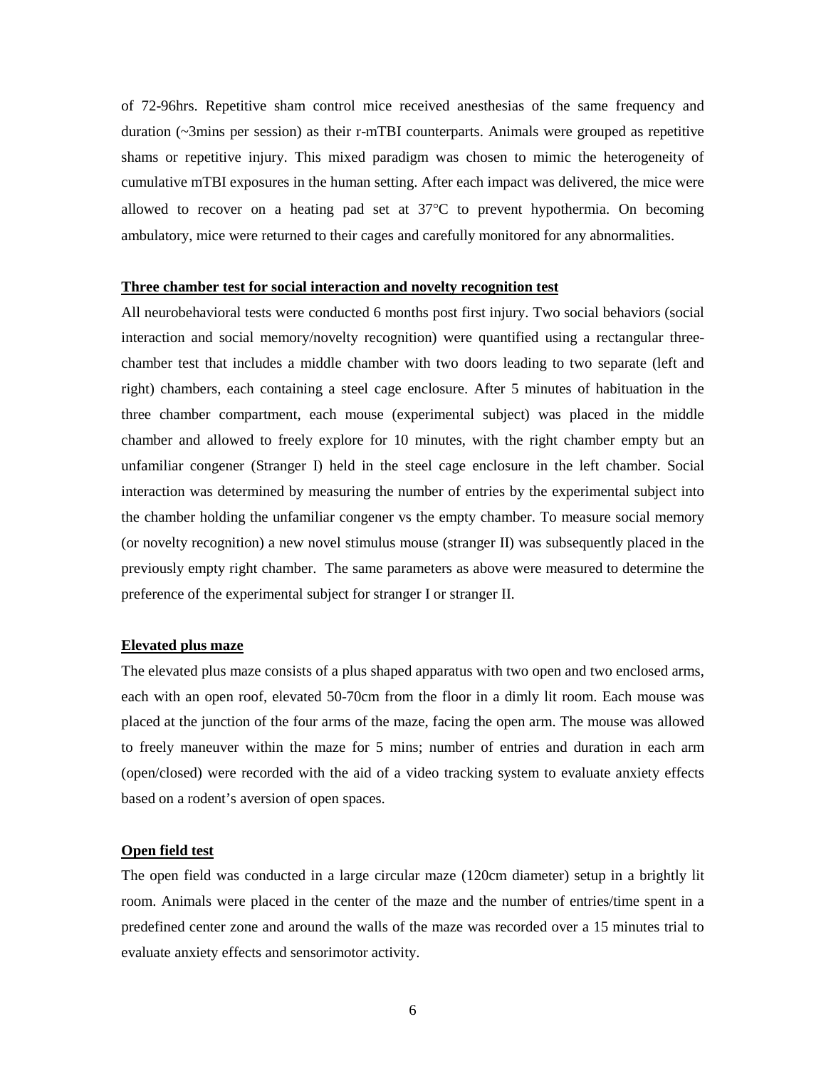of 72-96hrs. Repetitive sham control mice received anesthesias of the same frequency and duration (~3mins per session) as their r-mTBI counterparts. Animals were grouped as repetitive shams or repetitive injury. This mixed paradigm was chosen to mimic the heterogeneity of cumulative mTBI exposures in the human setting. After each impact was delivered, the mice were allowed to recover on a heating pad set at 37°C to prevent hypothermia. On becoming ambulatory, mice were returned to their cages and carefully monitored for any abnormalities.

**Three chamber test for social interaction and novelty recognition test**

All neurobehavioral tests were conducted 6 months post first injury. Two social behaviors (social interaction and social memory/novelty recognition) were quantified using a rectangular three-chamber test that includes a middle chamber with two doors leading to two separate (left and right) chambers, each containing a steel cage enclosure. After 5 minutes of habituation in the three chamber compartment, each mouse (experimental subject) was placed in the middle chamber and allowed to freely explore for 10 minutes, with the right chamber empty but an unfamiliar congener (Stranger I) held in the steel cage enclosure in the left chamber. Social interaction was determined by measuring the number of entries by the experimental subject into the chamber holding the unfamiliar congener vs the empty chamber. To measure social memory (or novelty recognition) a new novel stimulus mouse (stranger II) was subsequently placed in the previously empty right chamber. The same parameters as above were measured to determine the preference of the experimental subject for stranger I or stranger II.

**Elevated plus maze**

The elevated plus maze consists of a plus shaped apparatus with two open and two enclosed arms, each with an open roof, elevated 50-70cm from the floor in a dimly lit room. Each mouse was placed at the junction of the four arms of the maze, facing the open arm. The mouse was allowed to freely maneuver within the maze for 5 mins; number of entries and duration in each arm (open/closed) were recorded with the aid of a video tracking system to evaluate anxiety effects based on a rodent's aversion of open spaces.

**Open field test**

The open field was conducted in a large circular maze (120cm diameter) setup in a brightly lit room. Animals were placed in the center of the maze and the number of entries/time spent in a predefined center zone and around the walls of the maze was recorded over a 15 minutes trial to evaluate anxiety effects and sensorimotor activity.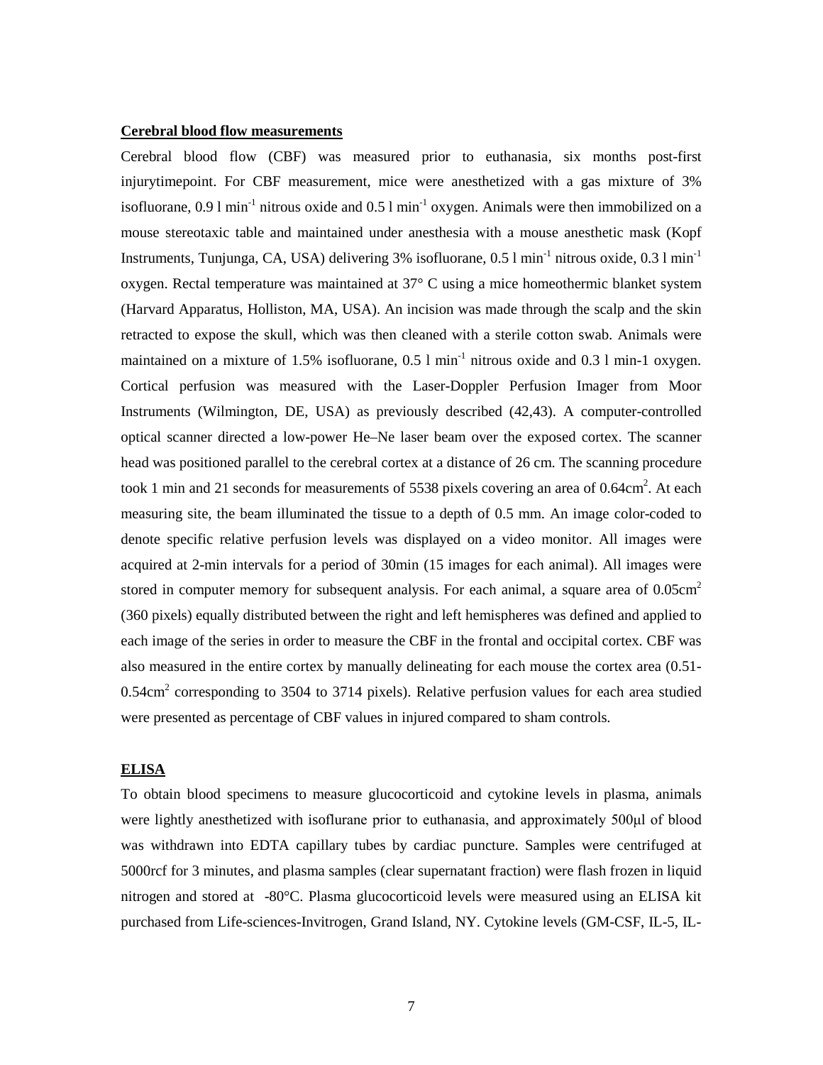**Cerebral blood flow measurements**

Cerebral blood flow (CBF) was measured prior to euthanasia, six months post-first injurytimepoint. For CBF measurement, mice were anesthetized with a gas mixture of 3% isofluorane, 0.9 l $min^{-1}$ nitrous oxide and 0.5 l $min^{-1}$ oxygen. Animals were then immobilized on a mouse stereotaxic table and maintained under anesthesia with a mouse anesthetic mask (Kopf Instruments, Tunjunga, CA, USA) delivering 3% isofluorane, 0.5 l $min^{-1}$ nitrous oxide, 0.3 l $min^{-1}$ oxygen. Rectal temperature was maintained at 37° C using a mice homeothermic blanket system (Harvard Apparatus, Holliston, MA, USA). An incision was made through the scalp and the skin retracted to expose the skull, which was then cleaned with a sterile cotton swab. Animals were maintained on a mixture of 1.5% isofluorane, 0.5 l $min^{-1}$ nitrous oxide and 0.3 l min-1 oxygen. Cortical perfusion was measured with the Laser-Doppler Perfusion Imager from Moor Instruments (Wilmington, DE, USA) as previously described (42,43). A computer-controlled optical scanner directed a low-power He–Ne laser beam over the exposed cortex. The scanner head was positioned parallel to the cerebral cortex at a distance of 26 cm. The scanning procedure took 1 min and 21 seconds for measurements of 5538 pixels covering an area of $0.64cm^2$. At each measuring site, the beam illuminated the tissue to a depth of 0.5 mm. An image color-coded to denote specific relative perfusion levels was displayed on a video monitor. All images were acquired at 2-min intervals for a period of 30min (15 images for each animal). All images were stored in computer memory for subsequent analysis. For each animal, a square area of $0.05cm^2$ (360 pixels) equally distributed between the right and left hemispheres was defined and applied to each image of the series in order to measure the CBF in the frontal and occipital cortex. CBF was also measured in the entire cortex by manually delineating for each mouse the cortex area (0.51-$0.54cm^2$ corresponding to 3504 to 3714 pixels). Relative perfusion values for each area studied were presented as percentage of CBF values in injured compared to sham controls.

**ELISA**

To obtain blood specimens to measure glucocorticoid and cytokine levels in plasma, animals were lightly anesthetized with isoflurane prior to euthanasia, and approximately 500µl of blood was withdrawn into EDTA capillary tubes by cardiac puncture. Samples were centrifuged at 5000rcf for 3 minutes, and plasma samples (clear supernatant fraction) were flash frozen in liquid nitrogen and stored at -80°C. Plasma glucocorticoid levels were measured using an ELISA kit purchased from Life-sciences-Invitrogen, Grand Island, NY. Cytokine levels (GM-CSF, IL-5, IL-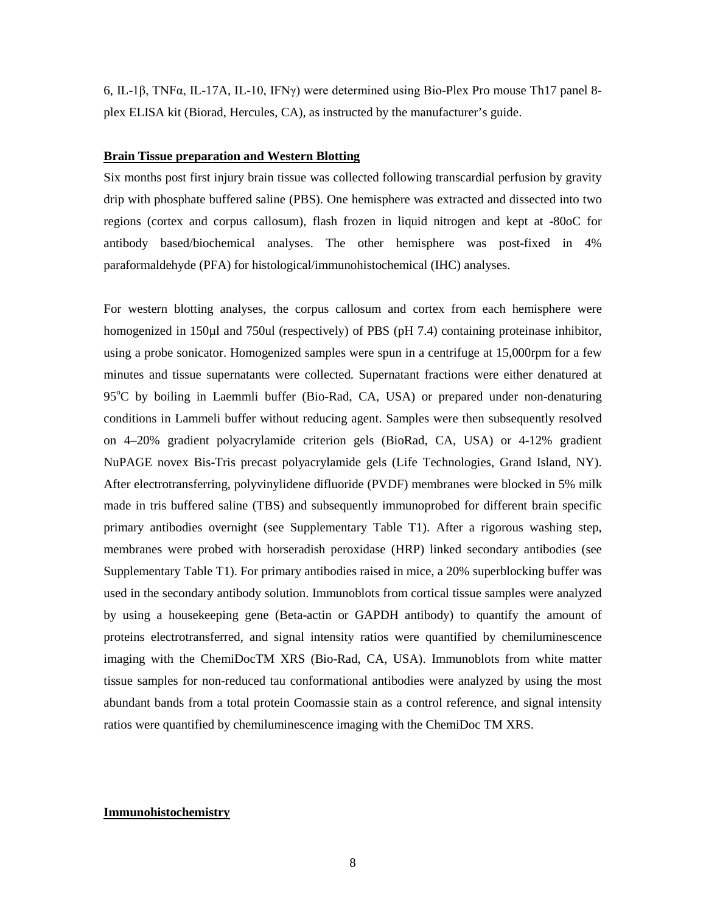6, IL-1β, TNFα, IL-17A, IL-10, IFNγ) were determined using Bio-Plex Pro mouse Th17 panel 8-plex ELISA kit (Biorad, Hercules, CA), as instructed by the manufacturer's guide.

## Brain Tissue preparation and Western Blotting

Six months post first injury brain tissue was collected following transcardial perfusion by gravity drip with phosphate buffered saline (PBS). One hemisphere was extracted and dissected into two regions (cortex and corpus callosum), flash frozen in liquid nitrogen and kept at -80oC for antibody based/biochemical analyses. The other hemisphere was post-fixed in 4% paraformaldehyde (PFA) for histological/immunohistochemical (IHC) analyses.

For western blotting analyses, the corpus callosum and cortex from each hemisphere were homogenized in 150µl and 750ul (respectively) of PBS (pH 7.4) containing proteinase inhibitor, using a probe sonicator. Homogenized samples were spun in a centrifuge at 15,000rpm for a few minutes and tissue supernatants were collected. Supernatant fractions were either denatured at 95°C by boiling in Laemmli buffer (Bio-Rad, CA, USA) or prepared under non-denaturing conditions in Lammeli buffer without reducing agent. Samples were then subsequently resolved on 4–20% gradient polyacrylamide criterion gels (BioRad, CA, USA) or 4-12% gradient NuPAGE novex Bis-Tris precast polyacrylamide gels (Life Technologies, Grand Island, NY). After electrotransferring, polyvinylidene difluoride (PVDF) membranes were blocked in 5% milk made in tris buffered saline (TBS) and subsequently immunoprobed for different brain specific primary antibodies overnight (see Supplementary Table T1). After a rigorous washing step, membranes were probed with horseradish peroxidase (HRP) linked secondary antibodies (see Supplementary Table T1). For primary antibodies raised in mice, a 20% superblocking buffer was used in the secondary antibody solution. Immunoblots from cortical tissue samples were analyzed by using a housekeeping gene (Beta-actin or GAPDH antibody) to quantify the amount of proteins electrotransferred, and signal intensity ratios were quantified by chemiluminescence imaging with the ChemiDocTM XRS (Bio-Rad, CA, USA). Immunoblots from white matter tissue samples for non-reduced tau conformational antibodies were analyzed by using the most abundant bands from a total protein Coomassie stain as a control reference, and signal intensity ratios were quantified by chemiluminescence imaging with the ChemiDoc TM XRS.

## Immunohistochemistry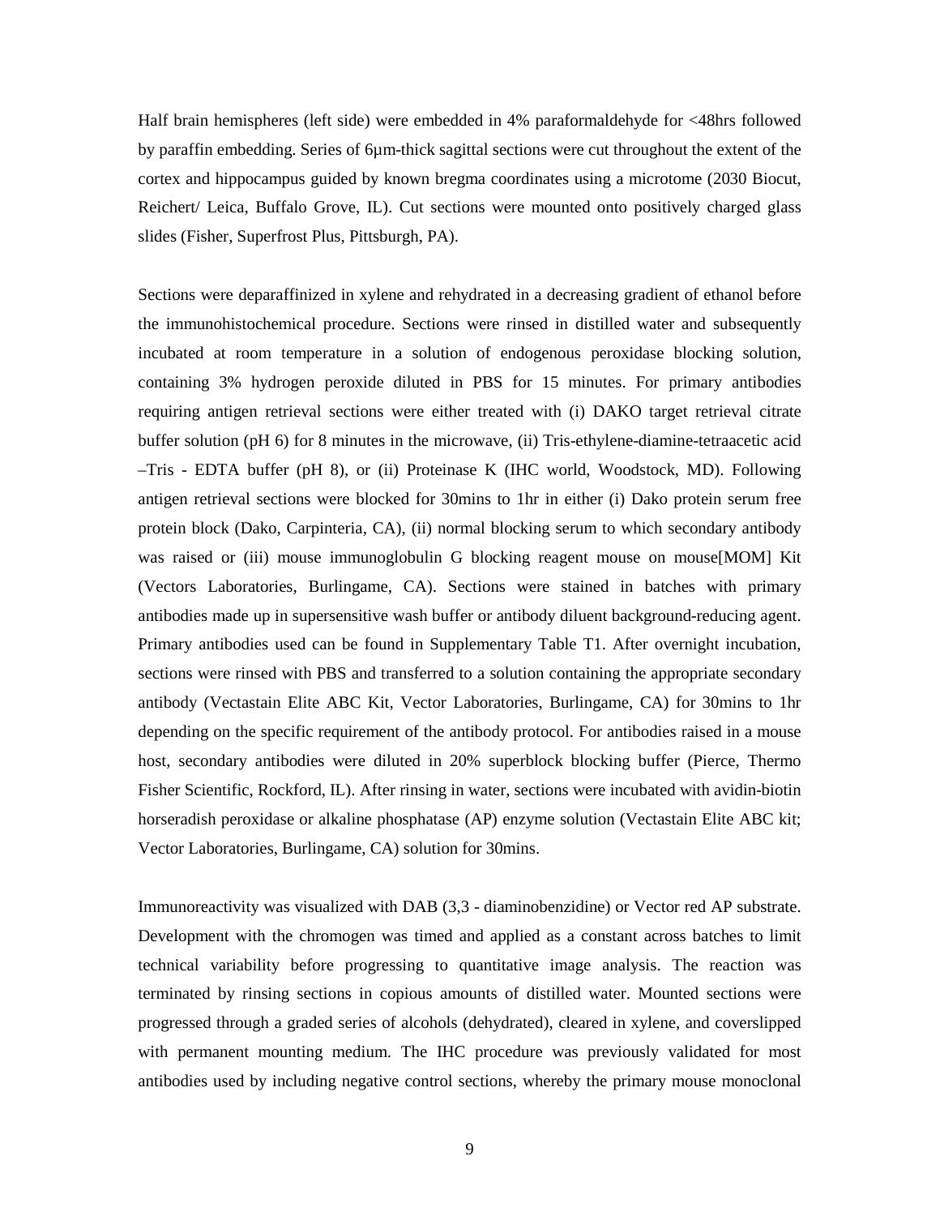Half brain hemispheres (left side) were embedded in 4% paraformaldehyde for <48hrs followed by paraffin embedding. Series of 6μm-thick sagittal sections were cut throughout the extent of the cortex and hippocampus guided by known bregma coordinates using a microtome (2030 Biocut, Reichert/ Leica, Buffalo Grove, IL). Cut sections were mounted onto positively charged glass slides (Fisher, Superfrost Plus, Pittsburgh, PA).

Sections were deparaffinized in xylene and rehydrated in a decreasing gradient of ethanol before the immunohistochemical procedure. Sections were rinsed in distilled water and subsequently incubated at room temperature in a solution of endogenous peroxidase blocking solution, containing 3% hydrogen peroxide diluted in PBS for 15 minutes. For primary antibodies requiring antigen retrieval sections were either treated with (i) DAKO target retrieval citrate buffer solution (pH 6) for 8 minutes in the microwave, (ii) Tris-ethylene-diamine-tetraacetic acid –Tris - EDTA buffer (pH 8), or (ii) Proteinase K (IHC world, Woodstock, MD). Following antigen retrieval sections were blocked for 30mins to 1hr in either (i) Dako protein serum free protein block (Dako, Carpinteria, CA), (ii) normal blocking serum to which secondary antibody was raised or (iii) mouse immunoglobulin G blocking reagent mouse on mouse[MOM] Kit (Vectors Laboratories, Burlingame, CA). Sections were stained in batches with primary antibodies made up in supersensitive wash buffer or antibody diluent background-reducing agent. Primary antibodies used can be found in Supplementary Table T1. After overnight incubation, sections were rinsed with PBS and transferred to a solution containing the appropriate secondary antibody (Vectastain Elite ABC Kit, Vector Laboratories, Burlingame, CA) for 30mins to 1hr depending on the specific requirement of the antibody protocol. For antibodies raised in a mouse host, secondary antibodies were diluted in 20% superblock blocking buffer (Pierce, Thermo Fisher Scientific, Rockford, IL). After rinsing in water, sections were incubated with avidin-biotin horseradish peroxidase or alkaline phosphatase (AP) enzyme solution (Vectastain Elite ABC kit; Vector Laboratories, Burlingame, CA) solution for 30mins.

Immunoreactivity was visualized with DAB (3,3 - diaminobenzidine) or Vector red AP substrate. Development with the chromogen was timed and applied as a constant across batches to limit technical variability before progressing to quantitative image analysis. The reaction was terminated by rinsing sections in copious amounts of distilled water. Mounted sections were progressed through a graded series of alcohols (dehydrated), cleared in xylene, and coverslipped with permanent mounting medium. The IHC procedure was previously validated for most antibodies used by including negative control sections, whereby the primary mouse monoclonal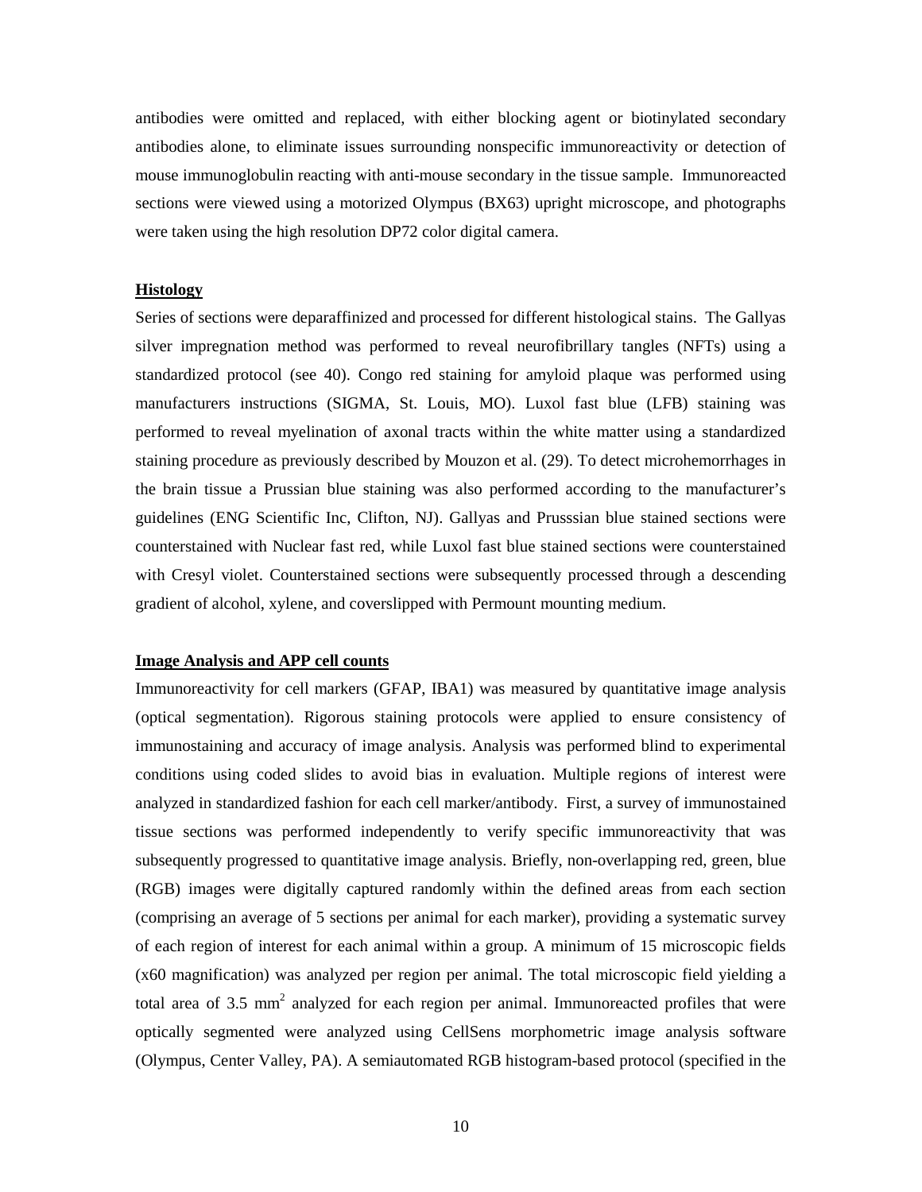antibodies were omitted and replaced, with either blocking agent or biotinylated secondary antibodies alone, to eliminate issues surrounding nonspecific immunoreactivity or detection of mouse immunoglobulin reacting with anti-mouse secondary in the tissue sample. Immunoreacted sections were viewed using a motorized Olympus (BX63) upright microscope, and photographs were taken using the high resolution DP72 color digital camera.

**Histology**

Series of sections were deparaffinized and processed for different histological stains. The Gallyas silver impregnation method was performed to reveal neurofibrillary tangles (NFTs) using a standardized protocol (see 40). Congo red staining for amyloid plaque was performed using manufacturers instructions (SIGMA, St. Louis, MO). Luxol fast blue (LFB) staining was performed to reveal myelination of axonal tracts within the white matter using a standardized staining procedure as previously described by Mouzon et al. (29). To detect microhemorrhages in the brain tissue a Prussian blue staining was also performed according to the manufacturer's guidelines (ENG Scientific Inc, Clifton, NJ). Gallyas and Prusssian blue stained sections were counterstained with Nuclear fast red, while Luxol fast blue stained sections were counterstained with Cresyl violet. Counterstained sections were subsequently processed through a descending gradient of alcohol, xylene, and coverslipped with Permount mounting medium.

**Image Analysis and APP cell counts**

Immunoreactivity for cell markers (GFAP, IBA1) was measured by quantitative image analysis (optical segmentation). Rigorous staining protocols were applied to ensure consistency of immunostaining and accuracy of image analysis. Analysis was performed blind to experimental conditions using coded slides to avoid bias in evaluation. Multiple regions of interest were analyzed in standardized fashion for each cell marker/antibody. First, a survey of immunostained tissue sections was performed independently to verify specific immunoreactivity that was subsequently progressed to quantitative image analysis. Briefly, non-overlapping red, green, blue (RGB) images were digitally captured randomly within the defined areas from each section (comprising an average of 5 sections per animal for each marker), providing a systematic survey of each region of interest for each animal within a group. A minimum of 15 microscopic fields (x60 magnification) was analyzed per region per animal. The total microscopic field yielding a total area of 3.5 $mm^2$ analyzed for each region per animal. Immunoreacted profiles that were optically segmented were analyzed using CellSens morphometric image analysis software (Olympus, Center Valley, PA). A semiautomated RGB histogram-based protocol (specified in the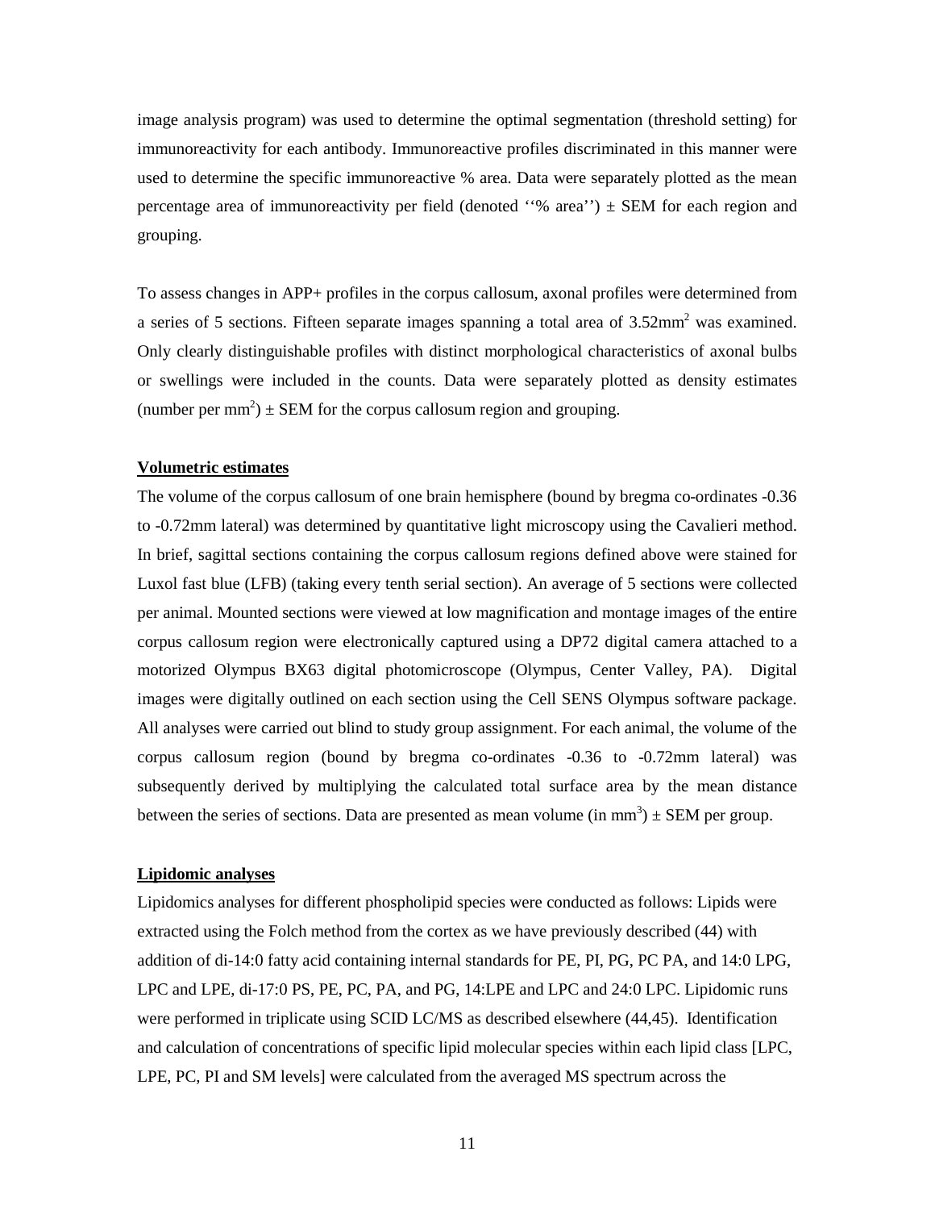image analysis program) was used to determine the optimal segmentation (threshold setting) for immunoreactivity for each antibody. Immunoreactive profiles discriminated in this manner were used to determine the specific immunoreactive % area. Data were separately plotted as the mean percentage area of immunoreactivity per field (denoted ''% area'') ± SEM for each region and grouping.

To assess changes in APP+ profiles in the corpus callosum, axonal profiles were determined from a series of 5 sections. Fifteen separate images spanning a total area of 3.52mm$^2$ was examined. Only clearly distinguishable profiles with distinct morphological characteristics of axonal bulbs or swellings were included in the counts. Data were separately plotted as density estimates (number per mm$^2$) ± SEM for the corpus callosum region and grouping.

**Volumetric estimates**

The volume of the corpus callosum of one brain hemisphere (bound by bregma co-ordinates -0.36 to -0.72mm lateral) was determined by quantitative light microscopy using the Cavalieri method. In brief, sagittal sections containing the corpus callosum regions defined above were stained for Luxol fast blue (LFB) (taking every tenth serial section). An average of 5 sections were collected per animal. Mounted sections were viewed at low magnification and montage images of the entire corpus callosum region were electronically captured using a DP72 digital camera attached to a motorized Olympus BX63 digital photomicroscope (Olympus, Center Valley, PA). Digital images were digitally outlined on each section using the Cell SENS Olympus software package. All analyses were carried out blind to study group assignment. For each animal, the volume of the corpus callosum region (bound by bregma co-ordinates -0.36 to -0.72mm lateral) was subsequently derived by multiplying the calculated total surface area by the mean distance between the series of sections. Data are presented as mean volume (in mm$^3$) ± SEM per group.

**Lipidomic analyses**

Lipidomics analyses for different phospholipid species were conducted as follows: Lipids were extracted using the Folch method from the cortex as we have previously described (44) with addition of di-14:0 fatty acid containing internal standards for PE, PI, PG, PC PA, and 14:0 LPG, LPC and LPE, di-17:0 PS, PE, PC, PA, and PG, 14:LPE and LPC and 24:0 LPC. Lipidomic runs were performed in triplicate using SCID LC/MS as described elsewhere (44,45). Identification and calculation of concentrations of specific lipid molecular species within each lipid class [LPC, LPE, PC, PI and SM levels] were calculated from the averaged MS spectrum across the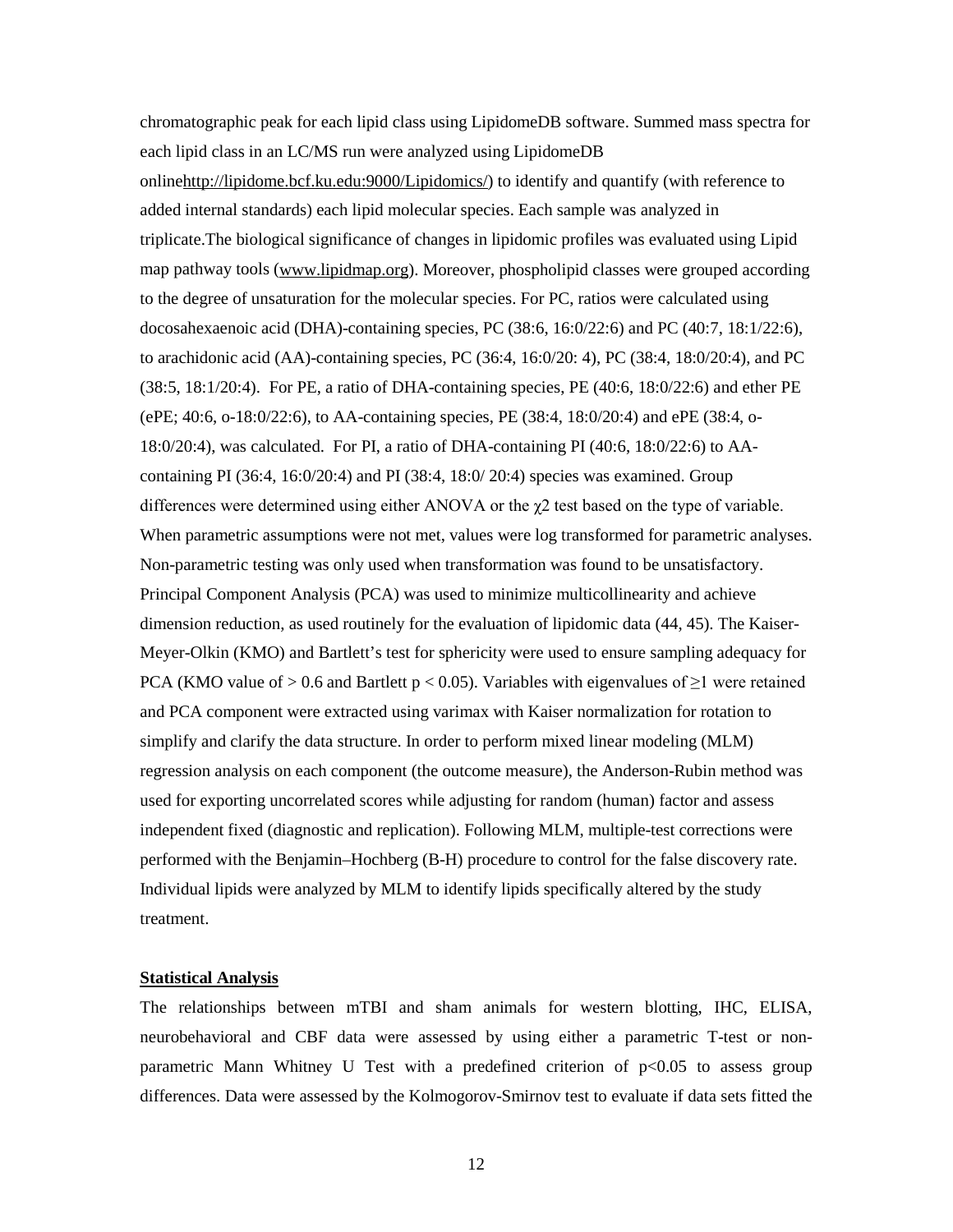chromatographic peak for each lipid class using LipidomeDB software. Summed mass spectra for each lipid class in an LC/MS run were analyzed using LipidomeDB onlinehttp://lipidome.bcf.ku.edu:9000/Lipidomics/) to identify and quantify (with reference to added internal standards) each lipid molecular species. Each sample was analyzed in triplicate.The biological significance of changes in lipidomic profiles was evaluated using Lipid map pathway tools (www.lipidmap.org). Moreover, phospholipid classes were grouped according to the degree of unsaturation for the molecular species. For PC, ratios were calculated using docosahexaenoic acid (DHA)-containing species, PC (38:6, 16:0/22:6) and PC (40:7, 18:1/22:6), to arachidonic acid (AA)-containing species, PC (36:4, 16:0/20: 4), PC (38:4, 18:0/20:4), and PC (38:5, 18:1/20:4). For PE, a ratio of DHA-containing species, PE (40:6, 18:0/22:6) and ether PE (ePE; 40:6, o-18:0/22:6), to AA-containing species, PE (38:4, 18:0/20:4) and ePE (38:4, o-18:0/20:4), was calculated. For PI, a ratio of DHA-containing PI (40:6, 18:0/22:6) to AA-containing PI (36:4, 16:0/20:4) and PI (38:4, 18:0/ 20:4) species was examined. Group differences were determined using either ANOVA or the $\chi 2$ test based on the type of variable. When parametric assumptions were not met, values were log transformed for parametric analyses. Non-parametric testing was only used when transformation was found to be unsatisfactory. Principal Component Analysis (PCA) was used to minimize multicollinearity and achieve dimension reduction, as used routinely for the evaluation of lipidomic data (44, 45). The Kaiser-Meyer-Olkin (KMO) and Bartlett's test for sphericity were used to ensure sampling adequacy for PCA (KMO value of $> 0.6$ and Bartlett $p < 0.05$). Variables with eigenvalues of $\geq 1$ were retained and PCA component were extracted using varimax with Kaiser normalization for rotation to simplify and clarify the data structure. In order to perform mixed linear modeling (MLM) regression analysis on each component (the outcome measure), the Anderson-Rubin method was used for exporting uncorrelated scores while adjusting for random (human) factor and assess independent fixed (diagnostic and replication). Following MLM, multiple-test corrections were performed with the Benjamini–Hochberg (B-H) procedure to control for the false discovery rate. Individual lipids were analyzed by MLM to identify lipids specifically altered by the study treatment.

## Statistical Analysis

The relationships between mTBI and sham animals for western blotting, IHC, ELISA, neurobehavioral and CBF data were assessed by using either a parametric T-test or non-parametric Mann Whitney U Test with a predefined criterion of $p<0.05$ to assess group differences. Data were assessed by the Kolmogorov-Smirnov test to evaluate if data sets fitted the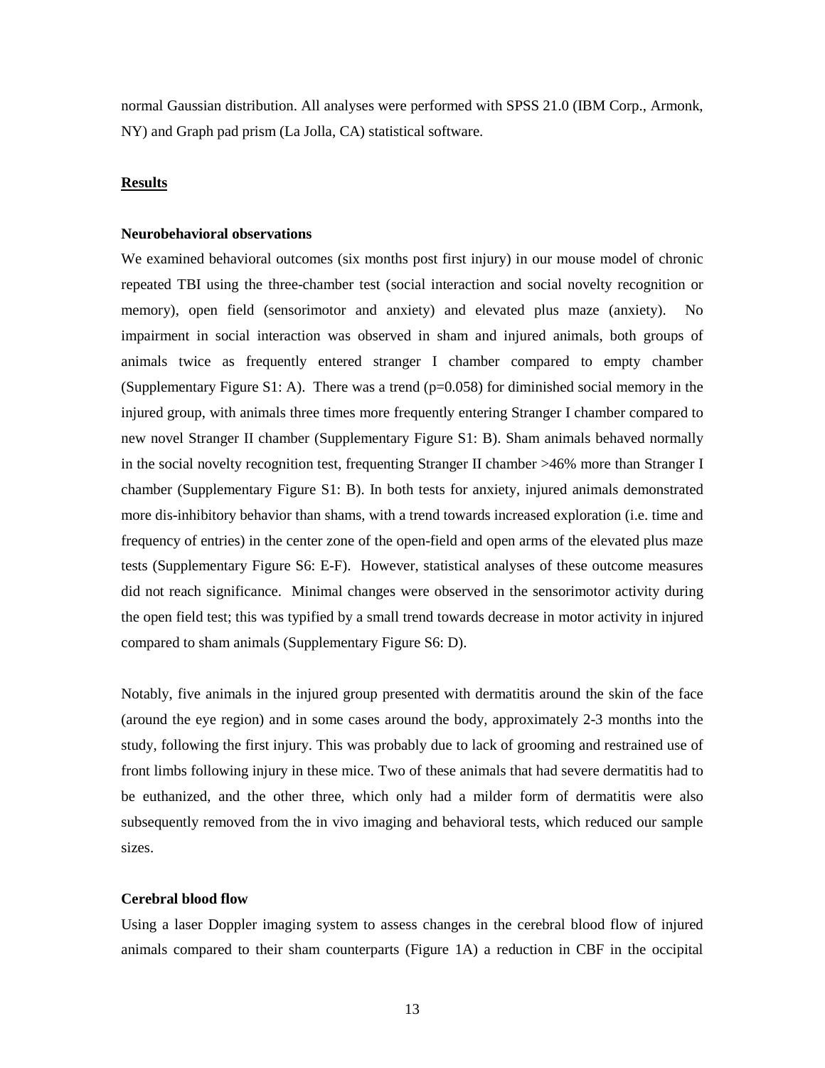normal Gaussian distribution. All analyses were performed with SPSS 21.0 (IBM Corp., Armonk, NY) and Graph pad prism (La Jolla, CA) statistical software.

## **Results**

### Neurobehavioral observations

We examined behavioral outcomes (six months post first injury) in our mouse model of chronic repeated TBI using the three-chamber test (social interaction and social novelty recognition or memory), open field (sensorimotor and anxiety) and elevated plus maze (anxiety). No impairment in social interaction was observed in sham and injured animals, both groups of animals twice as frequently entered stranger I chamber compared to empty chamber (Supplementary Figure S1: A). There was a trend ($p=0.058$) for diminished social memory in the injured group, with animals three times more frequently entering Stranger I chamber compared to new novel Stranger II chamber (Supplementary Figure S1: B). Sham animals behaved normally in the social novelty recognition test, frequenting Stranger II chamber >46% more than Stranger I chamber (Supplementary Figure S1: B). In both tests for anxiety, injured animals demonstrated more dis-inhibitory behavior than shams, with a trend towards increased exploration (i.e. time and frequency of entries) in the center zone of the open-field and open arms of the elevated plus maze tests (Supplementary Figure S6: E-F). However, statistical analyses of these outcome measures did not reach significance. Minimal changes were observed in the sensorimotor activity during the open field test; this was typified by a small trend towards decrease in motor activity in injured compared to sham animals (Supplementary Figure S6: D).

Notably, five animals in the injured group presented with dermatitis around the skin of the face (around the eye region) and in some cases around the body, approximately 2-3 months into the study, following the first injury. This was probably due to lack of grooming and restrained use of front limbs following injury in these mice. Two of these animals that had severe dermatitis had to be euthanized, and the other three, which only had a milder form of dermatitis were also subsequently removed from the in vivo imaging and behavioral tests, which reduced our sample sizes.

### Cerebral blood flow

Using a laser Doppler imaging system to assess changes in the cerebral blood flow of injured animals compared to their sham counterparts (Figure 1A) a reduction in CBF in the occipital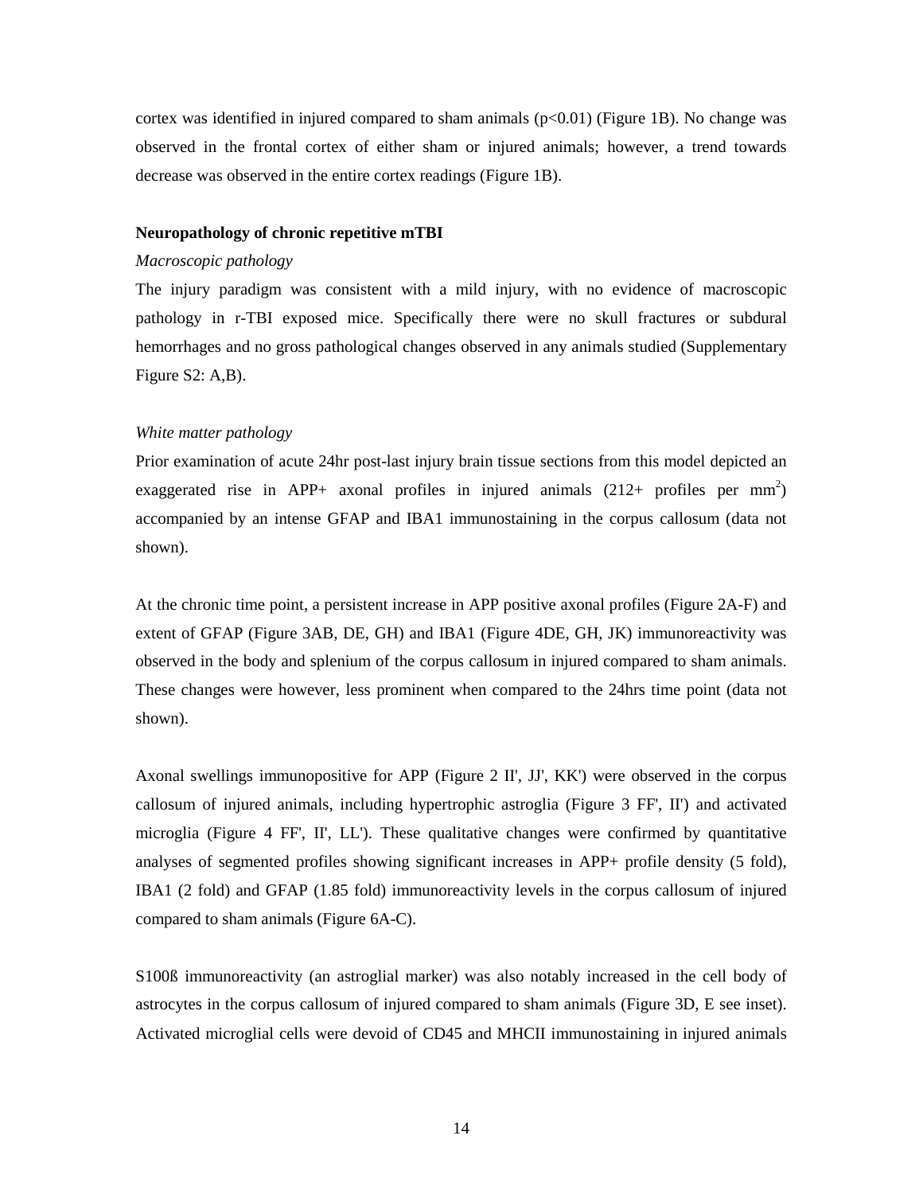cortex was identified in injured compared to sham animals ($p<0.01$) (Figure 1B). No change was observed in the frontal cortex of either sham or injured animals; however, a trend towards decrease was observed in the entire cortex readings (Figure 1B).

**Neuropathology of chronic repetitive mTBI**

*Macroscopic pathology*

The injury paradigm was consistent with a mild injury, with no evidence of macroscopic pathology in r-TBI exposed mice. Specifically there were no skull fractures or subdural hemorrhages and no gross pathological changes observed in any animals studied (Supplementary Figure S2: A,B).

*White matter pathology*

Prior examination of acute 24hr post-last injury brain tissue sections from this model depicted an exaggerated rise in APP+ axonal profiles in injured animals (212+ profiles per $mm^2$) accompanied by an intense GFAP and IBA1 immunostaining in the corpus callosum (data not shown).

At the chronic time point, a persistent increase in APP positive axonal profiles (Figure 2A-F) and extent of GFAP (Figure 3AB, DE, GH) and IBA1 (Figure 4DE, GH, JK) immunoreactivity was observed in the body and splenium of the corpus callosum in injured compared to sham animals. These changes were however, less prominent when compared to the 24hrs time point (data not shown).

Axonal swellings immunopositive for APP (Figure 2 II', JJ', KK') were observed in the corpus callosum of injured animals, including hypertrophic astroglia (Figure 3 FF', II') and activated microglia (Figure 4 FF', II', LL'). These qualitative changes were confirmed by quantitative analyses of segmented profiles showing significant increases in APP+ profile density (5 fold), IBA1 (2 fold) and GFAP (1.85 fold) immunoreactivity levels in the corpus callosum of injured compared to sham animals (Figure 6A-C).

S100ß immunoreactivity (an astroglial marker) was also notably increased in the cell body of astrocytes in the corpus callosum of injured compared to sham animals (Figure 3D, E see inset). Activated microglial cells were devoid of CD45 and MHCII immunostaining in injured animals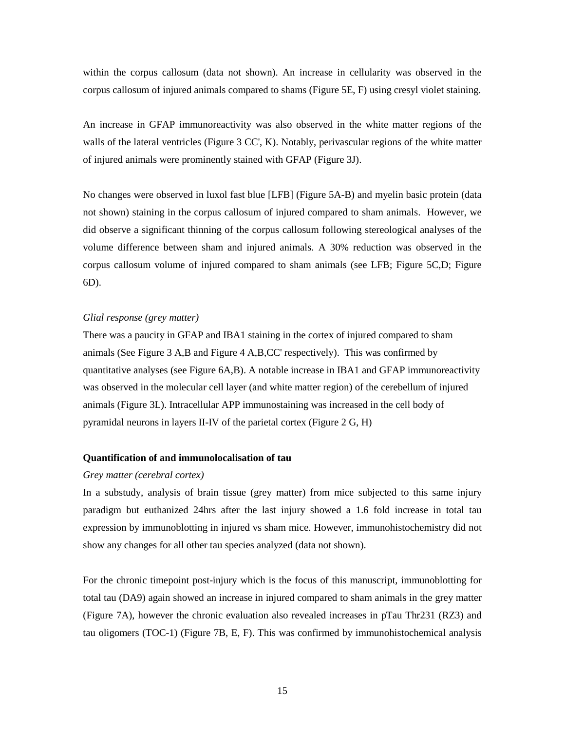within the corpus callosum (data not shown). An increase in cellularity was observed in the corpus callosum of injured animals compared to shams (Figure 5E, F) using cresyl violet staining.

An increase in GFAP immunoreactivity was also observed in the white matter regions of the walls of the lateral ventricles (Figure 3 CC', K). Notably, perivascular regions of the white matter of injured animals were prominently stained with GFAP (Figure 3J).

No changes were observed in luxol fast blue [LFB] (Figure 5A-B) and myelin basic protein (data not shown) staining in the corpus callosum of injured compared to sham animals. However, we did observe a significant thinning of the corpus callosum following stereological analyses of the volume difference between sham and injured animals. A 30% reduction was observed in the corpus callosum volume of injured compared to sham animals (see LFB; Figure 5C,D; Figure 6D).

*Glial response (grey matter)*

There was a paucity in GFAP and IBA1 staining in the cortex of injured compared to sham animals (See Figure 3 A,B and Figure 4 A,B,CC' respectively). This was confirmed by quantitative analyses (see Figure 6A,B). A notable increase in IBA1 and GFAP immunoreactivity was observed in the molecular cell layer (and white matter region) of the cerebellum of injured animals (Figure 3L). Intracellular APP immunostaining was increased in the cell body of pyramidal neurons in layers II-IV of the parietal cortex (Figure 2 G, H)

**Quantification of and immunolocalisation of tau**

*Grey matter (cerebral cortex)*

In a substudy, analysis of brain tissue (grey matter) from mice subjected to this same injury paradigm but euthanized 24hrs after the last injury showed a 1.6 fold increase in total tau expression by immunoblotting in injured vs sham mice. However, immunohistochemistry did not show any changes for all other tau species analyzed (data not shown).

For the chronic timepoint post-injury which is the focus of this manuscript, immunoblotting for total tau (DA9) again showed an increase in injured compared to sham animals in the grey matter (Figure 7A), however the chronic evaluation also revealed increases in pTau Thr231 (RZ3) and tau oligomers (TOC-1) (Figure 7B, E, F). This was confirmed by immunohistochemical analysis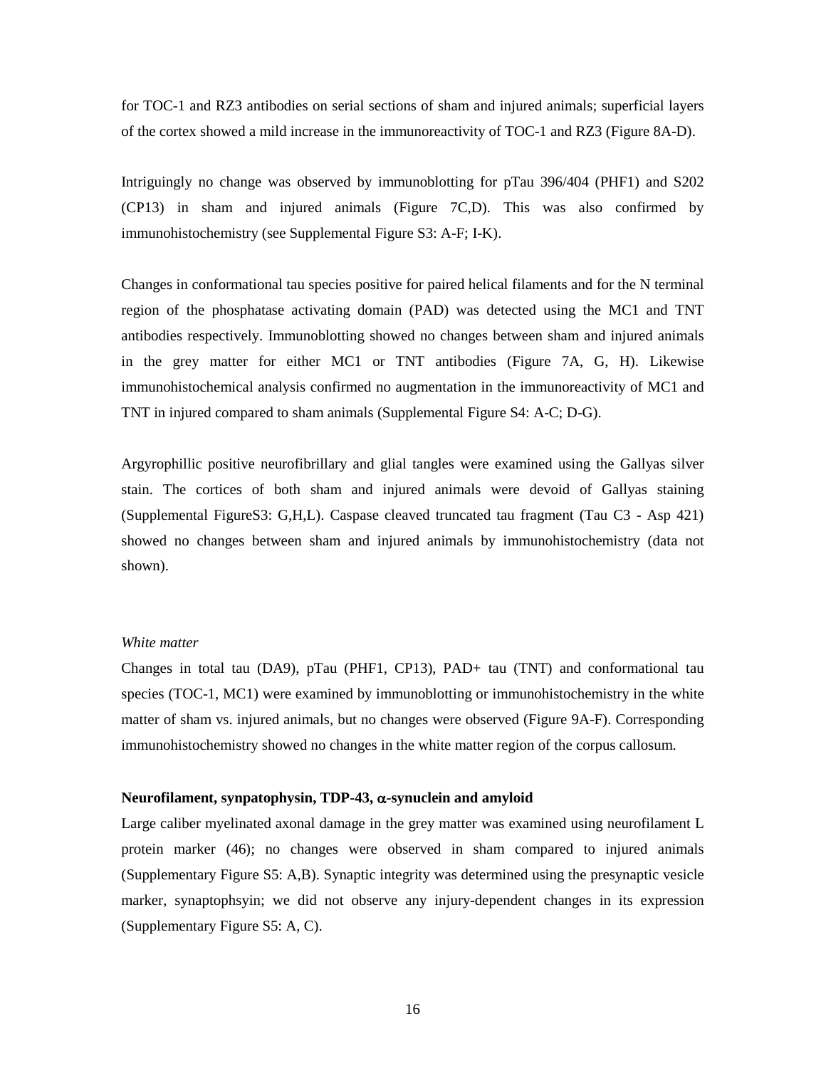for TOC-1 and RZ3 antibodies on serial sections of sham and injured animals; superficial layers of the cortex showed a mild increase in the immunoreactivity of TOC-1 and RZ3 (Figure 8A-D).

Intriguingly no change was observed by immunoblotting for pTau 396/404 (PHF1) and S202 (CP13) in sham and injured animals (Figure 7C,D). This was also confirmed by immunohistochemistry (see Supplemental Figure S3: A-F; I-K).

Changes in conformational tau species positive for paired helical filaments and for the N terminal region of the phosphatase activating domain (PAD) was detected using the MC1 and TNT antibodies respectively. Immunoblotting showed no changes between sham and injured animals in the grey matter for either MC1 or TNT antibodies (Figure 7A, G, H). Likewise immunohistochemical analysis confirmed no augmentation in the immunoreactivity of MC1 and TNT in injured compared to sham animals (Supplemental Figure S4: A-C; D-G).

Argyrophillic positive neurofibrillary and glial tangles were examined using the Gallyas silver stain. The cortices of both sham and injured animals were devoid of Gallyas staining (Supplemental FigureS3: G,H,L). Caspase cleaved truncated tau fragment (Tau C3 - Asp 421) showed no changes between sham and injured animals by immunohistochemistry (data not shown).

*White matter*

Changes in total tau (DA9), pTau (PHF1, CP13), PAD+ tau (TNT) and conformational tau species (TOC-1, MC1) were examined by immunoblotting or immunohistochemistry in the white matter of sham vs. injured animals, but no changes were observed (Figure 9A-F). Corresponding immunohistochemistry showed no changes in the white matter region of the corpus callosum.

**Neurofilament, synpatophysin, TDP-43, $\alpha$-synuclein and amyloid**

Large caliber myelinated axonal damage in the grey matter was examined using neurofilament L protein marker (46); no changes were observed in sham compared to injured animals (Supplementary Figure S5: A,B). Synaptic integrity was determined using the presynaptic vesicle marker, synaptophsyin; we did not observe any injury-dependent changes in its expression (Supplementary Figure S5: A, C).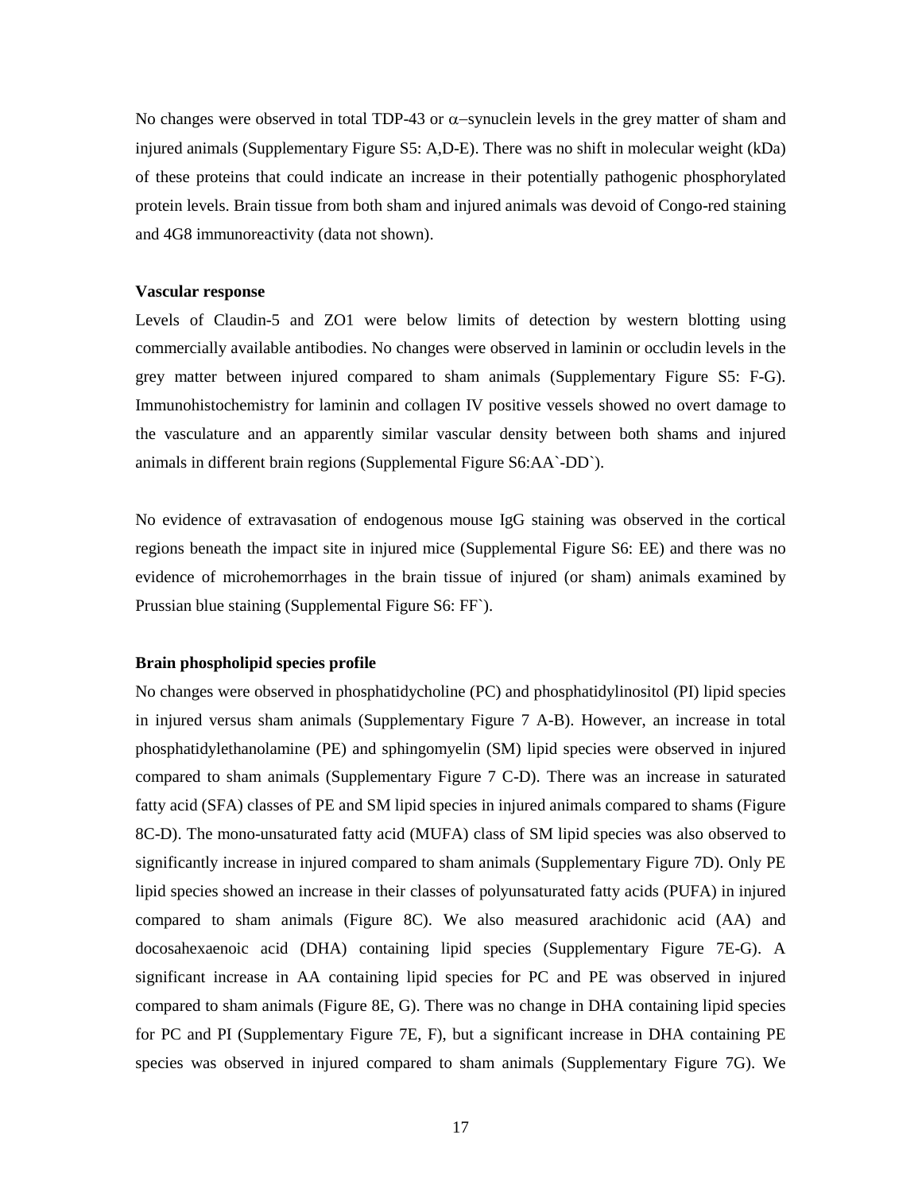No changes were observed in total TDP-43 or α–synuclein levels in the grey matter of sham and injured animals (Supplementary Figure S5: A,D-E). There was no shift in molecular weight (kDa) of these proteins that could indicate an increase in their potentially pathogenic phosphorylated protein levels. Brain tissue from both sham and injured animals was devoid of Congo-red staining and 4G8 immunoreactivity (data not shown).

**Vascular response**

Levels of Claudin-5 and ZO1 were below limits of detection by western blotting using commercially available antibodies. No changes were observed in laminin or occludin levels in the grey matter between injured compared to sham animals (Supplementary Figure S5: F-G). Immunohistochemistry for laminin and collagen IV positive vessels showed no overt damage to the vasculature and an apparently similar vascular density between both shams and injured animals in different brain regions (Supplemental Figure S6:AA`-DD`).

No evidence of extravasation of endogenous mouse IgG staining was observed in the cortical regions beneath the impact site in injured mice (Supplemental Figure S6: EE) and there was no evidence of microhemorrhages in the brain tissue of injured (or sham) animals examined by Prussian blue staining (Supplemental Figure S6: FF`).

**Brain phospholipid species profile**

No changes were observed in phosphatidycholine (PC) and phosphatidylinositol (PI) lipid species in injured versus sham animals (Supplementary Figure 7 A-B). However, an increase in total phosphatidylethanolamine (PE) and sphingomyelin (SM) lipid species were observed in injured compared to sham animals (Supplementary Figure 7 C-D). There was an increase in saturated fatty acid (SFA) classes of PE and SM lipid species in injured animals compared to shams (Figure 8C-D). The mono-unsaturated fatty acid (MUFA) class of SM lipid species was also observed to significantly increase in injured compared to sham animals (Supplementary Figure 7D). Only PE lipid species showed an increase in their classes of polyunsaturated fatty acids (PUFA) in injured compared to sham animals (Figure 8C). We also measured arachidonic acid (AA) and docosahexaenoic acid (DHA) containing lipid species (Supplementary Figure 7E-G). A significant increase in AA containing lipid species for PC and PE was observed in injured compared to sham animals (Figure 8E, G). There was no change in DHA containing lipid species for PC and PI (Supplementary Figure 7E, F), but a significant increase in DHA containing PE species was observed in injured compared to sham animals (Supplementary Figure 7G). We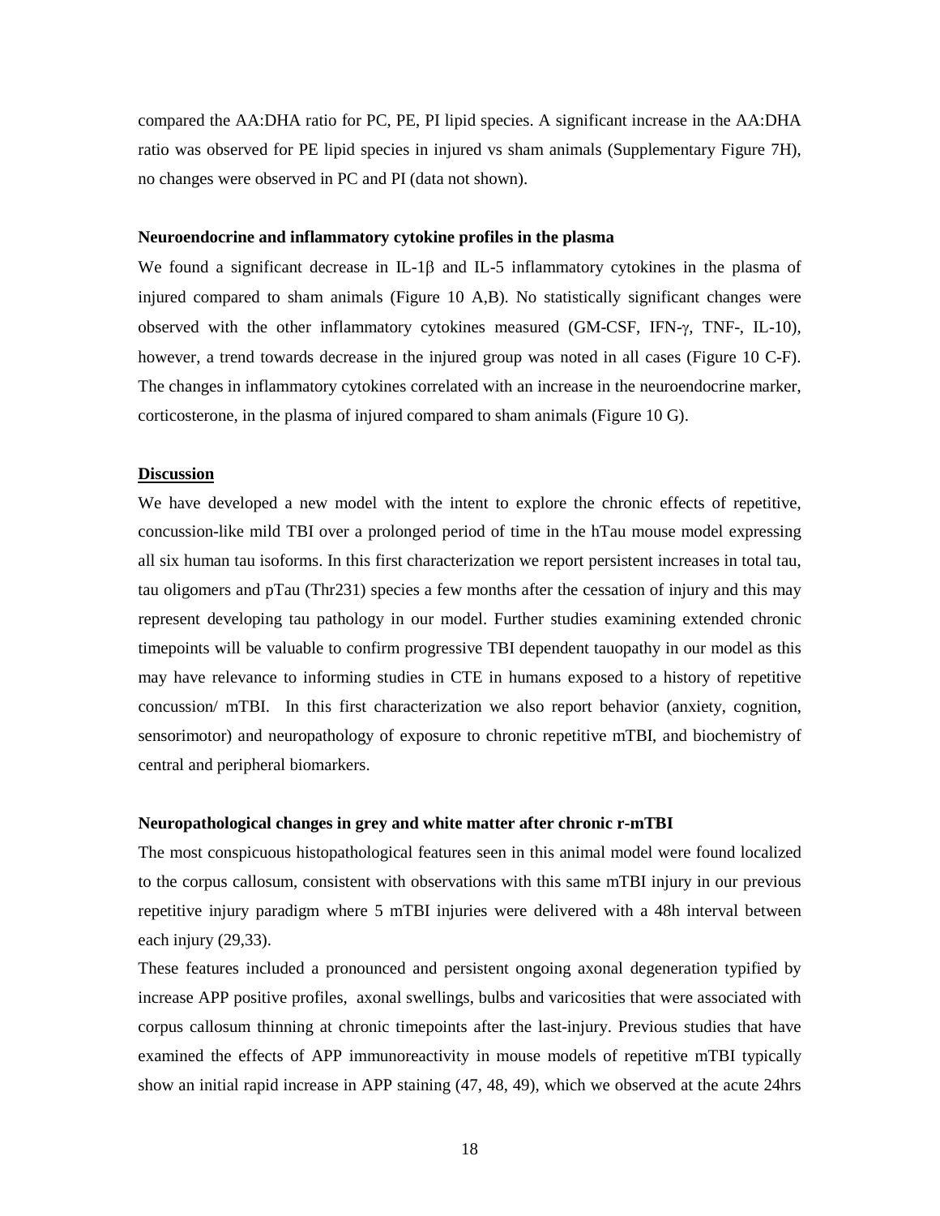compared the AA:DHA ratio for PC, PE, PI lipid species. A significant increase in the AA:DHA ratio was observed for PE lipid species in injured vs sham animals (Supplementary Figure 7H), no changes were observed in PC and PI (data not shown).

### Neuroendocrine and inflammatory cytokine profiles in the plasma

We found a significant decrease in IL-1β and IL-5 inflammatory cytokines in the plasma of injured compared to sham animals (Figure 10 A,B). No statistically significant changes were observed with the other inflammatory cytokines measured (GM-CSF, IFN-γ, TNF-, IL-10), however, a trend towards decrease in the injured group was noted in all cases (Figure 10 C-F). The changes in inflammatory cytokines correlated with an increase in the neuroendocrine marker, corticosterone, in the plasma of injured compared to sham animals (Figure 10 G).

## Discussion

We have developed a new model with the intent to explore the chronic effects of repetitive, concussion-like mild TBI over a prolonged period of time in the hTau mouse model expressing all six human tau isoforms. In this first characterization we report persistent increases in total tau, tau oligomers and pTau (Thr231) species a few months after the cessation of injury and this may represent developing tau pathology in our model. Further studies examining extended chronic timepoints will be valuable to confirm progressive TBI dependent tauopathy in our model as this may have relevance to informing studies in CTE in humans exposed to a history of repetitive concussion/ mTBI. In this first characterization we also report behavior (anxiety, cognition, sensorimotor) and neuropathology of exposure to chronic repetitive mTBI, and biochemistry of central and peripheral biomarkers.

### Neuropathological changes in grey and white matter after chronic r-mTBI

The most conspicuous histopathological features seen in this animal model were found localized to the corpus callosum, consistent with observations with this same mTBI injury in our previous repetitive injury paradigm where 5 mTBI injuries were delivered with a 48h interval between each injury (29,33).

These features included a pronounced and persistent ongoing axonal degeneration typified by increase APP positive profiles, axonal swellings, bulbs and varicosities that were associated with corpus callosum thinning at chronic timepoints after the last-injury. Previous studies that have examined the effects of APP immunoreactivity in mouse models of repetitive mTBI typically show an initial rapid increase in APP staining (47, 48, 49), which we observed at the acute 24hrs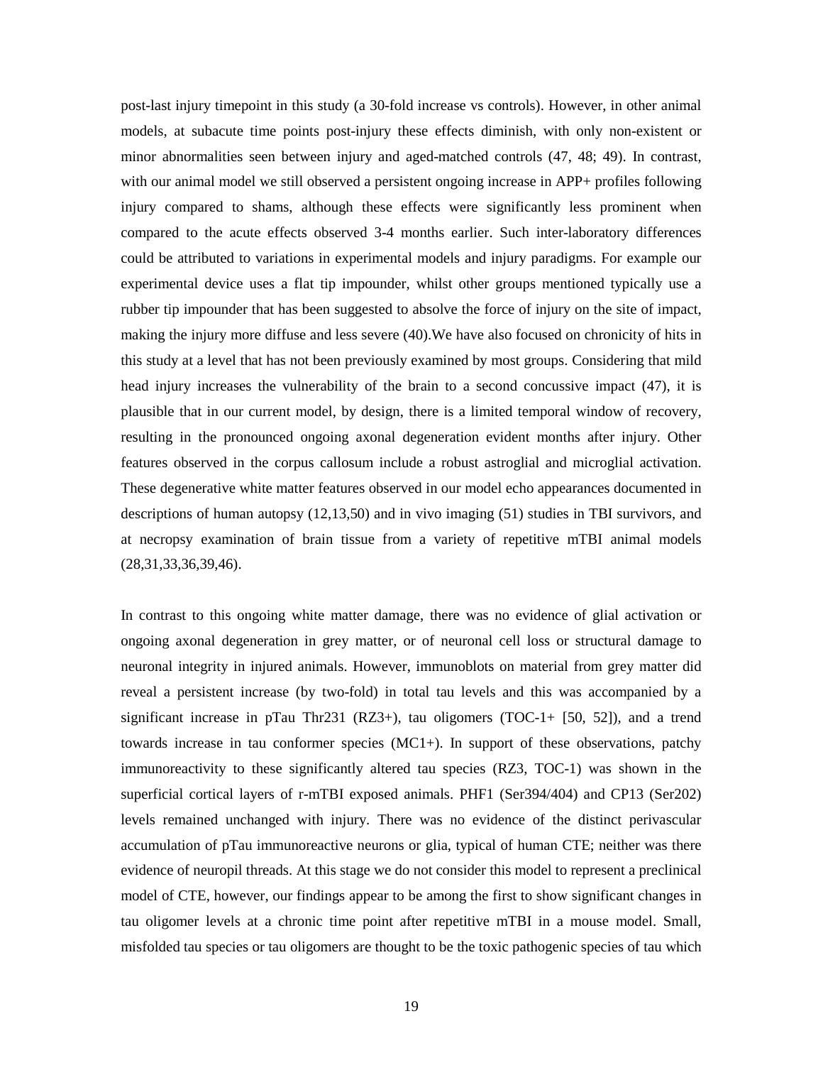post-last injury timepoint in this study (a 30-fold increase vs controls). However, in other animal models, at subacute time points post-injury these effects diminish, with only non-existent or minor abnormalities seen between injury and aged-matched controls (47, 48; 49). In contrast, with our animal model we still observed a persistent ongoing increase in APP+ profiles following injury compared to shams, although these effects were significantly less prominent when compared to the acute effects observed 3-4 months earlier. Such inter-laboratory differences could be attributed to variations in experimental models and injury paradigms. For example our experimental device uses a flat tip impounder, whilst other groups mentioned typically use a rubber tip impounder that has been suggested to absolve the force of injury on the site of impact, making the injury more diffuse and less severe (40).We have also focused on chronicity of hits in this study at a level that has not been previously examined by most groups. Considering that mild head injury increases the vulnerability of the brain to a second concussive impact (47), it is plausible that in our current model, by design, there is a limited temporal window of recovery, resulting in the pronounced ongoing axonal degeneration evident months after injury. Other features observed in the corpus callosum include a robust astroglial and microglial activation. These degenerative white matter features observed in our model echo appearances documented in descriptions of human autopsy (12,13,50) and in vivo imaging (51) studies in TBI survivors, and at necropsy examination of brain tissue from a variety of repetitive mTBI animal models (28,31,33,36,39,46).

In contrast to this ongoing white matter damage, there was no evidence of glial activation or ongoing axonal degeneration in grey matter, or of neuronal cell loss or structural damage to neuronal integrity in injured animals. However, immunoblots on material from grey matter did reveal a persistent increase (by two-fold) in total tau levels and this was accompanied by a significant increase in pTau Thr231 (RZ3+), tau oligomers (TOC-1+ [50, 52]), and a trend towards increase in tau conformer species (MC1+). In support of these observations, patchy immunoreactivity to these significantly altered tau species (RZ3, TOC-1) was shown in the superficial cortical layers of r-mTBI exposed animals. PHF1 (Ser394/404) and CP13 (Ser202) levels remained unchanged with injury. There was no evidence of the distinct perivascular accumulation of pTau immunoreactive neurons or glia, typical of human CTE; neither was there evidence of neuropil threads. At this stage we do not consider this model to represent a preclinical model of CTE, however, our findings appear to be among the first to show significant changes in tau oligomer levels at a chronic time point after repetitive mTBI in a mouse model. Small, misfolded tau species or tau oligomers are thought to be the toxic pathogenic species of tau which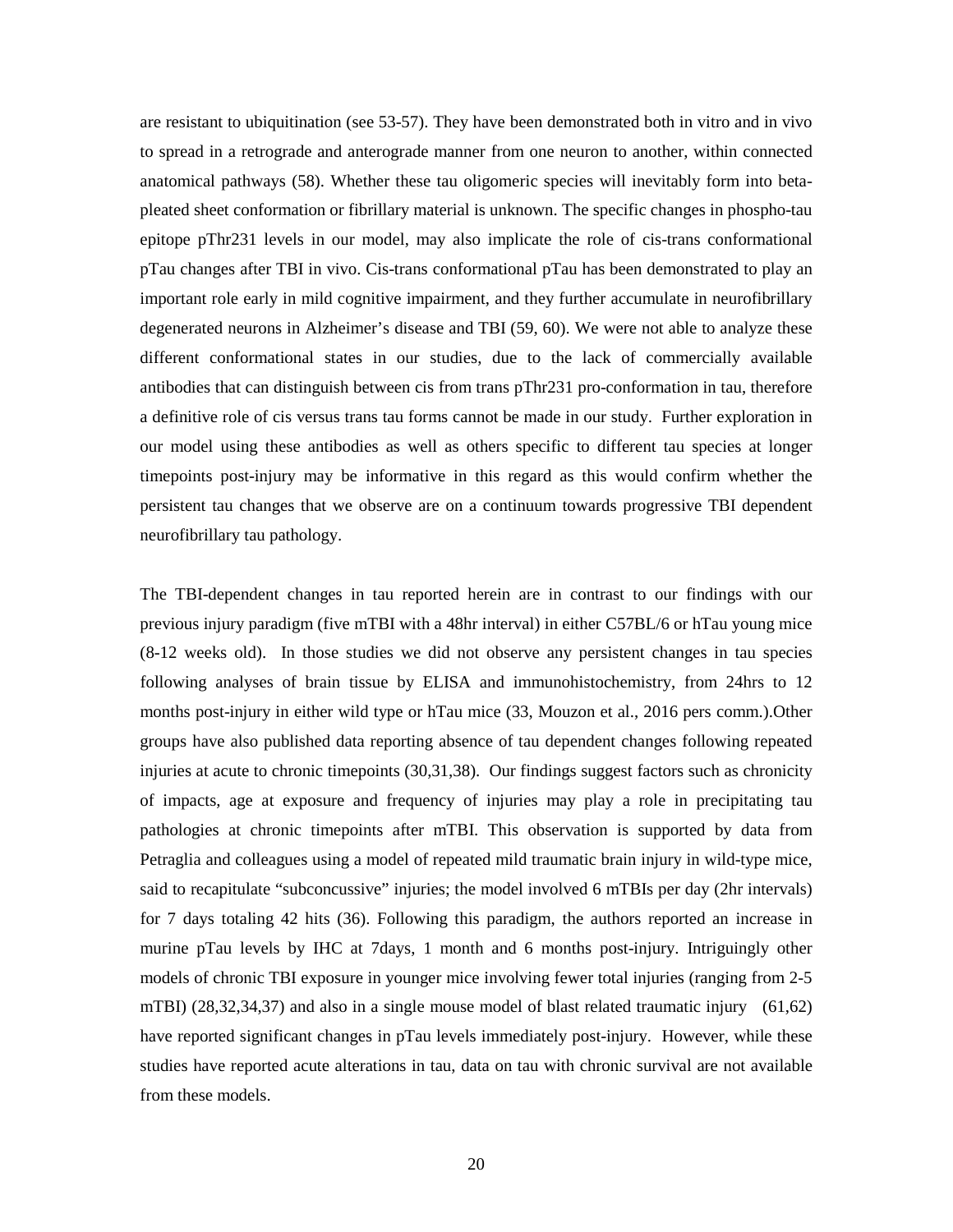are resistant to ubiquitination (see 53-57). They have been demonstrated both in vitro and in vivo to spread in a retrograde and anterograde manner from one neuron to another, within connected anatomical pathways (58). Whether these tau oligomeric species will inevitably form into beta-pleated sheet conformation or fibrillary material is unknown. The specific changes in phospho-tau epitope pThr231 levels in our model, may also implicate the role of cis-trans conformational pTau changes after TBI in vivo. Cis-trans conformational pTau has been demonstrated to play an important role early in mild cognitive impairment, and they further accumulate in neurofibrillary degenerated neurons in Alzheimer's disease and TBI (59, 60). We were not able to analyze these different conformational states in our studies, due to the lack of commercially available antibodies that can distinguish between cis from trans pThr231 pro-conformation in tau, therefore a definitive role of cis versus trans tau forms cannot be made in our study. Further exploration in our model using these antibodies as well as others specific to different tau species at longer timepoints post-injury may be informative in this regard as this would confirm whether the persistent tau changes that we observe are on a continuum towards progressive TBI dependent neurofibrillary tau pathology.

The TBI-dependent changes in tau reported herein are in contrast to our findings with our previous injury paradigm (five mTBI with a 48hr interval) in either C57BL/6 or hTau young mice (8-12 weeks old). In those studies we did not observe any persistent changes in tau species following analyses of brain tissue by ELISA and immunohistochemistry, from 24hrs to 12 months post-injury in either wild type or hTau mice (33, Mouzon et al., 2016 pers comm.).Other groups have also published data reporting absence of tau dependent changes following repeated injuries at acute to chronic timepoints (30,31,38). Our findings suggest factors such as chronicity of impacts, age at exposure and frequency of injuries may play a role in precipitating tau pathologies at chronic timepoints after mTBI. This observation is supported by data from Petraglia and colleagues using a model of repeated mild traumatic brain injury in wild-type mice, said to recapitulate "subconcussive" injuries; the model involved 6 mTBIs per day (2hr intervals) for 7 days totaling 42 hits (36). Following this paradigm, the authors reported an increase in murine pTau levels by IHC at 7days, 1 month and 6 months post-injury. Intriguingly other models of chronic TBI exposure in younger mice involving fewer total injuries (ranging from 2-5 mTBI) (28,32,34,37) and also in a single mouse model of blast related traumatic injury (61,62) have reported significant changes in pTau levels immediately post-injury. However, while these studies have reported acute alterations in tau, data on tau with chronic survival are not available from these models.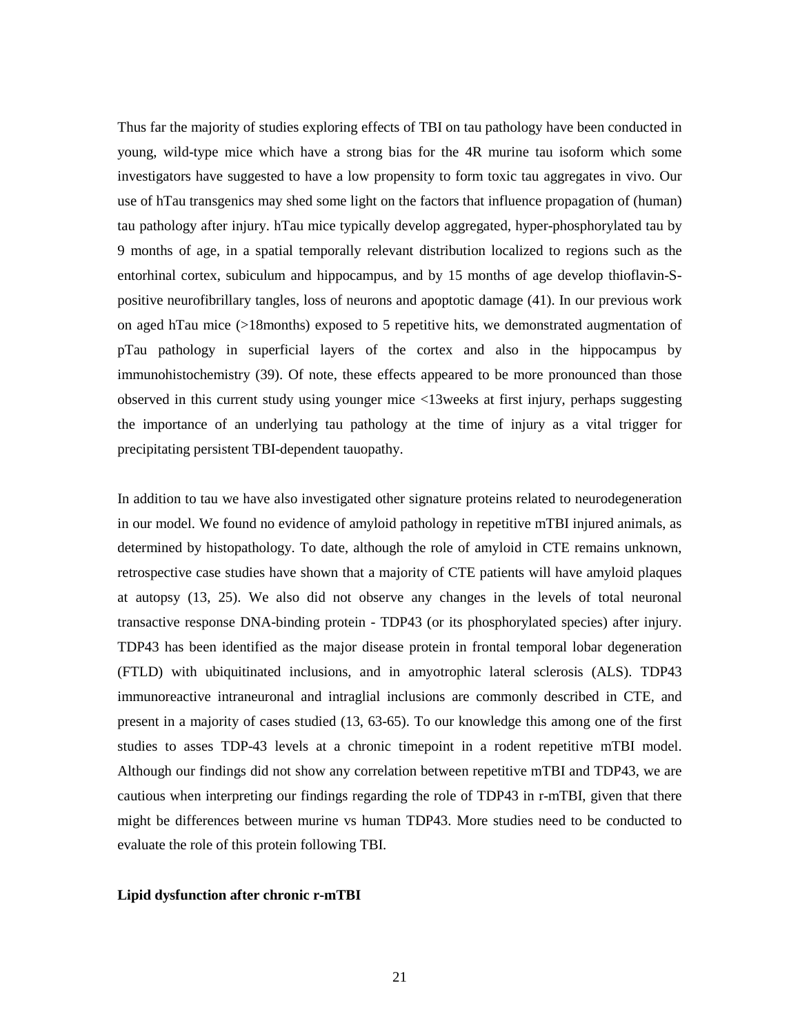Thus far the majority of studies exploring effects of TBI on tau pathology have been conducted in young, wild-type mice which have a strong bias for the 4R murine tau isoform which some investigators have suggested to have a low propensity to form toxic tau aggregates in vivo. Our use of hTau transgenics may shed some light on the factors that influence propagation of (human) tau pathology after injury. hTau mice typically develop aggregated, hyper-phosphorylated tau by 9 months of age, in a spatial temporally relevant distribution localized to regions such as the entorhinal cortex, subiculum and hippocampus, and by 15 months of age develop thioflavin-S-positive neurofibrillary tangles, loss of neurons and apoptotic damage (41). In our previous work on aged hTau mice (>18months) exposed to 5 repetitive hits, we demonstrated augmentation of pTau pathology in superficial layers of the cortex and also in the hippocampus by immunohistochemistry (39). Of note, these effects appeared to be more pronounced than those observed in this current study using younger mice <13weeks at first injury, perhaps suggesting the importance of an underlying tau pathology at the time of injury as a vital trigger for precipitating persistent TBI-dependent tauopathy.

In addition to tau we have also investigated other signature proteins related to neurodegeneration in our model. We found no evidence of amyloid pathology in repetitive mTBI injured animals, as determined by histopathology. To date, although the role of amyloid in CTE remains unknown, retrospective case studies have shown that a majority of CTE patients will have amyloid plaques at autopsy (13, 25). We also did not observe any changes in the levels of total neuronal transactive response DNA-binding protein - TDP43 (or its phosphorylated species) after injury. TDP43 has been identified as the major disease protein in frontal temporal lobar degeneration (FTLD) with ubiquitinated inclusions, and in amyotrophic lateral sclerosis (ALS). TDP43 immunoreactive intraneuronal and intraglial inclusions are commonly described in CTE, and present in a majority of cases studied (13, 63-65). To our knowledge this among one of the first studies to asses TDP-43 levels at a chronic timepoint in a rodent repetitive mTBI model. Although our findings did not show any correlation between repetitive mTBI and TDP43, we are cautious when interpreting our findings regarding the role of TDP43 in r-mTBI, given that there might be differences between murine vs human TDP43. More studies need to be conducted to evaluate the role of this protein following TBI.

**Lipid dysfunction after chronic r-mTBI**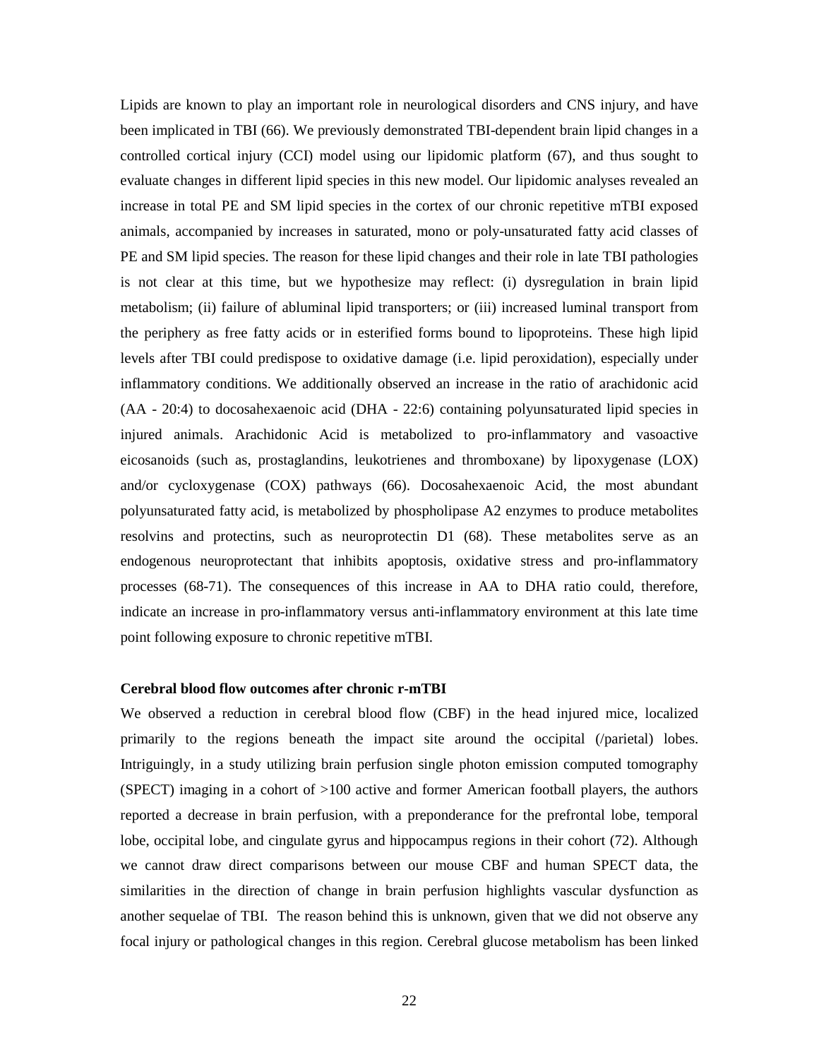Lipids are known to play an important role in neurological disorders and CNS injury, and have been implicated in TBI (66). We previously demonstrated TBI-dependent brain lipid changes in a controlled cortical injury (CCI) model using our lipidomic platform (67), and thus sought to evaluate changes in different lipid species in this new model. Our lipidomic analyses revealed an increase in total PE and SM lipid species in the cortex of our chronic repetitive mTBI exposed animals, accompanied by increases in saturated, mono or poly-unsaturated fatty acid classes of PE and SM lipid species. The reason for these lipid changes and their role in late TBI pathologies is not clear at this time, but we hypothesize may reflect: (i) dysregulation in brain lipid metabolism; (ii) failure of abluminal lipid transporters; or (iii) increased luminal transport from the periphery as free fatty acids or in esterified forms bound to lipoproteins. These high lipid levels after TBI could predispose to oxidative damage (i.e. lipid peroxidation), especially under inflammatory conditions. We additionally observed an increase in the ratio of arachidonic acid (AA - 20:4) to docosahexaenoic acid (DHA - 22:6) containing polyunsaturated lipid species in injured animals. Arachidonic Acid is metabolized to pro-inflammatory and vasoactive eicosanoids (such as, prostaglandins, leukotrienes and thromboxane) by lipoxygenase (LOX) and/or cycloxygenase (COX) pathways (66). Docosahexaenoic Acid, the most abundant polyunsaturated fatty acid, is metabolized by phospholipase A2 enzymes to produce metabolites resolvins and protectins, such as neuroprotectin D1 (68). These metabolites serve as an endogenous neuroprotectant that inhibits apoptosis, oxidative stress and pro-inflammatory processes (68-71). The consequences of this increase in AA to DHA ratio could, therefore, indicate an increase in pro-inflammatory versus anti-inflammatory environment at this late time point following exposure to chronic repetitive mTBI.

**Cerebral blood flow outcomes after chronic r-mTBI**

We observed a reduction in cerebral blood flow (CBF) in the head injured mice, localized primarily to the regions beneath the impact site around the occipital (/parietal) lobes. Intriguingly, in a study utilizing brain perfusion single photon emission computed tomography (SPECT) imaging in a cohort of >100 active and former American football players, the authors reported a decrease in brain perfusion, with a preponderance for the prefrontal lobe, temporal lobe, occipital lobe, and cingulate gyrus and hippocampus regions in their cohort (72). Although we cannot draw direct comparisons between our mouse CBF and human SPECT data, the similarities in the direction of change in brain perfusion highlights vascular dysfunction as another sequelae of TBI. The reason behind this is unknown, given that we did not observe any focal injury or pathological changes in this region. Cerebral glucose metabolism has been linked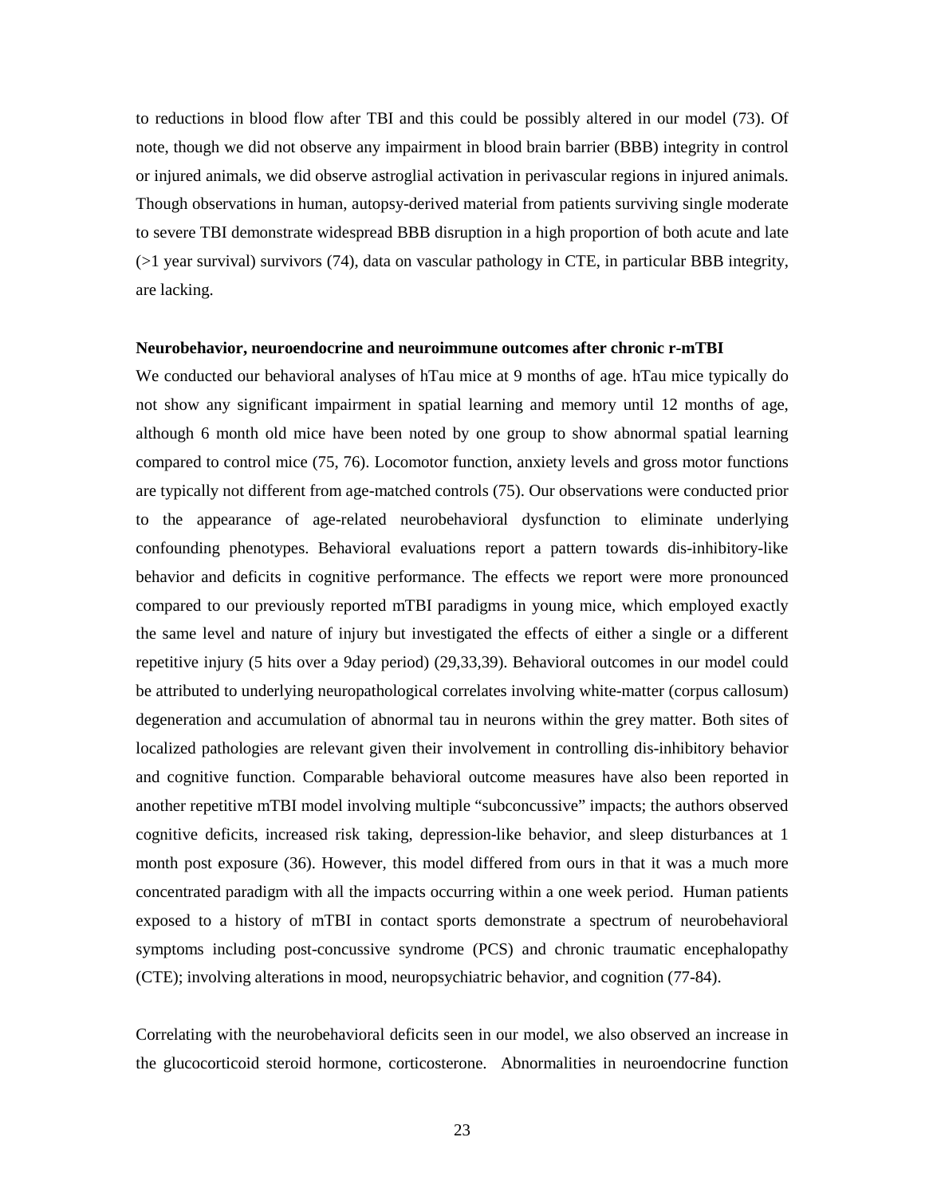to reductions in blood flow after TBI and this could be possibly altered in our model (73). Of note, though we did not observe any impairment in blood brain barrier (BBB) integrity in control or injured animals, we did observe astroglial activation in perivascular regions in injured animals. Though observations in human, autopsy-derived material from patients surviving single moderate to severe TBI demonstrate widespread BBB disruption in a high proportion of both acute and late (>1 year survival) survivors (74), data on vascular pathology in CTE, in particular BBB integrity, are lacking.

**Neurobehavior, neuroendocrine and neuroimmune outcomes after chronic r-mTBI**

We conducted our behavioral analyses of hTau mice at 9 months of age. hTau mice typically do not show any significant impairment in spatial learning and memory until 12 months of age, although 6 month old mice have been noted by one group to show abnormal spatial learning compared to control mice (75, 76). Locomotor function, anxiety levels and gross motor functions are typically not different from age-matched controls (75). Our observations were conducted prior to the appearance of age-related neurobehavioral dysfunction to eliminate underlying confounding phenotypes. Behavioral evaluations report a pattern towards dis-inhibitory-like behavior and deficits in cognitive performance. The effects we report were more pronounced compared to our previously reported mTBI paradigms in young mice, which employed exactly the same level and nature of injury but investigated the effects of either a single or a different repetitive injury (5 hits over a 9day period) (29,33,39). Behavioral outcomes in our model could be attributed to underlying neuropathological correlates involving white-matter (corpus callosum) degeneration and accumulation of abnormal tau in neurons within the grey matter. Both sites of localized pathologies are relevant given their involvement in controlling dis-inhibitory behavior and cognitive function. Comparable behavioral outcome measures have also been reported in another repetitive mTBI model involving multiple "subconcussive" impacts; the authors observed cognitive deficits, increased risk taking, depression-like behavior, and sleep disturbances at 1 month post exposure (36). However, this model differed from ours in that it was a much more concentrated paradigm with all the impacts occurring within a one week period. Human patients exposed to a history of mTBI in contact sports demonstrate a spectrum of neurobehavioral symptoms including post-concussive syndrome (PCS) and chronic traumatic encephalopathy (CTE); involving alterations in mood, neuropsychiatric behavior, and cognition (77-84).

Correlating with the neurobehavioral deficits seen in our model, we also observed an increase in the glucocorticoid steroid hormone, corticosterone. Abnormalities in neuroendocrine function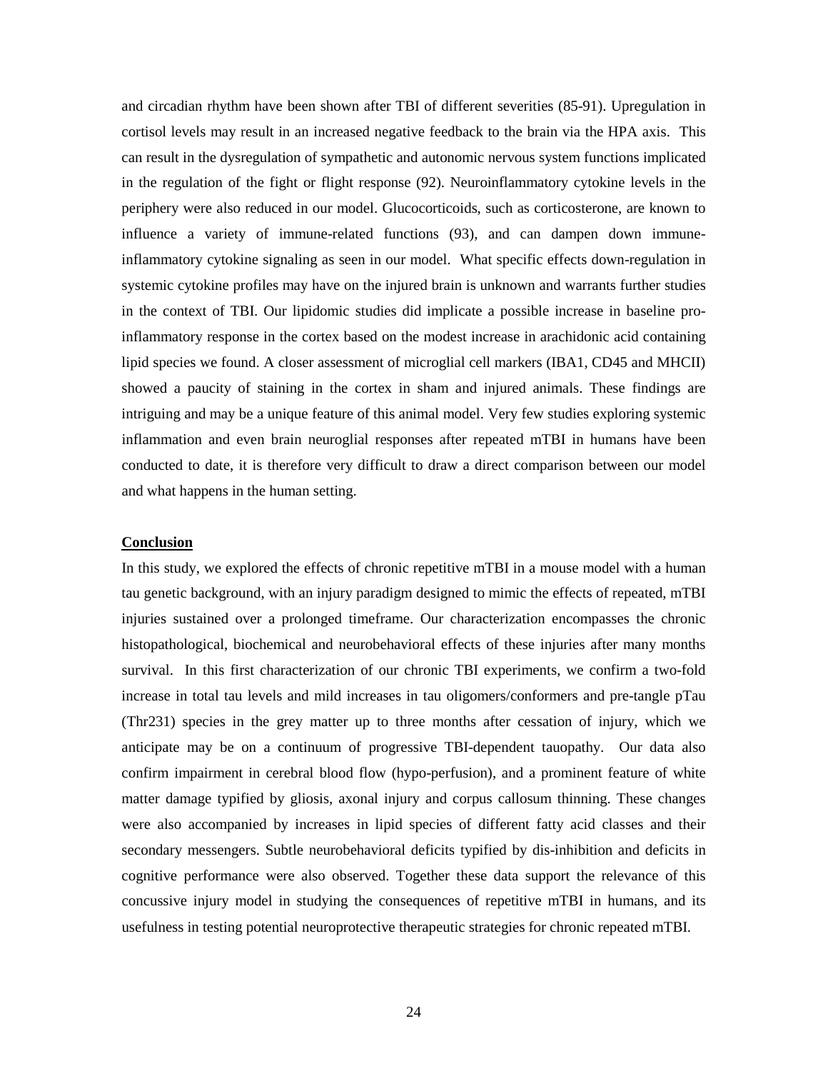and circadian rhythm have been shown after TBI of different severities (85-91). Upregulation in cortisol levels may result in an increased negative feedback to the brain via the HPA axis. This can result in the dysregulation of sympathetic and autonomic nervous system functions implicated in the regulation of the fight or flight response (92). Neuroinflammatory cytokine levels in the periphery were also reduced in our model. Glucocorticoids, such as corticosterone, are known to influence a variety of immune-related functions (93), and can dampen down immune-inflammatory cytokine signaling as seen in our model. What specific effects down-regulation in systemic cytokine profiles may have on the injured brain is unknown and warrants further studies in the context of TBI. Our lipidomic studies did implicate a possible increase in baseline pro-inflammatory response in the cortex based on the modest increase in arachidonic acid containing lipid species we found. A closer assessment of microglial cell markers (IBA1, CD45 and MHCII) showed a paucity of staining in the cortex in sham and injured animals. These findings are intriguing and may be a unique feature of this animal model. Very few studies exploring systemic inflammation and even brain neuroglial responses after repeated mTBI in humans have been conducted to date, it is therefore very difficult to draw a direct comparison between our model and what happens in the human setting.

## Conclusion

In this study, we explored the effects of chronic repetitive mTBI in a mouse model with a human tau genetic background, with an injury paradigm designed to mimic the effects of repeated, mTBI injuries sustained over a prolonged timeframe. Our characterization encompasses the chronic histopathological, biochemical and neurobehavioral effects of these injuries after many months survival. In this first characterization of our chronic TBI experiments, we confirm a two-fold increase in total tau levels and mild increases in tau oligomers/conformers and pre-tangle pTau (Thr231) species in the grey matter up to three months after cessation of injury, which we anticipate may be on a continuum of progressive TBI-dependent tauopathy. Our data also confirm impairment in cerebral blood flow (hypo-perfusion), and a prominent feature of white matter damage typified by gliosis, axonal injury and corpus callosum thinning. These changes were also accompanied by increases in lipid species of different fatty acid classes and their secondary messengers. Subtle neurobehavioral deficits typified by dis-inhibition and deficits in cognitive performance were also observed. Together these data support the relevance of this concussive injury model in studying the consequences of repetitive mTBI in humans, and its usefulness in testing potential neuroprotective therapeutic strategies for chronic repeated mTBI.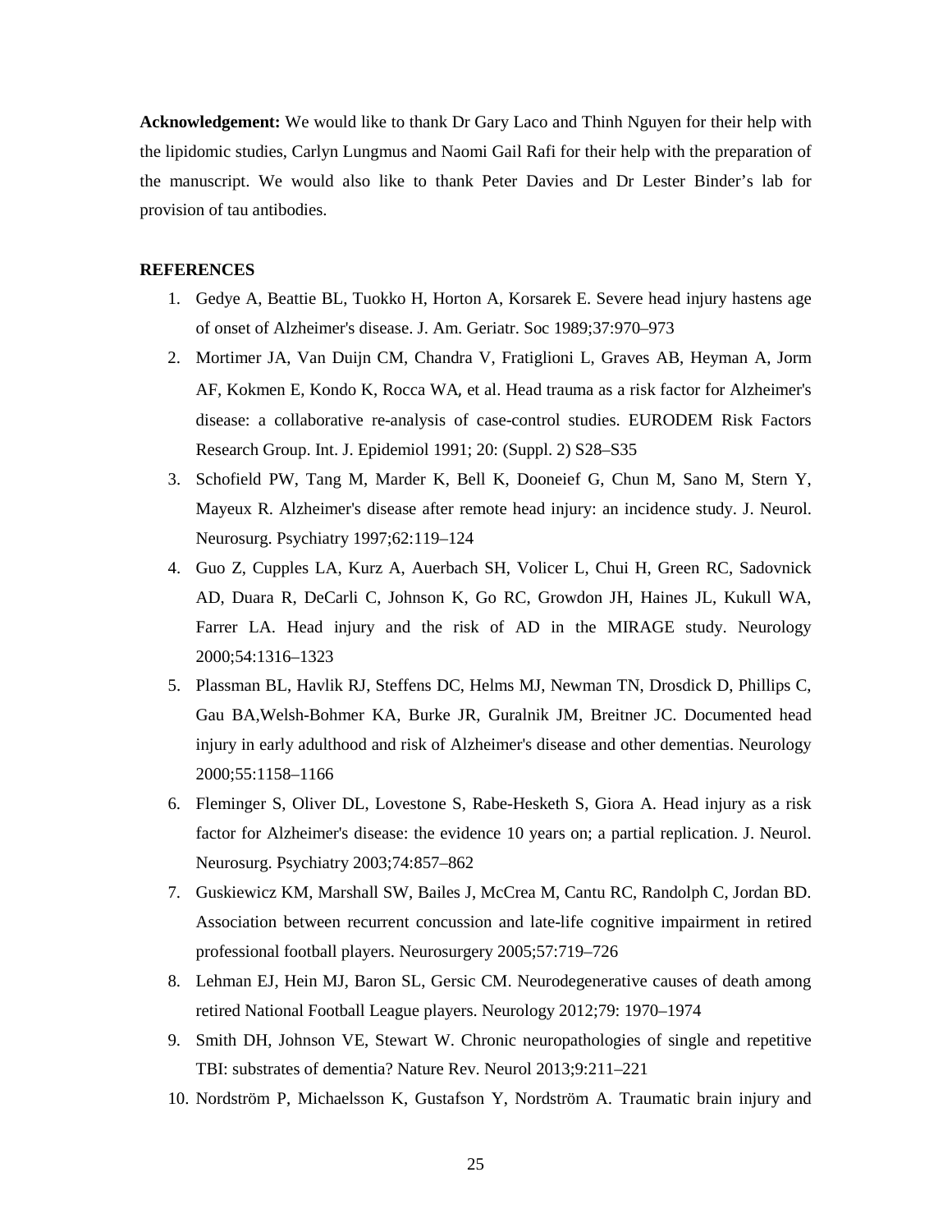**Acknowledgement:** We would like to thank Dr Gary Laco and Thinh Nguyen for their help with the lipidomic studies, Carlyn Lungmus and Naomi Gail Rafi for their help with the preparation of the manuscript. We would also like to thank Peter Davies and Dr Lester Binder's lab for provision of tau antibodies.

**REFERENCES**

1. Gedye A, Beattie BL, Tuokko H, Horton A, Korsarek E. Severe head injury hastens age of onset of Alzheimer's disease. J. Am. Geriatr. Soc 1989;37:970–973
2. Mortimer JA, Van Duijn CM, Chandra V, Fratiglioni L, Graves AB, Heyman A, Jorm AF, Kokmen E, Kondo K, Rocca WA, et al. Head trauma as a risk factor for Alzheimer's disease: a collaborative re-analysis of case-control studies. EURODEM Risk Factors Research Group. Int. J. Epidemiol 1991; 20: (Suppl. 2) S28–S35
3. Schofield PW, Tang M, Marder K, Bell K, Dooneief G, Chun M, Sano M, Stern Y, Mayeux R. Alzheimer's disease after remote head injury: an incidence study. J. Neurol. Neurosurg. Psychiatry 1997;62:119–124
4. Guo Z, Cupples LA, Kurz A, Auerbach SH, Volicer L, Chui H, Green RC, Sadovnick AD, Duara R, DeCarli C, Johnson K, Go RC, Growdon JH, Haines JL, Kukull WA, Farrer LA. Head injury and the risk of AD in the MIRAGE study. Neurology 2000;54:1316–1323
5. Plassman BL, Havlik RJ, Steffens DC, Helms MJ, Newman TN, Drosdick D, Phillips C, Gau BA,Welsh-Bohmer KA, Burke JR, Guralnik JM, Breitner JC. Documented head injury in early adulthood and risk of Alzheimer's disease and other dementias. Neurology 2000;55:1158–1166
6. Fleminger S, Oliver DL, Lovestone S, Rabe-Hesketh S, Giora A. Head injury as a risk factor for Alzheimer's disease: the evidence 10 years on; a partial replication. J. Neurol. Neurosurg. Psychiatry 2003;74:857–862
7. Guskiewicz KM, Marshall SW, Bailes J, McCrea M, Cantu RC, Randolph C, Jordan BD. Association between recurrent concussion and late-life cognitive impairment in retired professional football players. Neurosurgery 2005;57:719–726
8. Lehman EJ, Hein MJ, Baron SL, Gersic CM. Neurodegenerative causes of death among retired National Football League players. Neurology 2012;79: 1970–1974
9. Smith DH, Johnson VE, Stewart W. Chronic neuropathologies of single and repetitive TBI: substrates of dementia? Nature Rev. Neurol 2013;9:211–221
10. Nordström P, Michaelsson K, Gustafson Y, Nordström A. Traumatic brain injury and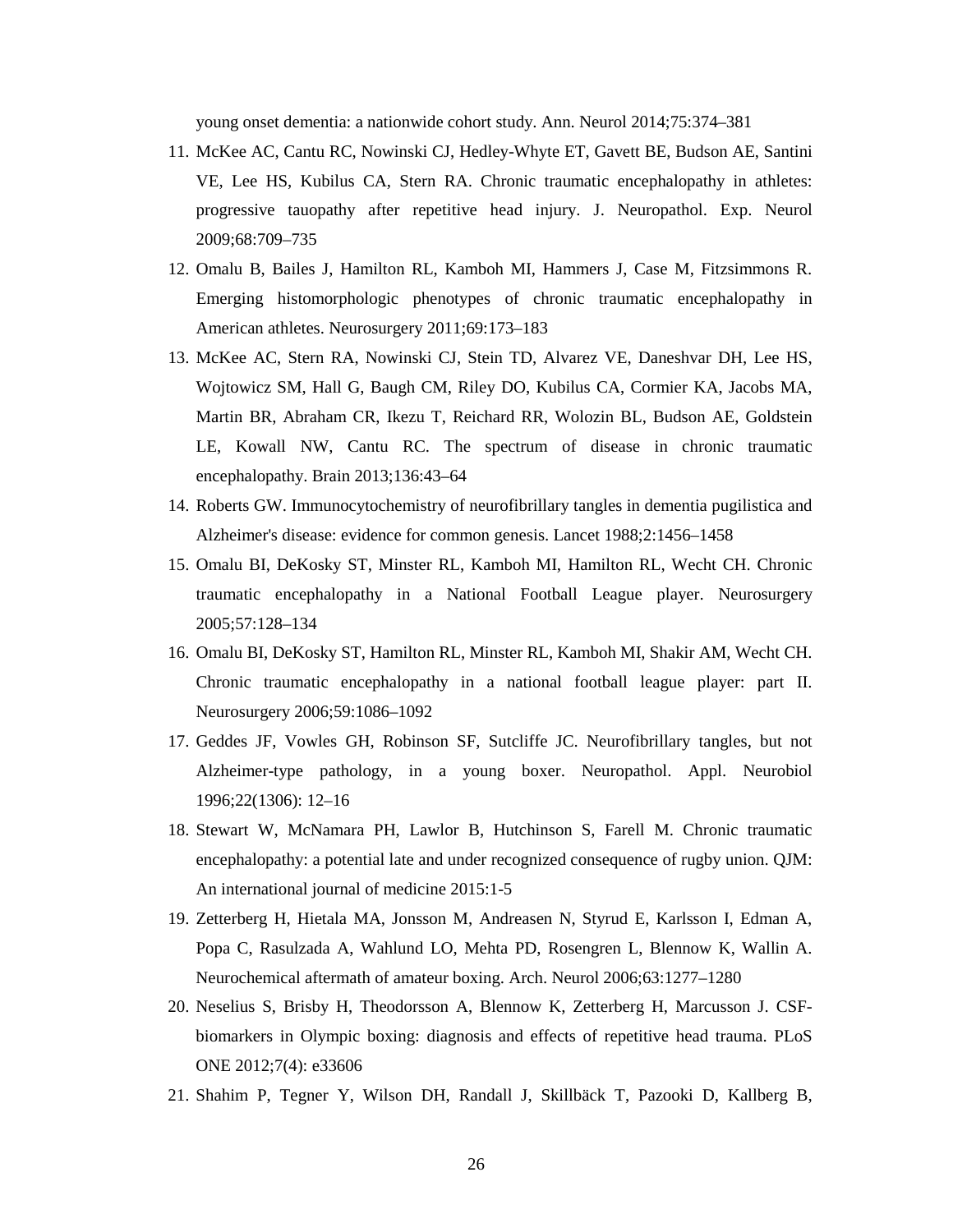young onset dementia: a nationwide cohort study. Ann. Neurol 2014;75:374–381

11. McKee AC, Cantu RC, Nowinski CJ, Hedley-Whyte ET, Gavett BE, Budson AE, Santini VE, Lee HS, Kubilus CA, Stern RA. Chronic traumatic encephalopathy in athletes: progressive tauopathy after repetitive head injury. J. Neuropathol. Exp. Neurol 2009;68:709–735
12. Omalu B, Bailes J, Hamilton RL, Kamboh MI, Hammers J, Case M, Fitzsimmons R. Emerging histomorphologic phenotypes of chronic traumatic encephalopathy in American athletes. Neurosurgery 2011;69:173–183
13. McKee AC, Stern RA, Nowinski CJ, Stein TD, Alvarez VE, Daneshvar DH, Lee HS, Wojtowicz SM, Hall G, Baugh CM, Riley DO, Kubilus CA, Cormier KA, Jacobs MA, Martin BR, Abraham CR, Ikezu T, Reichard RR, Wolozin BL, Budson AE, Goldstein LE, Kowall NW, Cantu RC. The spectrum of disease in chronic traumatic encephalopathy. Brain 2013;136:43–64
14. Roberts GW. Immunocytochemistry of neurofibrillary tangles in dementia pugilistica and Alzheimer's disease: evidence for common genesis. Lancet 1988;2:1456–1458
15. Omalu BI, DeKosky ST, Minster RL, Kamboh MI, Hamilton RL, Wecht CH. Chronic traumatic encephalopathy in a National Football League player. Neurosurgery 2005;57:128–134
16. Omalu BI, DeKosky ST, Hamilton RL, Minster RL, Kamboh MI, Shakir AM, Wecht CH. Chronic traumatic encephalopathy in a national football league player: part II. Neurosurgery 2006;59:1086–1092
17. Geddes JF, Vowles GH, Robinson SF, Sutcliffe JC. Neurofibrillary tangles, but not Alzheimer-type pathology, in a young boxer. Neuropathol. Appl. Neurobiol 1996;22(1306): 12–16
18. Stewart W, McNamara PH, Lawlor B, Hutchinson S, Farell M. Chronic traumatic encephalopathy: a potential late and under recognized consequence of rugby union. QJM: An international journal of medicine 2015:1-5
19. Zetterberg H, Hietala MA, Jonsson M, Andreasen N, Styrud E, Karlsson I, Edman A, Popa C, Rasulzada A, Wahlund LO, Mehta PD, Rosengren L, Blennow K, Wallin A. Neurochemical aftermath of amateur boxing. Arch. Neurol 2006;63:1277–1280
20. Neselius S, Brisby H, Theodorsson A, Blennow K, Zetterberg H, Marcusson J. CSF-biomarkers in Olympic boxing: diagnosis and effects of repetitive head trauma. PLoS ONE 2012;7(4): e33606
21. Shahim P, Tegner Y, Wilson DH, Randall J, Skillbäck T, Pazooki D, Kallberg B,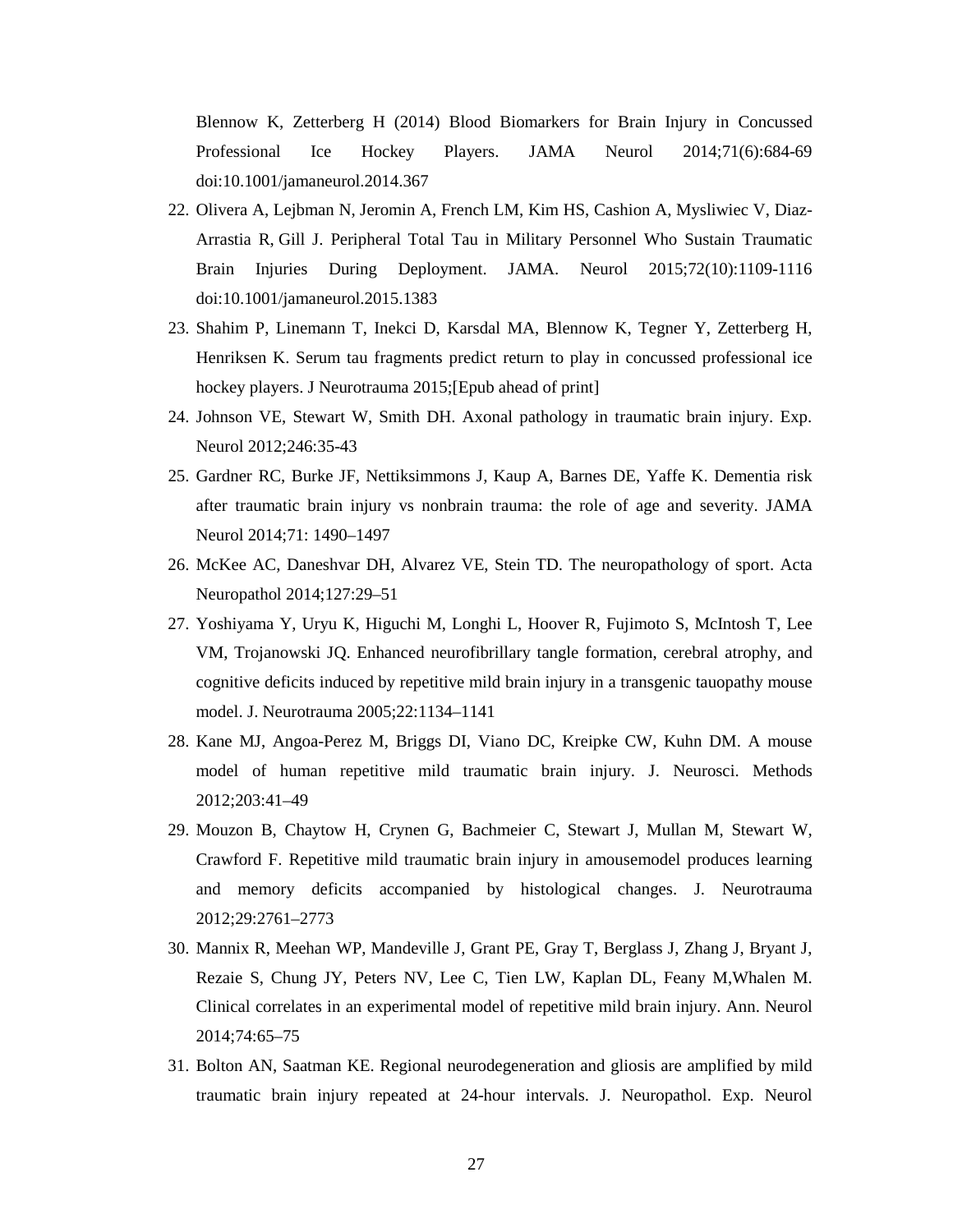Blennow K, Zetterberg H (2014) Blood Biomarkers for Brain Injury in Concussed Professional Ice Hockey Players. JAMA Neurol 2014;71(6):684-69 doi:10.1001/jamaneurol.2014.367

22. Olivera A, Lejbman N, Jeromin A, French LM, Kim HS, Cashion A, Mysliwiec V, Diaz-Arrastia R, Gill J. Peripheral Total Tau in Military Personnel Who Sustain Traumatic Brain Injuries During Deployment. JAMA. Neurol 2015;72(10):1109-1116 doi:10.1001/jamaneurol.2015.1383
23. Shahim P, Linemann T, Inekci D, Karsdal MA, Blennow K, Tegner Y, Zetterberg H, Henriksen K. Serum tau fragments predict return to play in concussed professional ice hockey players. J Neurotrauma 2015;[Epub ahead of print]
24. Johnson VE, Stewart W, Smith DH. Axonal pathology in traumatic brain injury. Exp. Neurol 2012;246:35-43
25. Gardner RC, Burke JF, Nettiksimmons J, Kaup A, Barnes DE, Yaffe K. Dementia risk after traumatic brain injury vs nonbrain trauma: the role of age and severity. JAMA Neurol 2014;71: 1490–1497
26. McKee AC, Daneshvar DH, Alvarez VE, Stein TD. The neuropathology of sport. Acta Neuropathol 2014;127:29–51
27. Yoshiyama Y, Uryu K, Higuchi M, Longhi L, Hoover R, Fujimoto S, McIntosh T, Lee VM, Trojanowski JQ. Enhanced neurofibrillary tangle formation, cerebral atrophy, and cognitive deficits induced by repetitive mild brain injury in a transgenic tauopathy mouse model. J. Neurotrauma 2005;22:1134–1141
28. Kane MJ, Angoa-Perez M, Briggs DI, Viano DC, Kreipke CW, Kuhn DM. A mouse model of human repetitive mild traumatic brain injury. J. Neurosci. Methods 2012;203:41–49
29. Mouzon B, Chaytow H, Crynen G, Bachmeier C, Stewart J, Mullan M, Stewart W, Crawford F. Repetitive mild traumatic brain injury in amousemodel produces learning and memory deficits accompanied by histological changes. J. Neurotrauma 2012;29:2761–2773
30. Mannix R, Meehan WP, Mandeville J, Grant PE, Gray T, Berglass J, Zhang J, Bryant J, Rezaie S, Chung JY, Peters NV, Lee C, Tien LW, Kaplan DL, Feany M,Whalen M. Clinical correlates in an experimental model of repetitive mild brain injury. Ann. Neurol 2014;74:65–75
31. Bolton AN, Saatman KE. Regional neurodegeneration and gliosis are amplified by mild traumatic brain injury repeated at 24-hour intervals. J. Neuropathol. Exp. Neurol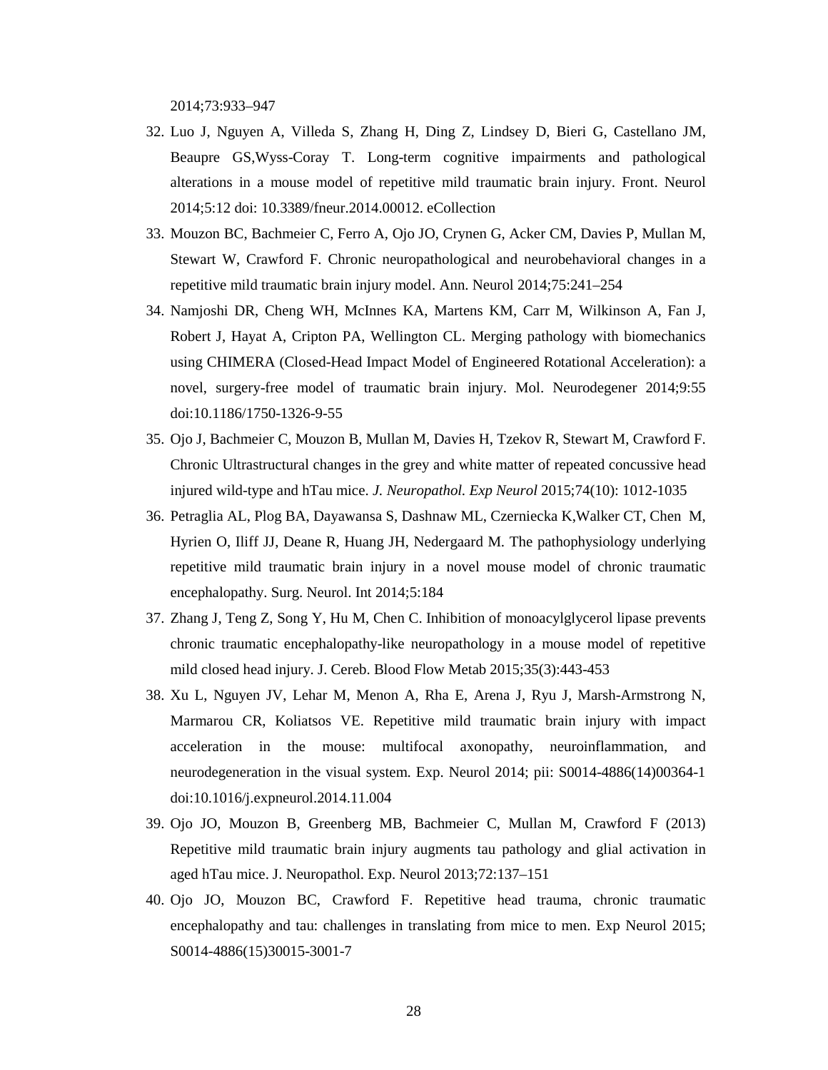2014;73:933–947

32. Luo J, Nguyen A, Villeda S, Zhang H, Ding Z, Lindsey D, Bieri G, Castellano JM, Beaupre GS,Wyss-Coray T. Long-term cognitive impairments and pathological alterations in a mouse model of repetitive mild traumatic brain injury. Front. Neurol 2014;5:12 doi: 10.3389/fneur.2014.00012. eCollection
33. Mouzon BC, Bachmeier C, Ferro A, Ojo JO, Crynen G, Acker CM, Davies P, Mullan M, Stewart W, Crawford F. Chronic neuropathological and neurobehavioral changes in a repetitive mild traumatic brain injury model. Ann. Neurol 2014;75:241–254
34. Namjoshi DR, Cheng WH, McInnes KA, Martens KM, Carr M, Wilkinson A, Fan J, Robert J, Hayat A, Cripton PA, Wellington CL. Merging pathology with biomechanics using CHIMERA (Closed-Head Impact Model of Engineered Rotational Acceleration): a novel, surgery-free model of traumatic brain injury. Mol. Neurodegener 2014;9:55 doi:10.1186/1750-1326-9-55
35. Ojo J, Bachmeier C, Mouzon B, Mullan M, Davies H, Tzekov R, Stewart M, Crawford F. Chronic Ultrastructural changes in the grey and white matter of repeated concussive head injured wild-type and hTau mice. *J. Neuropathol. Exp Neurol* 2015;74(10): 1012-1035
36. Petraglia AL, Plog BA, Dayawansa S, Dashnaw ML, Czerniecka K,Walker CT, Chen M, Hyrien O, Iliff JJ, Deane R, Huang JH, Nedergaard M. The pathophysiology underlying repetitive mild traumatic brain injury in a novel mouse model of chronic traumatic encephalopathy. Surg. Neurol. Int 2014;5:184
37. Zhang J, Teng Z, Song Y, Hu M, Chen C. Inhibition of monoacylglycerol lipase prevents chronic traumatic encephalopathy-like neuropathology in a mouse model of repetitive mild closed head injury. J. Cereb. Blood Flow Metab 2015;35(3):443-453
38. Xu L, Nguyen JV, Lehar M, Menon A, Rha E, Arena J, Ryu J, Marsh-Armstrong N, Marmarou CR, Koliatsos VE. Repetitive mild traumatic brain injury with impact acceleration in the mouse: multifocal axonopathy, neuroinflammation, and neurodegeneration in the visual system. Exp. Neurol 2014; pii: S0014-4886(14)00364-1 doi:10.1016/j.expneurol.2014.11.004
39. Ojo JO, Mouzon B, Greenberg MB, Bachmeier C, Mullan M, Crawford F (2013) Repetitive mild traumatic brain injury augments tau pathology and glial activation in aged hTau mice. J. Neuropathol. Exp. Neurol 2013;72:137–151
40. Ojo JO, Mouzon BC, Crawford F. Repetitive head trauma, chronic traumatic encephalopathy and tau: challenges in translating from mice to men. Exp Neurol 2015; S0014-4886(15)30015-3001-7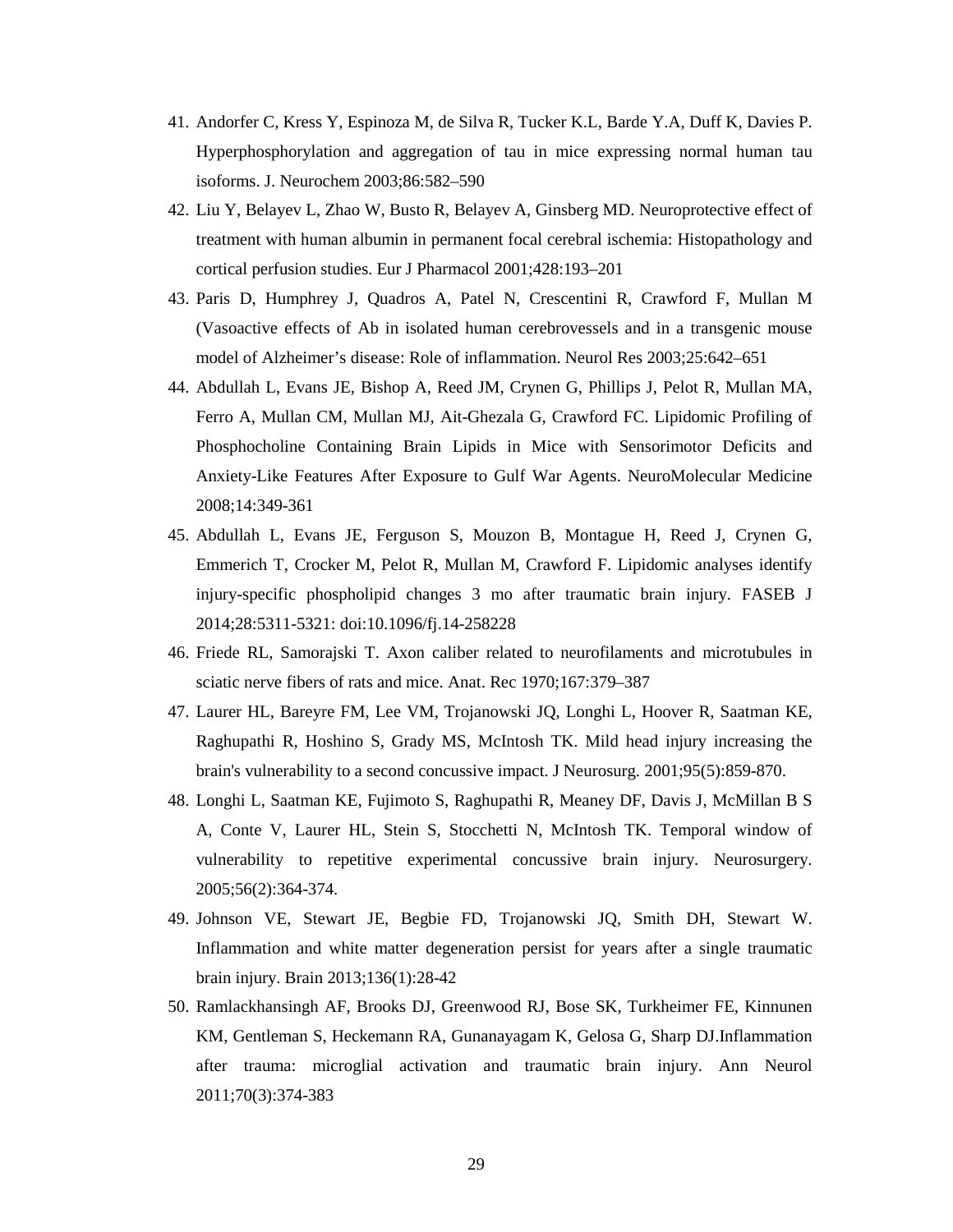41. Andorfer C, Kress Y, Espinoza M, de Silva R, Tucker K.L, Barde Y.A, Duff K, Davies P. Hyperphosphorylation and aggregation of tau in mice expressing normal human tau isoforms. J. Neurochem 2003;86:582–590
42. Liu Y, Belayev L, Zhao W, Busto R, Belayev A, Ginsberg MD. Neuroprotective effect of treatment with human albumin in permanent focal cerebral ischemia: Histopathology and cortical perfusion studies. Eur J Pharmacol 2001;428:193–201
43. Paris D, Humphrey J, Quadros A, Patel N, Crescentini R, Crawford F, Mullan M (Vasoactive effects of Ab in isolated human cerebrovessels and in a transgenic mouse model of Alzheimer's disease: Role of inflammation. Neurol Res 2003;25:642–651
44. Abdullah L, Evans JE, Bishop A, Reed JM, Crynen G, Phillips J, Pelot R, Mullan MA, Ferro A, Mullan CM, Mullan MJ, Ait-Ghezala G, Crawford FC. Lipidomic Profiling of Phosphocholine Containing Brain Lipids in Mice with Sensorimotor Deficits and Anxiety-Like Features After Exposure to Gulf War Agents. NeuroMolecular Medicine 2008;14:349-361
45. Abdullah L, Evans JE, Ferguson S, Mouzon B, Montague H, Reed J, Crynen G, Emmerich T, Crocker M, Pelot R, Mullan M, Crawford F. Lipidomic analyses identify injury-specific phospholipid changes 3 mo after traumatic brain injury. FASEB J 2014;28:5311-5321: doi:10.1096/fj.14-258228
46. Friede RL, Samorajski T. Axon caliber related to neurofilaments and microtubules in sciatic nerve fibers of rats and mice. Anat. Rec 1970;167:379–387
47. Laurer HL, Bareyre FM, Lee VM, Trojanowski JQ, Longhi L, Hoover R, Saatman KE, Raghupathi R, Hoshino S, Grady MS, McIntosh TK. Mild head injury increasing the brain's vulnerability to a second concussive impact. J Neurosurg. 2001;95(5):859-870.
48. Longhi L, Saatman KE, Fujimoto S, Raghupathi R, Meaney DF, Davis J, McMillan B S A, Conte V, Laurer HL, Stein S, Stocchetti N, McIntosh TK. Temporal window of vulnerability to repetitive experimental concussive brain injury. Neurosurgery. 2005;56(2):364-374.
49. Johnson VE, Stewart JE, Begbie FD, Trojanowski JQ, Smith DH, Stewart W. Inflammation and white matter degeneration persist for years after a single traumatic brain injury. Brain 2013;136(1):28-42
50. Ramlackhansingh AF, Brooks DJ, Greenwood RJ, Bose SK, Turkheimer FE, Kinnunen KM, Gentleman S, Heckemann RA, Gunanayagam K, Gelosa G, Sharp DJ.Inflammation after trauma: microglial activation and traumatic brain injury. Ann Neurol 2011;70(3):374-383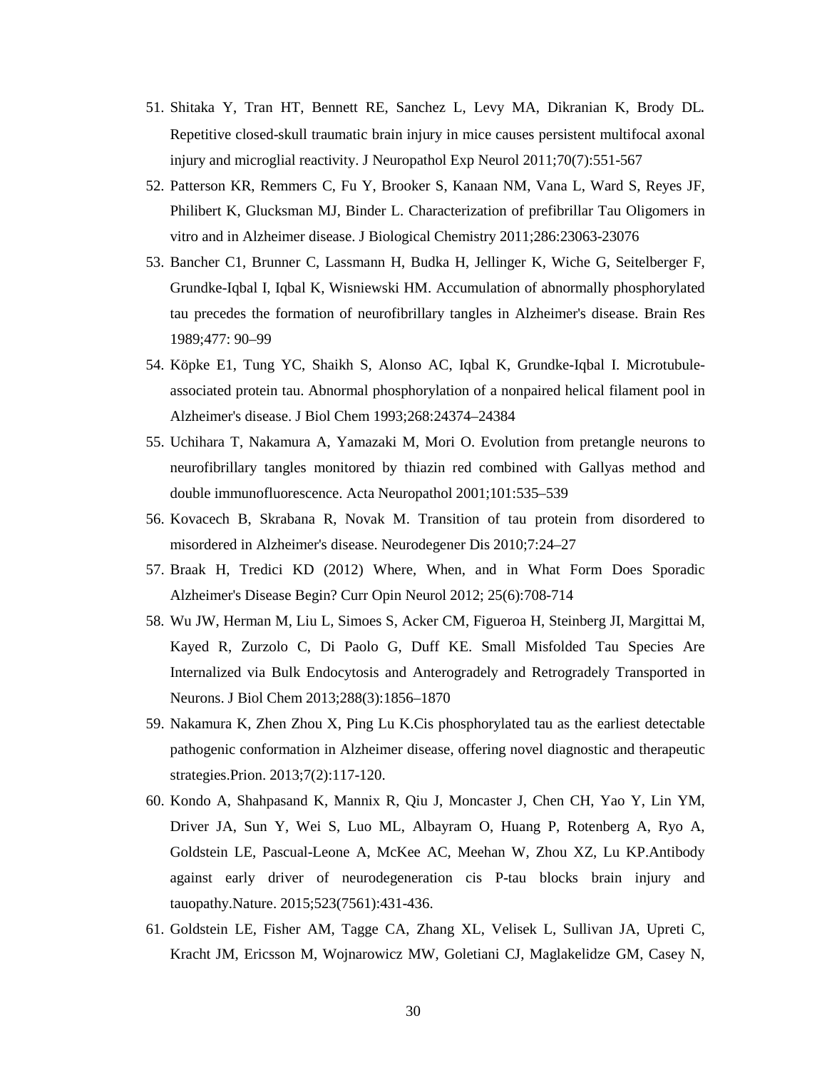51. Shitaka Y, Tran HT, Bennett RE, Sanchez L, Levy MA, Dikranian K, Brody DL. Repetitive closed-skull traumatic brain injury in mice causes persistent multifocal axonal injury and microglial reactivity. J Neuropathol Exp Neurol 2011;70(7):551-567
52. Patterson KR, Remmers C, Fu Y, Brooker S, Kanaan NM, Vana L, Ward S, Reyes JF, Philibert K, Glucksman MJ, Binder L. Characterization of prefibrillar Tau Oligomers in vitro and in Alzheimer disease. J Biological Chemistry 2011;286:23063-23076
53. Bancher C1, Brunner C, Lassmann H, Budka H, Jellinger K, Wiche G, Seitelberger F, Grundke-Iqbal I, Iqbal K, Wisniewski HM. Accumulation of abnormally phosphorylated tau precedes the formation of neurofibrillary tangles in Alzheimer's disease. Brain Res 1989;477: 90–99
54. Köpke E1, Tung YC, Shaikh S, Alonso AC, Iqbal K, Grundke-Iqbal I. Microtubule-associated protein tau. Abnormal phosphorylation of a nonpaired helical filament pool in Alzheimer's disease. J Biol Chem 1993;268:24374–24384
55. Uchihara T, Nakamura A, Yamazaki M, Mori O. Evolution from pretangle neurons to neurofibrillary tangles monitored by thiazin red combined with Gallyas method and double immunofluorescence. Acta Neuropathol 2001;101:535–539
56. Kovacech B, Skrabana R, Novak M. Transition of tau protein from disordered to misordered in Alzheimer's disease. Neurodegener Dis 2010;7:24–27
57. Braak H, Tredici KD (2012) Where, When, and in What Form Does Sporadic Alzheimer's Disease Begin? Curr Opin Neurol 2012; 25(6):708-714
58. Wu JW, Herman M, Liu L, Simoes S, Acker CM, Figueroa H, Steinberg JI, Margittai M, Kayed R, Zurzolo C, Di Paolo G, Duff KE. Small Misfolded Tau Species Are Internalized via Bulk Endocytosis and Anterogradely and Retrogradely Transported in Neurons. J Biol Chem 2013;288(3):1856–1870
59. Nakamura K, Zhen Zhou X, Ping Lu K.Cis phosphorylated tau as the earliest detectable pathogenic conformation in Alzheimer disease, offering novel diagnostic and therapeutic strategies.Prion. 2013;7(2):117-120.
60. Kondo A, Shahpasand K, Mannix R, Qiu J, Moncaster J, Chen CH, Yao Y, Lin YM, Driver JA, Sun Y, Wei S, Luo ML, Albayram O, Huang P, Rotenberg A, Ryo A, Goldstein LE, Pascual-Leone A, McKee AC, Meehan W, Zhou XZ, Lu KP.Antibody against early driver of neurodegeneration cis P-tau blocks brain injury and tauopathy.Nature. 2015;523(7561):431-436.
61. Goldstein LE, Fisher AM, Tagge CA, Zhang XL, Velisek L, Sullivan JA, Upreti C, Kracht JM, Ericsson M, Wojnarowicz MW, Goletiani CJ, Maglakelidze GM, Casey N,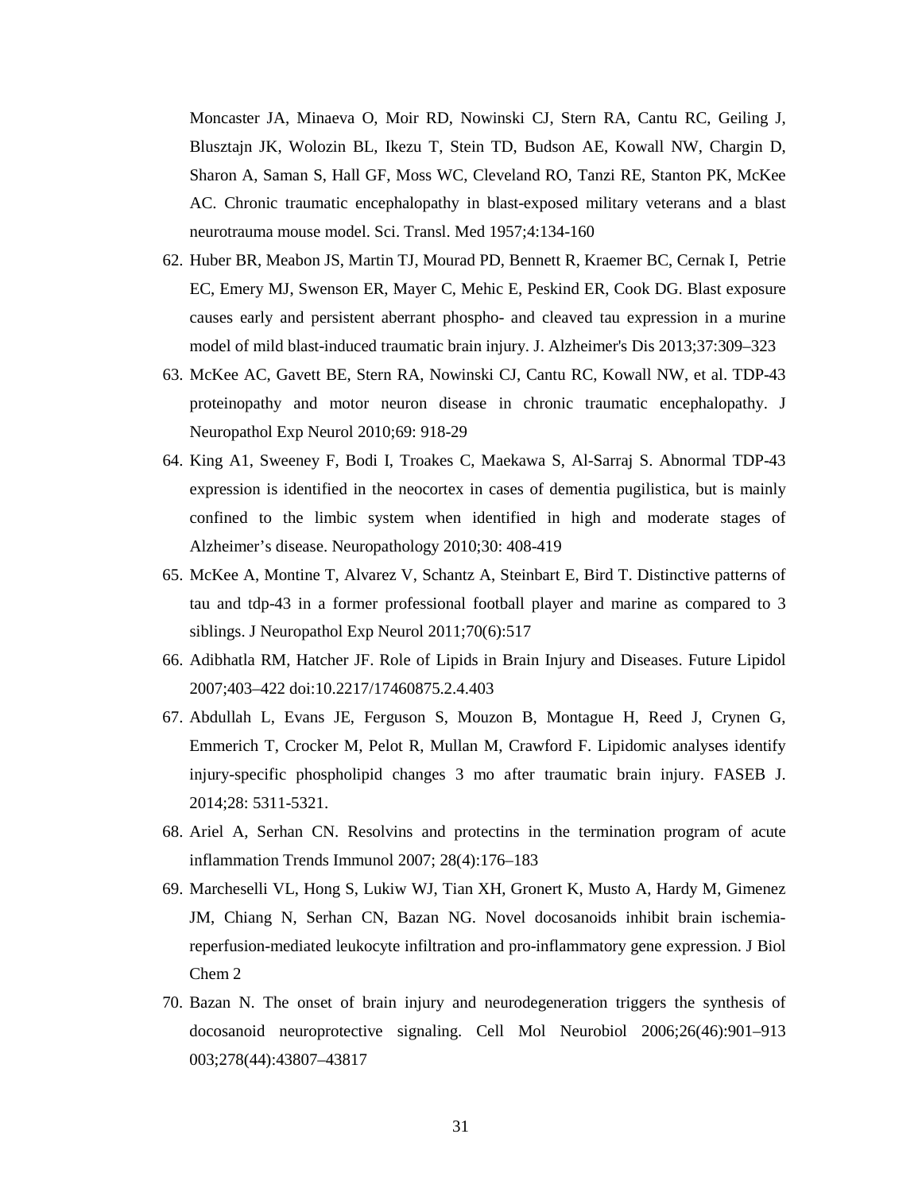Moncaster JA, Minaeva O, Moir RD, Nowinski CJ, Stern RA, Cantu RC, Geiling J, Blusztajn JK, Wolozin BL, Ikezu T, Stein TD, Budson AE, Kowall NW, Chargin D, Sharon A, Saman S, Hall GF, Moss WC, Cleveland RO, Tanzi RE, Stanton PK, McKee AC. Chronic traumatic encephalopathy in blast-exposed military veterans and a blast neurotrauma mouse model. Sci. Transl. Med 1957;4:134-160

62. Huber BR, Meabon JS, Martin TJ, Mourad PD, Bennett R, Kraemer BC, Cernak I, Petrie EC, Emery MJ, Swenson ER, Mayer C, Mehic E, Peskind ER, Cook DG. Blast exposure causes early and persistent aberrant phospho- and cleaved tau expression in a murine model of mild blast-induced traumatic brain injury. J. Alzheimer's Dis 2013;37:309–323
63. McKee AC, Gavett BE, Stern RA, Nowinski CJ, Cantu RC, Kowall NW, et al. TDP-43 proteinopathy and motor neuron disease in chronic traumatic encephalopathy. J Neuropathol Exp Neurol 2010;69: 918-29
64. King A1, Sweeney F, Bodi I, Troakes C, Maekawa S, Al-Sarraj S. Abnormal TDP-43 expression is identified in the neocortex in cases of dementia pugilistica, but is mainly confined to the limbic system when identified in high and moderate stages of Alzheimer's disease. Neuropathology 2010;30: 408-419
65. McKee A, Montine T, Alvarez V, Schantz A, Steinbart E, Bird T. Distinctive patterns of tau and tdp-43 in a former professional football player and marine as compared to 3 siblings. J Neuropathol Exp Neurol 2011;70(6):517
66. Adibhatla RM, Hatcher JF. Role of Lipids in Brain Injury and Diseases. Future Lipidol 2007;403–422 doi:10.2217/17460875.2.4.403
67. Abdullah L, Evans JE, Ferguson S, Mouzon B, Montague H, Reed J, Crynen G, Emmerich T, Crocker M, Pelot R, Mullan M, Crawford F. Lipidomic analyses identify injury-specific phospholipid changes 3 mo after traumatic brain injury. FASEB J. 2014;28: 5311-5321.
68. Ariel A, Serhan CN. Resolvins and protectins in the termination program of acute inflammation Trends Immunol 2007; 28(4):176–183
69. Marcheselli VL, Hong S, Lukiw WJ, Tian XH, Gronert K, Musto A, Hardy M, Gimenez JM, Chiang N, Serhan CN, Bazan NG. Novel docosanoids inhibit brain ischemia-reperfusion-mediated leukocyte infiltration and pro-inflammatory gene expression. J Biol Chem 2
70. Bazan N. The onset of brain injury and neurodegeneration triggers the synthesis of docosanoid neuroprotective signaling. Cell Mol Neurobiol 2006;26(46):901–913 003;278(44):43807–43817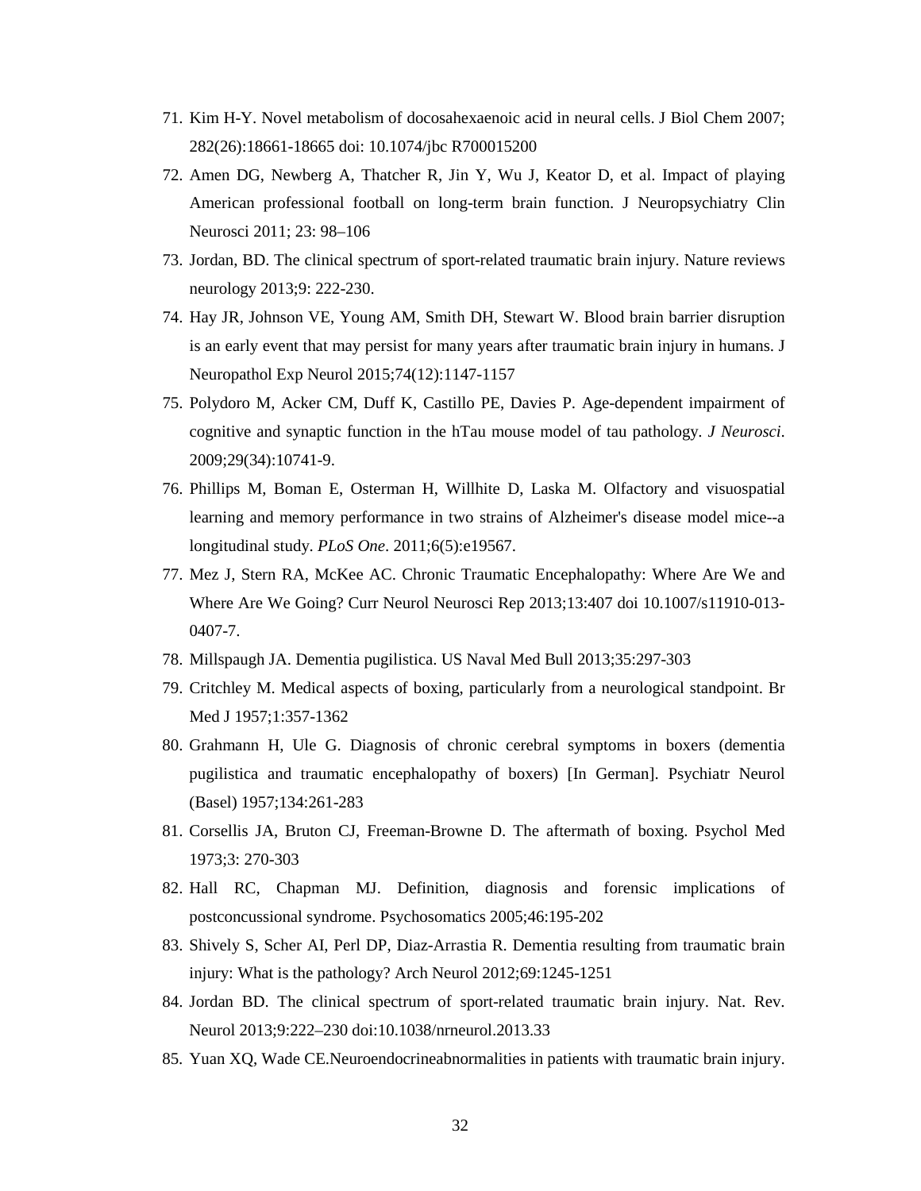71. Kim H-Y. Novel metabolism of docosahexaenoic acid in neural cells. J Biol Chem 2007; 282(26):18661-18665 doi: 10.1074/jbc R700015200
72. Amen DG, Newberg A, Thatcher R, Jin Y, Wu J, Keator D, et al. Impact of playing American professional football on long-term brain function. J Neuropsychiatry Clin Neurosci 2011; 23: 98–106
73. Jordan, BD. The clinical spectrum of sport-related traumatic brain injury. Nature reviews neurology 2013;9: 222-230.
74. Hay JR, Johnson VE, Young AM, Smith DH, Stewart W. Blood brain barrier disruption is an early event that may persist for many years after traumatic brain injury in humans. J Neuropathol Exp Neurol 2015;74(12):1147-1157
75. Polydoro M, Acker CM, Duff K, Castillo PE, Davies P. Age-dependent impairment of cognitive and synaptic function in the hTau mouse model of tau pathology. *J Neurosci*. 2009;29(34):10741-9.
76. Phillips M, Boman E, Osterman H, Willhite D, Laska M. Olfactory and visuospatial learning and memory performance in two strains of Alzheimer's disease model mice--a longitudinal study. *PLoS One*. 2011;6(5):e19567.
77. Mez J, Stern RA, McKee AC. Chronic Traumatic Encephalopathy: Where Are We and Where Are We Going? Curr Neurol Neurosci Rep 2013;13:407 doi 10.1007/s11910-013-0407-7.
78. Millspaugh JA. Dementia pugilistica. US Naval Med Bull 2013;35:297-303
79. Critchley M. Medical aspects of boxing, particularly from a neurological standpoint. Br Med J 1957;1:357-1362
80. Grahmann H, Ule G. Diagnosis of chronic cerebral symptoms in boxers (dementia pugilistica and traumatic encephalopathy of boxers) [In German]. Psychiatr Neurol (Basel) 1957;134:261-283
81. Corsellis JA, Bruton CJ, Freeman-Browne D. The aftermath of boxing. Psychol Med 1973;3: 270-303
82. Hall RC, Chapman MJ. Definition, diagnosis and forensic implications of postconcussional syndrome. Psychosomatics 2005;46:195-202
83. Shively S, Scher AI, Perl DP, Diaz-Arrastia R. Dementia resulting from traumatic brain injury: What is the pathology? Arch Neurol 2012;69:1245-1251
84. Jordan BD. The clinical spectrum of sport-related traumatic brain injury. Nat. Rev. Neurol 2013;9:222–230 doi:10.1038/nrneurol.2013.33
85. Yuan XQ, Wade CE.Neuroendocrineabnormalities in patients with traumatic brain injury.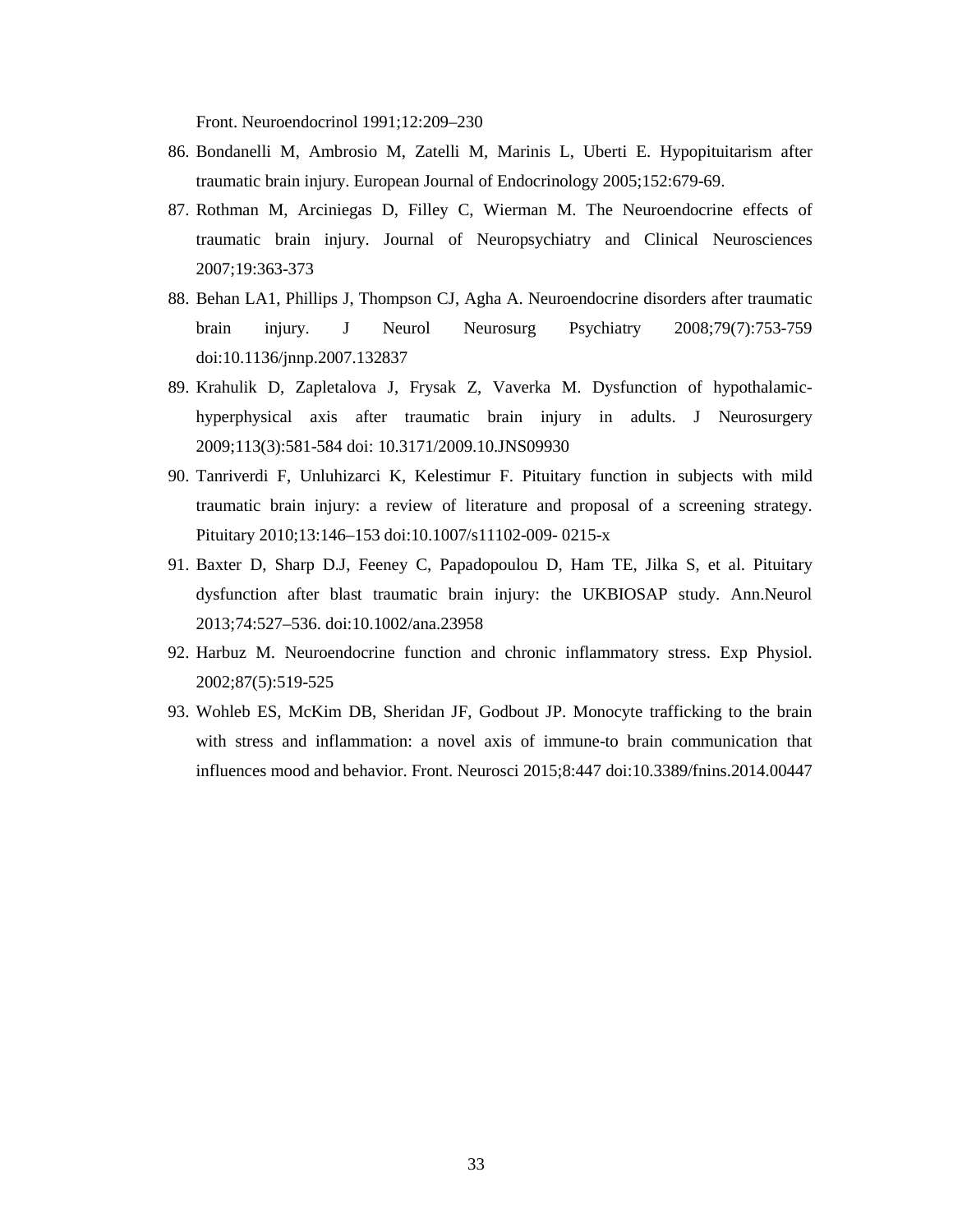Front. Neuroendocrinol 1991;12:209–230

86. Bondanelli M, Ambrosio M, Zatelli M, Marinis L, Uberti E. Hypopituitarism after traumatic brain injury. European Journal of Endocrinology 2005;152:679-69.
87. Rothman M, Arciniegas D, Filley C, Wierman M. The Neuroendocrine effects of traumatic brain injury. Journal of Neuropsychiatry and Clinical Neurosciences 2007;19:363-373
88. Behan LA1, Phillips J, Thompson CJ, Agha A. Neuroendocrine disorders after traumatic brain injury. J Neurol Neurosurg Psychiatry 2008;79(7):753-759 doi:10.1136/jnnp.2007.132837
89. Krahulik D, Zapletalova J, Frysak Z, Vaverka M. Dysfunction of hypothalamic-hyperphysical axis after traumatic brain injury in adults. J Neurosurgery 2009;113(3):581-584 doi: 10.3171/2009.10.JNS09930
90. Tanriverdi F, Unluhizarci K, Kelestimur F. Pituitary function in subjects with mild traumatic brain injury: a review of literature and proposal of a screening strategy. Pituitary 2010;13:146–153 doi:10.1007/s11102-009- 0215-x
91. Baxter D, Sharp D.J, Feeney C, Papadopoulou D, Ham TE, Jilka S, et al. Pituitary dysfunction after blast traumatic brain injury: the UKBIOSAP study. Ann.Neurol 2013;74:527–536. doi:10.1002/ana.23958
92. Harbuz M. Neuroendocrine function and chronic inflammatory stress. Exp Physiol. 2002;87(5):519-525
93. Wohleb ES, McKim DB, Sheridan JF, Godbout JP. Monocyte trafficking to the brain with stress and inflammation: a novel axis of immune-to brain communication that influences mood and behavior. Front. Neurosci 2015;8:447 doi:10.3389/fnins.2014.00447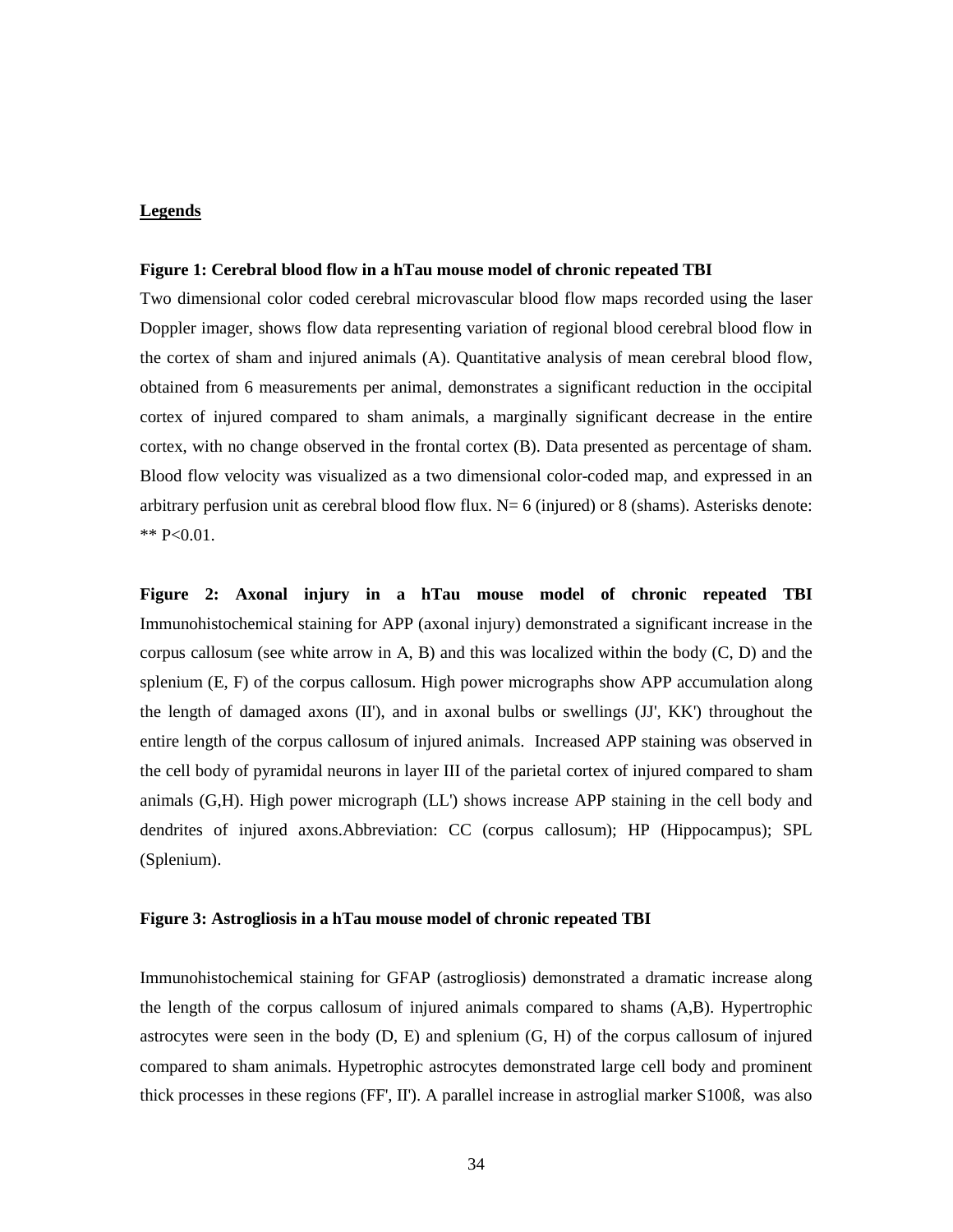## Legends

**Figure 1: Cerebral blood flow in a hTau mouse model of chronic repeated TBI**

Two dimensional color coded cerebral microvascular blood flow maps recorded using the laser Doppler imager, shows flow data representing variation of regional blood cerebral blood flow in the cortex of sham and injured animals (A). Quantitative analysis of mean cerebral blood flow, obtained from 6 measurements per animal, demonstrates a significant reduction in the occipital cortex of injured compared to sham animals, a marginally significant decrease in the entire cortex, with no change observed in the frontal cortex (B). Data presented as percentage of sham. Blood flow velocity was visualized as a two dimensional color-coded map, and expressed in an arbitrary perfusion unit as cerebral blood flow flux. N= 6 (injured) or 8 (shams). Asterisks denote: ** $P<0.01$.

**Figure 2: Axonal injury in a hTau mouse model of chronic repeated TBI** Immunohistochemical staining for APP (axonal injury) demonstrated a significant increase in the corpus callosum (see white arrow in A, B) and this was localized within the body (C, D) and the splenium (E, F) of the corpus callosum. High power micrographs show APP accumulation along the length of damaged axons (II'), and in axonal bulbs or swellings (JJ', KK') throughout the entire length of the corpus callosum of injured animals. Increased APP staining was observed in the cell body of pyramidal neurons in layer III of the parietal cortex of injured compared to sham animals (G,H). High power micrograph (LL') shows increase APP staining in the cell body and dendrites of injured axons.Abbreviation: CC (corpus callosum); HP (Hippocampus); SPL (Splenium).

**Figure 3: Astrogliosis in a hTau mouse model of chronic repeated TBI**

Immunohistochemical staining for GFAP (astrogliosis) demonstrated a dramatic increase along the length of the corpus callosum of injured animals compared to shams (A,B). Hypertrophic astrocytes were seen in the body (D, E) and splenium (G, H) of the corpus callosum of injured compared to sham animals. Hypetrophic astrocytes demonstrated large cell body and prominent thick processes in these regions (FF', II'). A parallel increase in astroglial marker S100ß, was also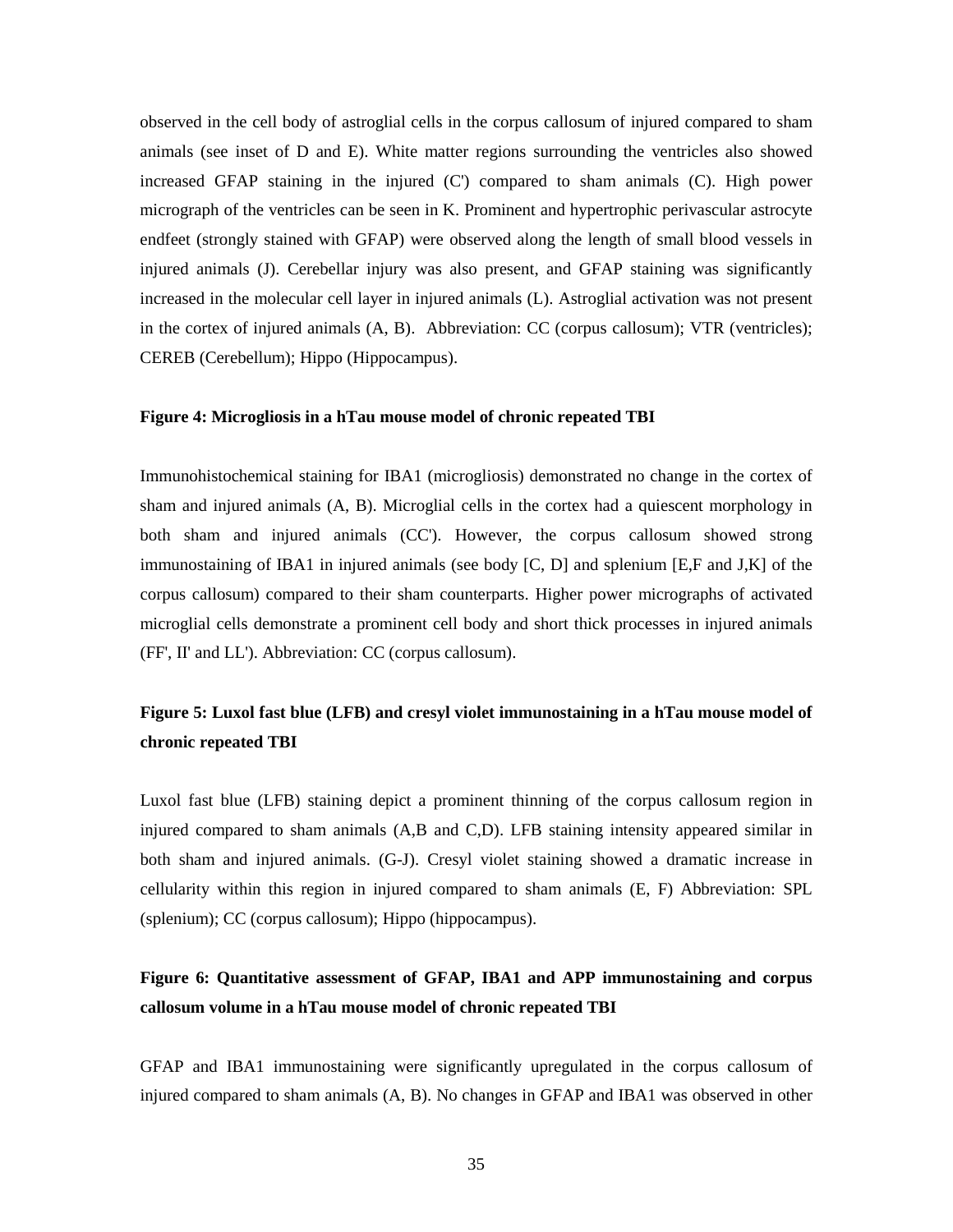observed in the cell body of astroglial cells in the corpus callosum of injured compared to sham animals (see inset of D and E). White matter regions surrounding the ventricles also showed increased GFAP staining in the injured (C') compared to sham animals (C). High power micrograph of the ventricles can be seen in K. Prominent and hypertrophic perivascular astrocyte endfeet (strongly stained with GFAP) were observed along the length of small blood vessels in injured animals (J). Cerebellar injury was also present, and GFAP staining was significantly increased in the molecular cell layer in injured animals (L). Astroglial activation was not present in the cortex of injured animals (A, B). Abbreviation: CC (corpus callosum); VTR (ventricles); CEREB (Cerebellum); Hippo (Hippocampus).

**Figure 4: Microgliosis in a hTau mouse model of chronic repeated TBI**

Immunohistochemical staining for IBA1 (microgliosis) demonstrated no change in the cortex of sham and injured animals (A, B). Microglial cells in the cortex had a quiescent morphology in both sham and injured animals (CC'). However, the corpus callosum showed strong immunostaining of IBA1 in injured animals (see body [C, D] and splenium [E,F and J,K] of the corpus callosum) compared to their sham counterparts. Higher power micrographs of activated microglial cells demonstrate a prominent cell body and short thick processes in injured animals (FF', II' and LL'). Abbreviation: CC (corpus callosum).

**Figure 5: Luxol fast blue (LFB) and cresyl violet immunostaining in a hTau mouse model of chronic repeated TBI**

Luxol fast blue (LFB) staining depict a prominent thinning of the corpus callosum region in injured compared to sham animals (A,B and C,D). LFB staining intensity appeared similar in both sham and injured animals. (G-J). Cresyl violet staining showed a dramatic increase in cellularity within this region in injured compared to sham animals (E, F) Abbreviation: SPL (splenium); CC (corpus callosum); Hippo (hippocampus).

**Figure 6: Quantitative assessment of GFAP, IBA1 and APP immunostaining and corpus callosum volume in a hTau mouse model of chronic repeated TBI**

GFAP and IBA1 immunostaining were significantly upregulated in the corpus callosum of injured compared to sham animals (A, B). No changes in GFAP and IBA1 was observed in other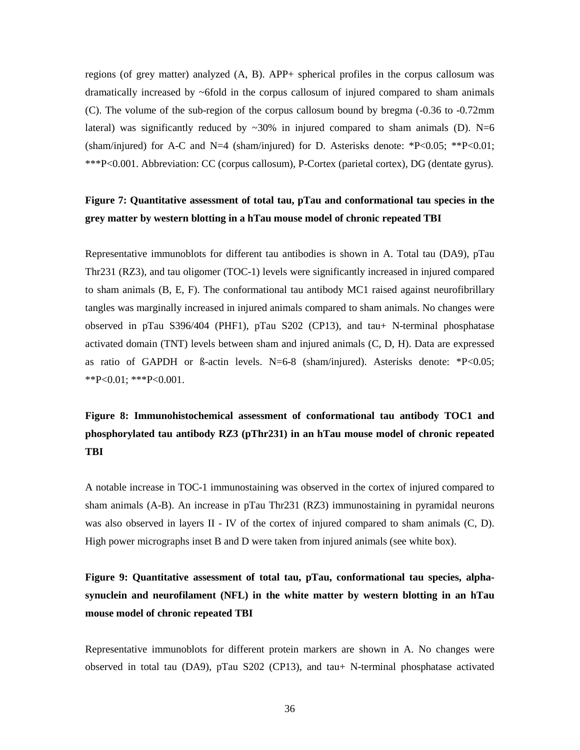regions (of grey matter) analyzed (A, B). APP+ spherical profiles in the corpus callosum was dramatically increased by ~6fold in the corpus callosum of injured compared to sham animals (C). The volume of the sub-region of the corpus callosum bound by bregma (-0.36 to -0.72mm lateral) was significantly reduced by ~30% in injured compared to sham animals (D). N=6 (sham/injured) for A-C and N=4 (sham/injured) for D. Asterisks denote: *P<0.05; **P<0.01; ***P<0.001. Abbreviation: CC (corpus callosum), P-Cortex (parietal cortex), DG (dentate gyrus).

**Figure 7: Quantitative assessment of total tau, pTau and conformational tau species in the grey matter by western blotting in a hTau mouse model of chronic repeated TBI**

Representative immunoblots for different tau antibodies is shown in A. Total tau (DA9), pTau Thr231 (RZ3), and tau oligomer (TOC-1) levels were significantly increased in injured compared to sham animals (B, E, F). The conformational tau antibody MC1 raised against neurofibrillary tangles was marginally increased in injured animals compared to sham animals. No changes were observed in pTau S396/404 (PHF1), pTau S202 (CP13), and tau+ N-terminal phosphatase activated domain (TNT) levels between sham and injured animals (C, D, H). Data are expressed as ratio of GAPDH or ß-actin levels. N=6-8 (sham/injured). Asterisks denote: *P<0.05; **P<0.01; ***P<0.001.

**Figure 8: Immunohistochemical assessment of conformational tau antibody TOC1 and phosphorylated tau antibody RZ3 (pThr231) in an hTau mouse model of chronic repeated TBI**

A notable increase in TOC-1 immunostaining was observed in the cortex of injured compared to sham animals (A-B). An increase in pTau Thr231 (RZ3) immunostaining in pyramidal neurons was also observed in layers II - IV of the cortex of injured compared to sham animals (C, D). High power micrographs inset B and D were taken from injured animals (see white box).

**Figure 9: Quantitative assessment of total tau, pTau, conformational tau species, alpha-synuclein and neurofilament (NFL) in the white matter by western blotting in an hTau mouse model of chronic repeated TBI**

Representative immunoblots for different protein markers are shown in A. No changes were observed in total tau (DA9), pTau S202 (CP13), and tau+ N-terminal phosphatase activated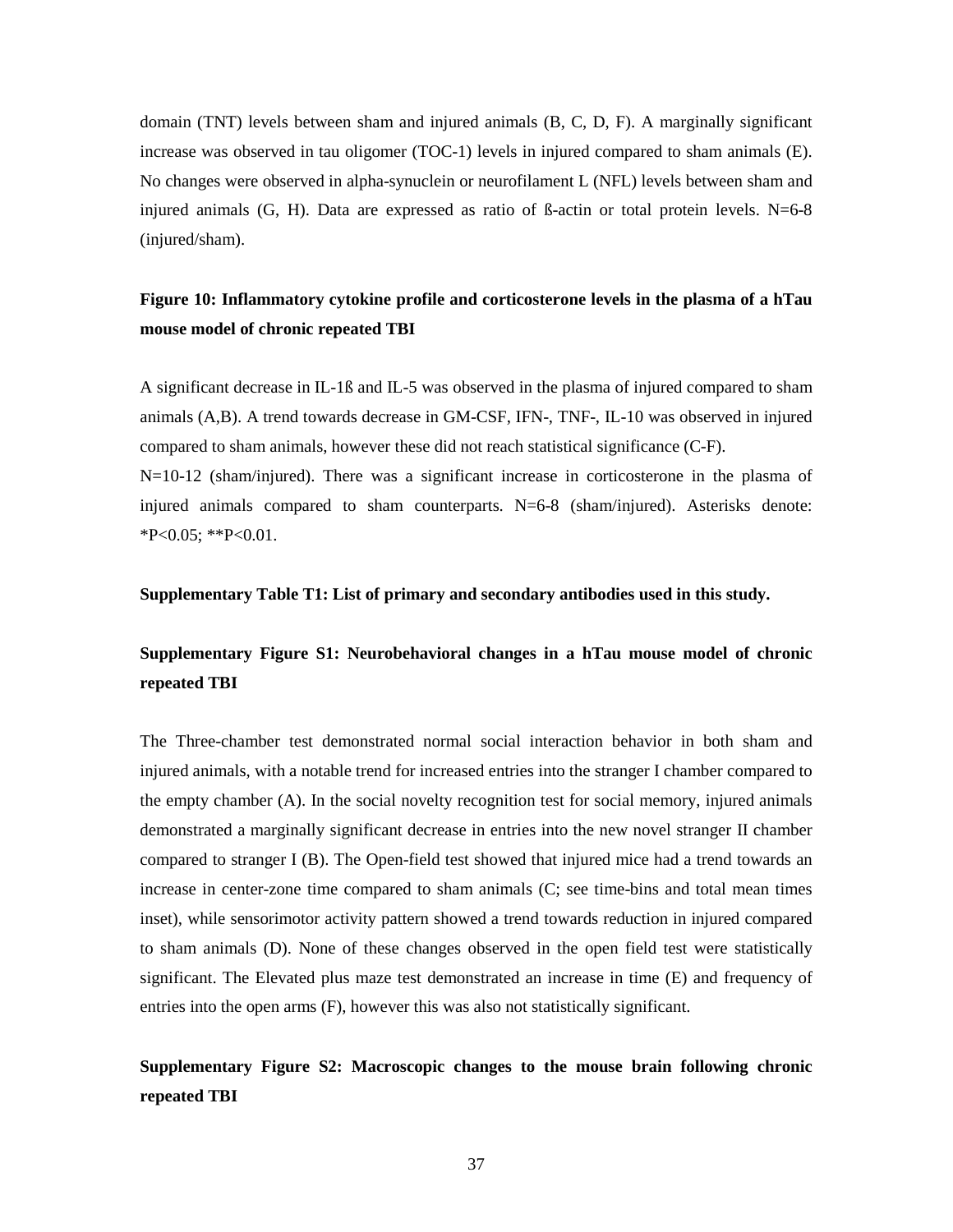domain (TNT) levels between sham and injured animals (B, C, D, F). A marginally significant increase was observed in tau oligomer (TOC-1) levels in injured compared to sham animals (E). No changes were observed in alpha-synuclein or neurofilament L (NFL) levels between sham and injured animals (G, H). Data are expressed as ratio of ß-actin or total protein levels. N=6-8 (injured/sham).

**Figure 10: Inflammatory cytokine profile and corticosterone levels in the plasma of a hTau mouse model of chronic repeated TBI**

A significant decrease in IL-1ß and IL-5 was observed in the plasma of injured compared to sham animals (A,B). A trend towards decrease in GM-CSF, IFN-, TNF-, IL-10 was observed in injured compared to sham animals, however these did not reach statistical significance (C-F). N=10-12 (sham/injured). There was a significant increase in corticosterone in the plasma of injured animals compared to sham counterparts. N=6-8 (sham/injured). Asterisks denote: *P<0.05; **P<0.01.

**Supplementary Table T1: List of primary and secondary antibodies used in this study.**

**Supplementary Figure S1: Neurobehavioral changes in a hTau mouse model of chronic repeated TBI**

The Three-chamber test demonstrated normal social interaction behavior in both sham and injured animals, with a notable trend for increased entries into the stranger I chamber compared to the empty chamber (A). In the social novelty recognition test for social memory, injured animals demonstrated a marginally significant decrease in entries into the new novel stranger II chamber compared to stranger I (B). The Open-field test showed that injured mice had a trend towards an increase in center-zone time compared to sham animals (C; see time-bins and total mean times inset), while sensorimotor activity pattern showed a trend towards reduction in injured compared to sham animals (D). None of these changes observed in the open field test were statistically significant. The Elevated plus maze test demonstrated an increase in time (E) and frequency of entries into the open arms (F), however this was also not statistically significant.

**Supplementary Figure S2: Macroscopic changes to the mouse brain following chronic repeated TBI**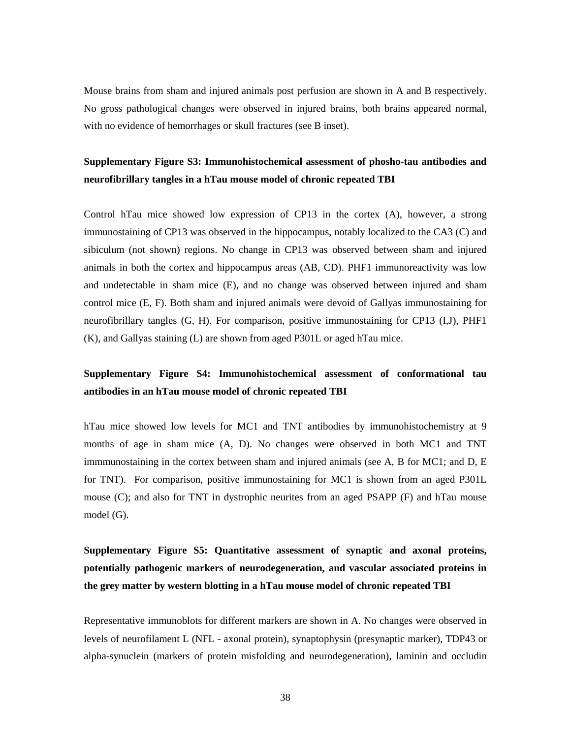Mouse brains from sham and injured animals post perfusion are shown in A and B respectively. No gross pathological changes were observed in injured brains, both brains appeared normal, with no evidence of hemorrhages or skull fractures (see B inset).

**Supplementary Figure S3: Immunohistochemical assessment of phosho-tau antibodies and neurofibrillary tangles in a hTau mouse model of chronic repeated TBI**

Control hTau mice showed low expression of CP13 in the cortex (A), however, a strong immunostaining of CP13 was observed in the hippocampus, notably localized to the CA3 (C) and sibiculum (not shown) regions. No change in CP13 was observed between sham and injured animals in both the cortex and hippocampus areas (AB, CD). PHF1 immunoreactivity was low and undetectable in sham mice (E), and no change was observed between injured and sham control mice (E, F). Both sham and injured animals were devoid of Gallyas immunostaining for neurofibrillary tangles (G, H). For comparison, positive immunostaining for CP13 (I,J), PHF1 (K), and Gallyas staining (L) are shown from aged P301L or aged hTau mice.

**Supplementary Figure S4: Immunohistochemical assessment of conformational tau antibodies in an hTau mouse model of chronic repeated TBI**

hTau mice showed low levels for MC1 and TNT antibodies by immunohistochemistry at 9 months of age in sham mice (A, D). No changes were observed in both MC1 and TNT immmunostaining in the cortex between sham and injured animals (see A, B for MC1; and D, E for TNT). For comparison, positive immunostaining for MC1 is shown from an aged P301L mouse (C); and also for TNT in dystrophic neurites from an aged PSAPP (F) and hTau mouse model (G).

**Supplementary Figure S5: Quantitative assessment of synaptic and axonal proteins, potentially pathogenic markers of neurodegeneration, and vascular associated proteins in the grey matter by western blotting in a hTau mouse model of chronic repeated TBI**

Representative immunoblots for different markers are shown in A. No changes were observed in levels of neurofilament L (NFL - axonal protein), synaptophysin (presynaptic marker), TDP43 or alpha-synuclein (markers of protein misfolding and neurodegeneration), laminin and occludin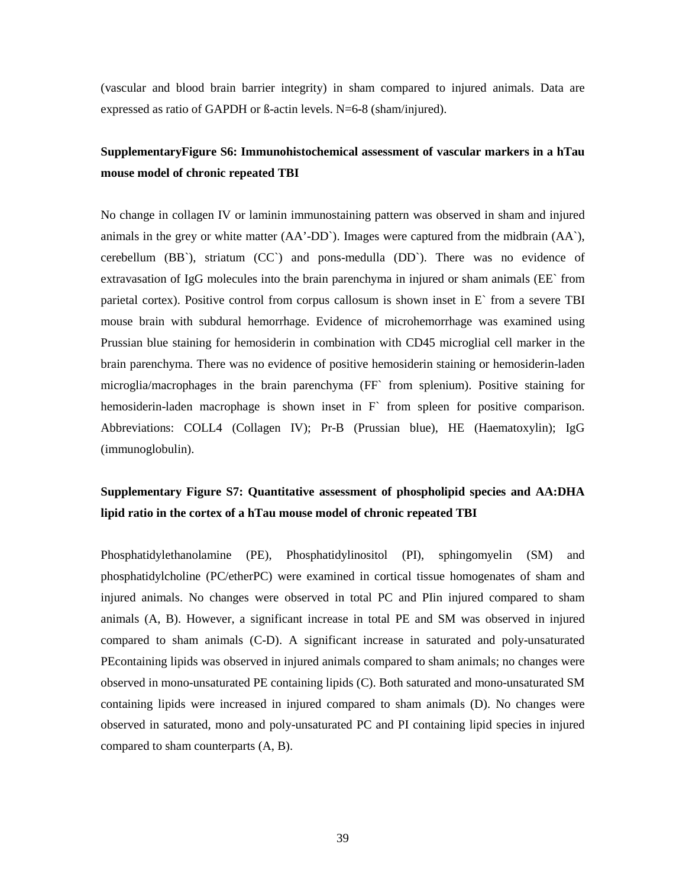(vascular and blood brain barrier integrity) in sham compared to injured animals. Data are expressed as ratio of GAPDH or ß-actin levels. N=6-8 (sham/injured).

**SupplementaryFigure S6: Immunohistochemical assessment of vascular markers in a hTau mouse model of chronic repeated TBI**

No change in collagen IV or laminin immunostaining pattern was observed in sham and injured animals in the grey or white matter (AA'-DD`). Images were captured from the midbrain (AA`), cerebellum (BB`), striatum (CC`) and pons-medulla (DD`). There was no evidence of extravasation of IgG molecules into the brain parenchyma in injured or sham animals (EE` from parietal cortex). Positive control from corpus callosum is shown inset in E` from a severe TBI mouse brain with subdural hemorrhage. Evidence of microhemorrhage was examined using Prussian blue staining for hemosiderin in combination with CD45 microglial cell marker in the brain parenchyma. There was no evidence of positive hemosiderin staining or hemosiderin-laden microglia/macrophages in the brain parenchyma (FF` from splenium). Positive staining for hemosiderin-laden macrophage is shown inset in F` from spleen for positive comparison. Abbreviations: COLL4 (Collagen IV); Pr-B (Prussian blue), HE (Haematoxylin); IgG (immunoglobulin).

**Supplementary Figure S7: Quantitative assessment of phospholipid species and AA:DHA lipid ratio in the cortex of a hTau mouse model of chronic repeated TBI**

Phosphatidylethanolamine (PE), Phosphatidylinositol (PI), sphingomyelin (SM) and phosphatidylcholine (PC/etherPC) were examined in cortical tissue homogenates of sham and injured animals. No changes were observed in total PC and PIin injured compared to sham animals (A, B). However, a significant increase in total PE and SM was observed in injured compared to sham animals (C-D). A significant increase in saturated and poly-unsaturated PEcontaining lipids was observed in injured animals compared to sham animals; no changes were observed in mono-unsaturated PE containing lipids (C). Both saturated and mono-unsaturated SM containing lipids were increased in injured compared to sham animals (D). No changes were observed in saturated, mono and poly-unsaturated PC and PI containing lipid species in injured compared to sham counterparts (A, B).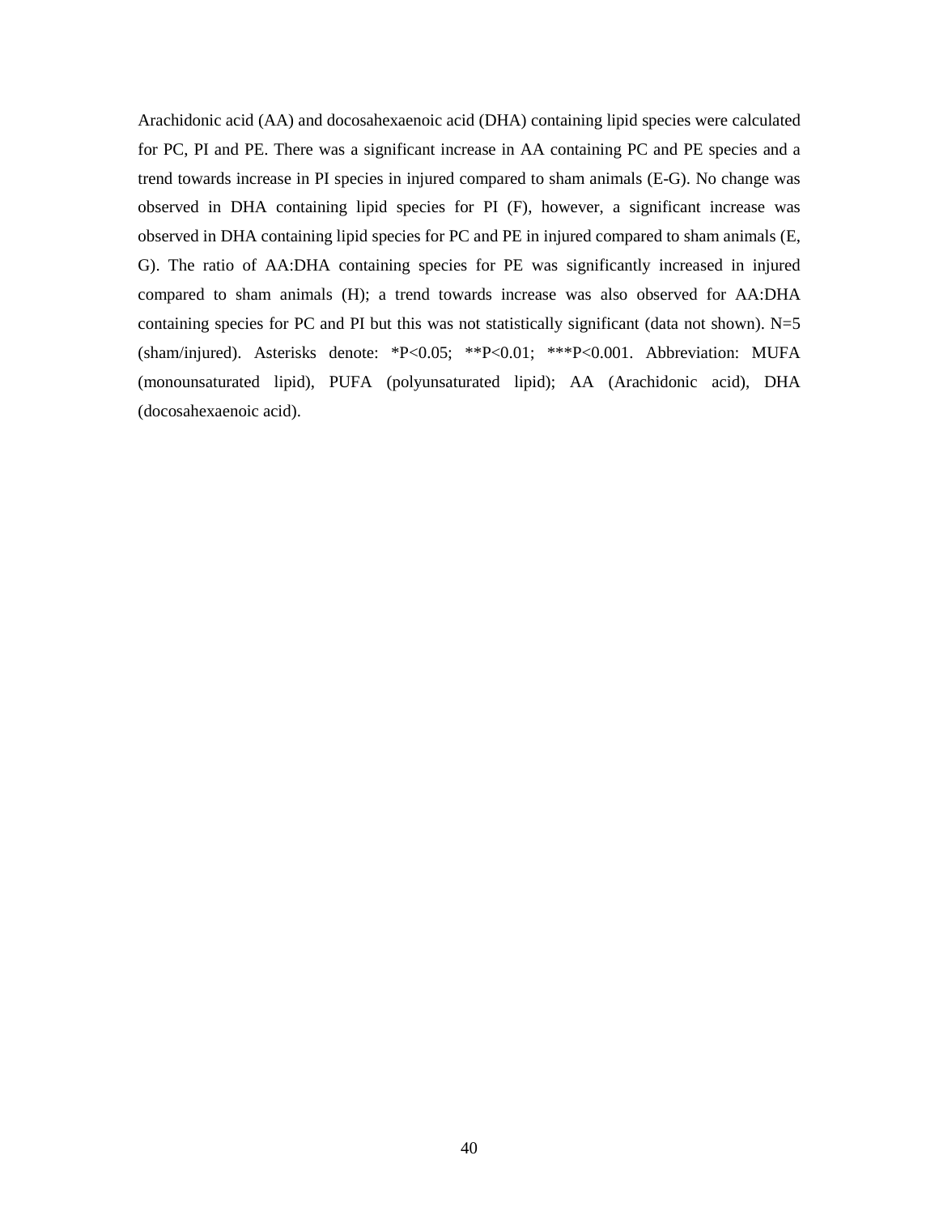Arachidonic acid (AA) and docosahexaenoic acid (DHA) containing lipid species were calculated for PC, PI and PE. There was a significant increase in AA containing PC and PE species and a trend towards increase in PI species in injured compared to sham animals (E-G). No change was observed in DHA containing lipid species for PI (F), however, a significant increase was observed in DHA containing lipid species for PC and PE in injured compared to sham animals (E, G). The ratio of AA:DHA containing species for PE was significantly increased in injured compared to sham animals (H); a trend towards increase was also observed for AA:DHA containing species for PC and PI but this was not statistically significant (data not shown). N=5 (sham/injured). Asterisks denote: *P<0.05; **P<0.01; ***P<0.001. Abbreviation: MUFA (monounsaturated lipid), PUFA (polyunsaturated lipid); AA (Arachidonic acid), DHA (docosahexaenoic acid).